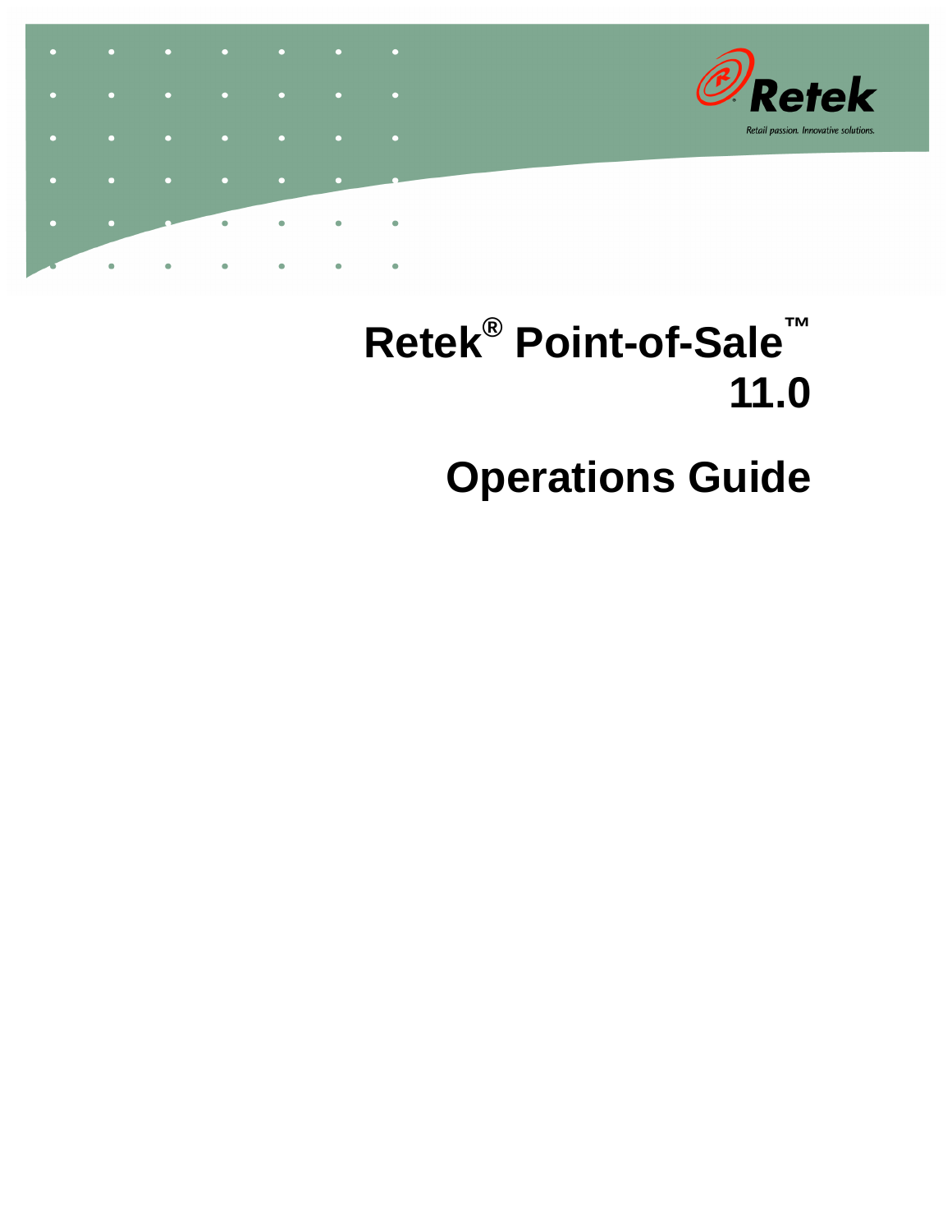Retek

Retail passion. Innovative solutions.

# Retek® Point-of-Sale™ 11.0

# Operations Guide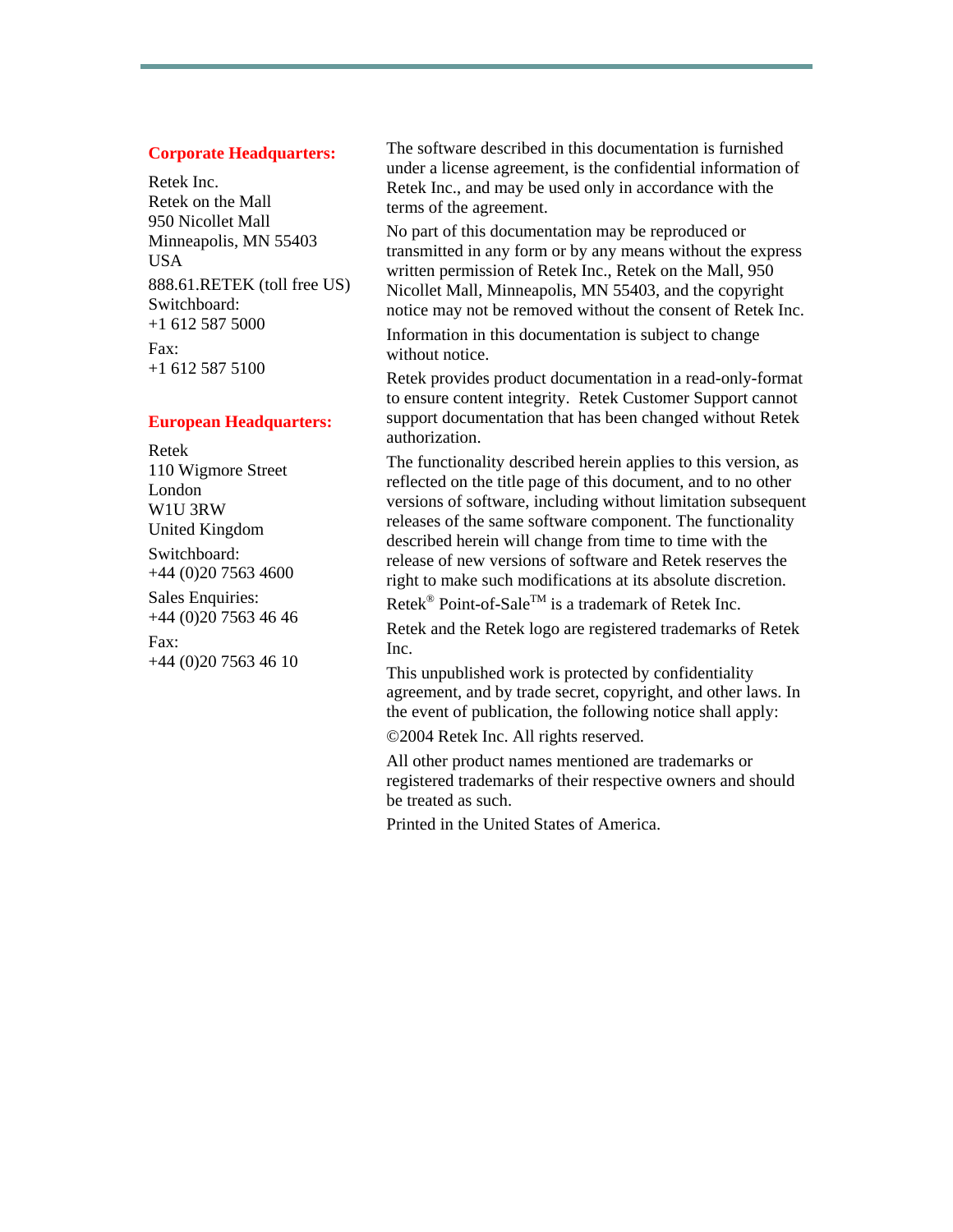**Corporate Headquarters:**

Retek Inc.
Retek on the Mall
950 Nicollet Mall
Minneapolis, MN 55403
USA

888.61.RETEK (toll free US)
Switchboard:
+1 612 587 5000

Fax:
+1 612 587 5100

**European Headquarters:**

Retek
110 Wigmore Street
London
W1U 3RW
United Kingdom

Switchboard:
+44 (0)20 7563 4600

Sales Enquiries:
+44 (0)20 7563 46 46

Fax:
+44 (0)20 7563 46 10

The software described in this documentation is furnished under a license agreement, is the confidential information of Retek Inc., and may be used only in accordance with the terms of the agreement.

No part of this documentation may be reproduced or transmitted in any form or by any means without the express written permission of Retek Inc., Retek on the Mall, 950 Nicollet Mall, Minneapolis, MN 55403, and the copyright notice may not be removed without the consent of Retek Inc.

Information in this documentation is subject to change without notice.

Retek provides product documentation in a read-only-format to ensure content integrity. Retek Customer Support cannot support documentation that has been changed without Retek authorization.

The functionality described herein applies to this version, as reflected on the title page of this document, and to no other versions of software, including without limitation subsequent releases of the same software component. The functionality described herein will change from time to time with the release of new versions of software and Retek reserves the right to make such modifications at its absolute discretion.

Retek® Point-of-Sale™ is a trademark of Retek Inc.

Retek and the Retek logo are registered trademarks of Retek Inc.

This unpublished work is protected by confidentiality agreement, and by trade secret, copyright, and other laws. In the event of publication, the following notice shall apply:

©2004 Retek Inc. All rights reserved.

All other product names mentioned are trademarks or registered trademarks of their respective owners and should be treated as such.

Printed in the United States of America.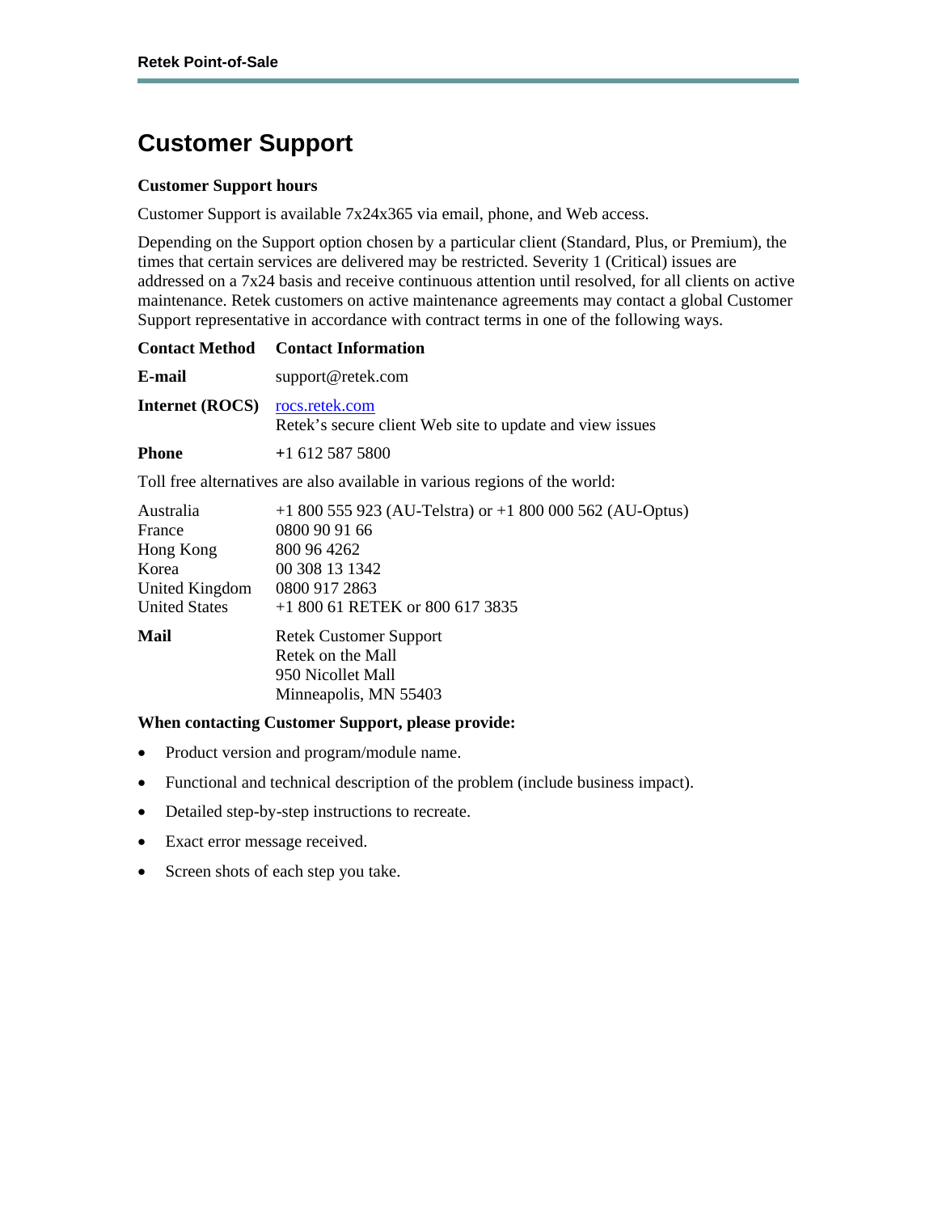# Customer Support

**Customer Support hours**

Customer Support is available 7x24x365 via email, phone, and Web access.

Depending on the Support option chosen by a particular client (Standard, Plus, or Premium), the times that certain services are delivered may be restricted. Severity 1 (Critical) issues are addressed on a 7x24 basis and receive continuous attention until resolved, for all clients on active maintenance. Retek customers on active maintenance agreements may contact a global Customer Support representative in accordance with contract terms in one of the following ways.

| Contact Method | Contact Information |
|---|---|
| **E-mail** | support@retek.com |
| **Internet (ROCS)** | rocs.retek.com<br>Retek's secure client Web site to update and view issues |
| **Phone** | +1 612 587 5800 |

Toll free alternatives are also available in various regions of the world:

| | |
|---|---|
| Australia | +1 800 555 923 (AU-Telstra) or +1 800 000 562 (AU-Optus) |
| France | 0800 90 91 66 |
| Hong Kong | 800 96 4262 |
| Korea | 00 308 13 1342 |
| United Kingdom | 0800 917 2863 |
| United States | +1 800 61 RETEK or 800 617 3835 |
| **Mail** | Retek Customer Support<br>Retek on the Mall<br>950 Nicollet Mall<br>Minneapolis, MN 55403 |

**When contacting Customer Support, please provide:**

- Product version and program/module name.
- Functional and technical description of the problem (include business impact).
- Detailed step-by-step instructions to recreate.
- Exact error message received.
- Screen shots of each step you take.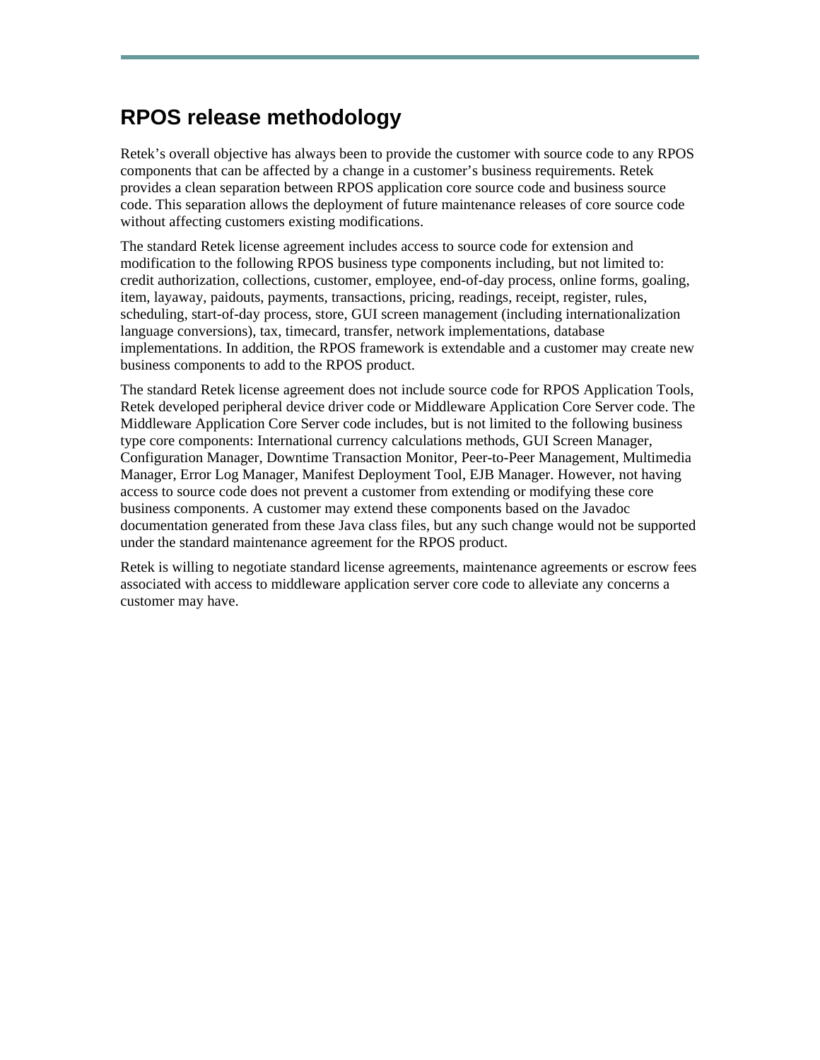# RPOS release methodology

Retek's overall objective has always been to provide the customer with source code to any RPOS components that can be affected by a change in a customer's business requirements. Retek provides a clean separation between RPOS application core source code and business source code. This separation allows the deployment of future maintenance releases of core source code without affecting customers existing modifications.

The standard Retek license agreement includes access to source code for extension and modification to the following RPOS business type components including, but not limited to: credit authorization, collections, customer, employee, end-of-day process, online forms, goaling, item, layaway, paidouts, payments, transactions, pricing, readings, receipt, register, rules, scheduling, start-of-day process, store, GUI screen management (including internationalization language conversions), tax, timecard, transfer, network implementations, database implementations. In addition, the RPOS framework is extendable and a customer may create new business components to add to the RPOS product.

The standard Retek license agreement does not include source code for RPOS Application Tools, Retek developed peripheral device driver code or Middleware Application Core Server code. The Middleware Application Core Server code includes, but is not limited to the following business type core components: International currency calculations methods, GUI Screen Manager, Configuration Manager, Downtime Transaction Monitor, Peer-to-Peer Management, Multimedia Manager, Error Log Manager, Manifest Deployment Tool, EJB Manager. However, not having access to source code does not prevent a customer from extending or modifying these core business components. A customer may extend these components based on the Javadoc documentation generated from these Java class files, but any such change would not be supported under the standard maintenance agreement for the RPOS product.

Retek is willing to negotiate standard license agreements, maintenance agreements or escrow fees associated with access to middleware application server core code to alleviate any concerns a customer may have.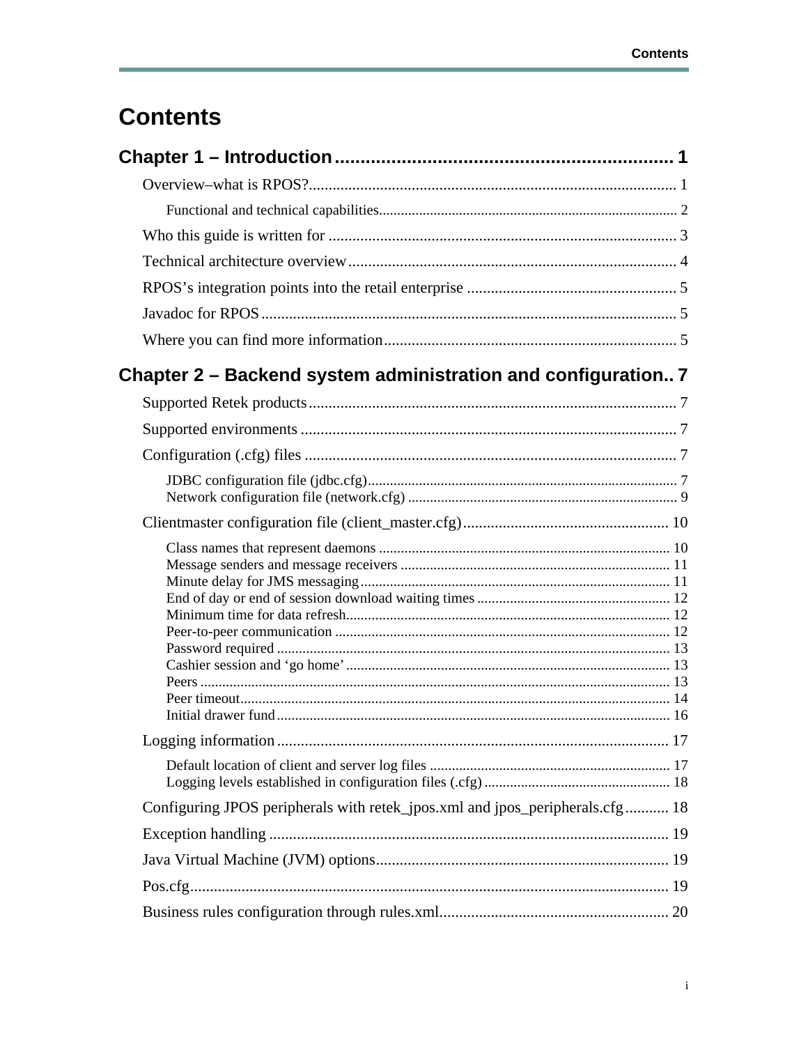# Contents

**Chapter 1 – Introduction .................................................................. 1**

Overview–what is RPOS? ............................................................................. 1

Functional and technical capabilities ................................................................................ 2

Who this guide is written for ........................................................................ 3

Technical architecture overview .................................................................. 4

RPOS’s integration points into the retail enterprise ..................................... 5

Javadoc for RPOS ......................................................................................... 5

Where you can find more information .......................................................... 5

**Chapter 2 – Backend system administration and configuration.. 7**

Supported Retek products ............................................................................. 7

Supported environments ............................................................................... 7

Configuration (.cfg) files .............................................................................. 7

JDBC configuration file (jdbc.cfg) .................................................................................... 7
Network configuration file (network.cfg) ......................................................................... 9

Clientmaster configuration file (client_master.cfg) ..................................... 10

Class names that represent daemons .............................................................................. 10
Message senders and message receivers ......................................................................... 11
Minute delay for JMS messaging ..................................................................................... 11
End of day or end of session download waiting times ..................................................... 12
Minimum time for data refresh ........................................................................................ 12
Peer-to-peer communication ........................................................................................... 12
Password required ........................................................................................................... 13
Cashier session and ‘go home’ ........................................................................................ 13
Peers ................................................................................................................................ 13
Peer timeout ..................................................................................................................... 14
Initial drawer fund ........................................................................................................... 16

Logging information ................................................................................... 17

Default location of client and server log files ................................................................. 17
Logging levels established in configuration files (.cfg) .................................................. 18

Configuring JPOS peripherals with retek_jpos.xml and jpos_peripherals.cfg ........... 18

Exception handling ..................................................................................... 19

Java Virtual Machine (JVM) options .......................................................... 19

Pos.cfg ........................................................................................................ 19

Business rules configuration through rules.xml .......................................................... 20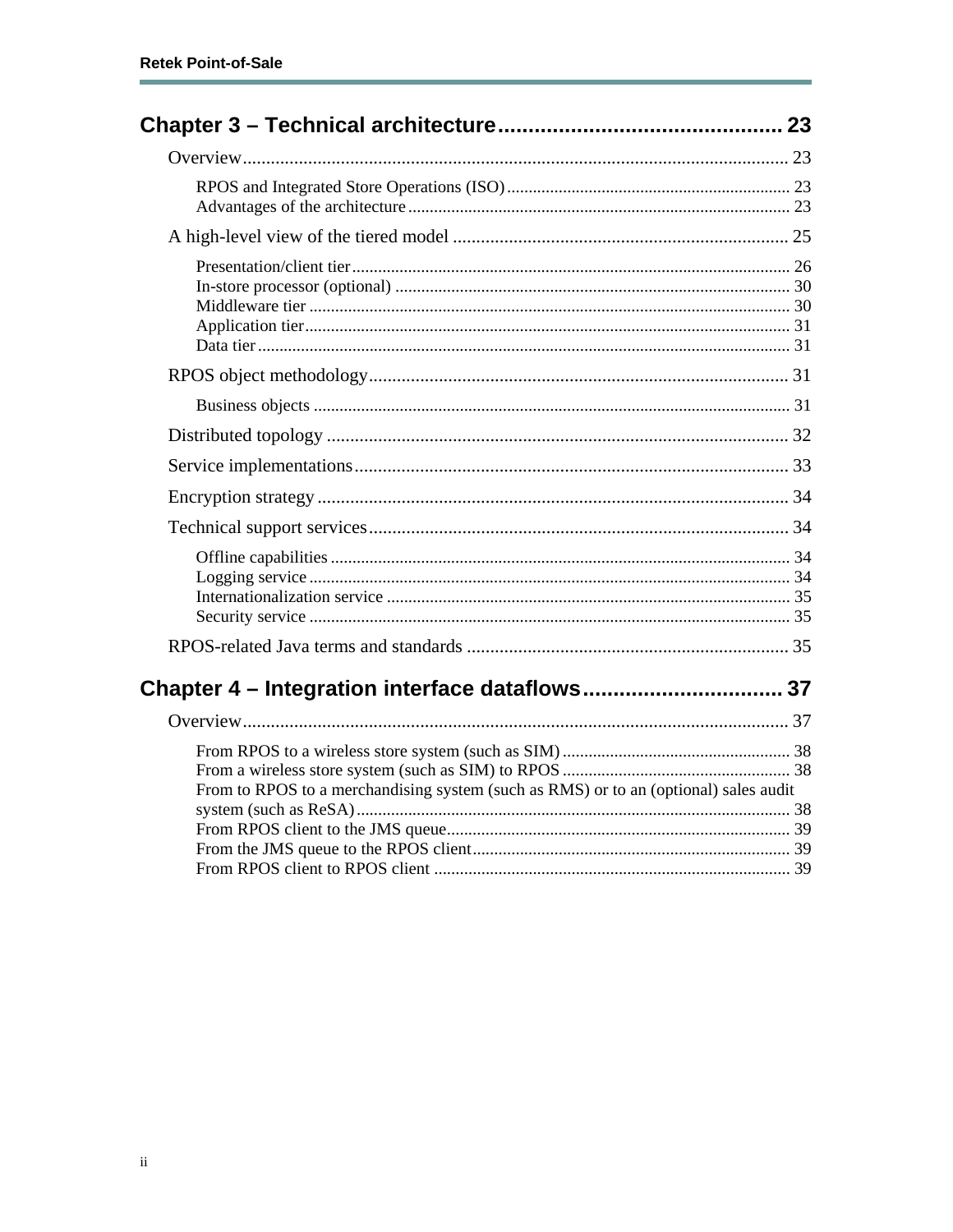## Chapter 3 – Technical architecture ............................................. 23

Overview ............................................................................................................. 23

- RPOS and Integrated Store Operations (ISO) ................................................................. 23
- Advantages of the architecture ........................................................................................ 23

A high-level view of the tiered model ......................................................................... 25

- Presentation/client tier ..................................................................................................... 26
- In-store processor (optional) ............................................................................................ 30
- Middleware tier ................................................................................................................ 30
- Application tier ................................................................................................................ 31
- Data tier ........................................................................................................................... 31

RPOS object methodology ............................................................................................ 31

- Business objects .............................................................................................................. 31

Distributed topology ...................................................................................................... 32

Service implementations ............................................................................................... 33

Encryption strategy ....................................................................................................... 34

Technical support services ............................................................................................ 34

- Offline capabilities ........................................................................................................... 34
- Logging service ............................................................................................................... 34
- Internationalization service ............................................................................................. 35
- Security service ............................................................................................................... 35

RPOS-related Java terms and standards ...................................................................... 35

## Chapter 4 – Integration interface dataflows ................................. 37

Overview ............................................................................................................. 37

- From RPOS to a wireless store system (such as SIM) ..................................................... 38
- From a wireless store system (such as SIM) to RPOS ..................................................... 38
- From to RPOS to a merchandising system (such as RMS) or to an (optional) sales audit system (such as ReSA) .................................................................................................... 38
- From RPOS client to the JMS queue ............................................................................... 39
- From the JMS queue to the RPOS client ......................................................................... 39
- From RPOS client to RPOS client ................................................................................... 39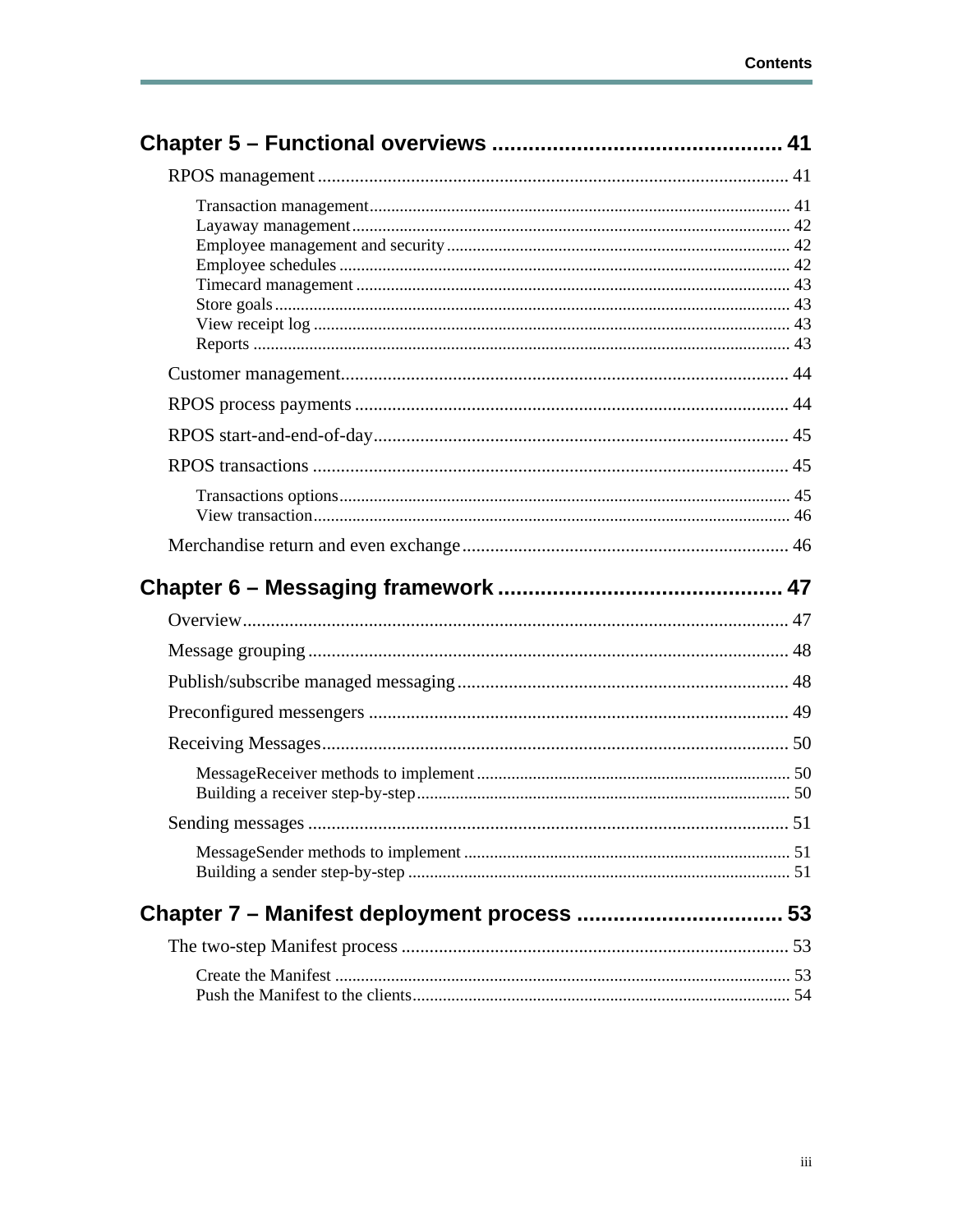**Chapter 5 – Functional overviews ................................................ 41**

RPOS management ................................................................................................ 41

- Transaction management................................................................................ 41
- Layaway management..................................................................................... 42
- Employee management and security ............................................................... 42
- Employee schedules ....................................................................................... 42
- Timecard management ................................................................................... 43
- Store goals...................................................................................................... 43
- View receipt log ............................................................................................. 43
- Reports ........................................................................................................... 43

Customer management.............................................................................................. 44

RPOS process payments ............................................................................................ 44

RPOS start-and-end-of-day......................................................................................... 45

RPOS transactions ...................................................................................................... 45

- Transactions options....................................................................................... 45
- View transaction............................................................................................. 46

Merchandise return and even exchange ..................................................................... 46

**Chapter 6 – Messaging framework ............................................... 47**

Overview.................................................................................................................... 47

Message grouping ....................................................................................................... 48

Publish/subscribe managed messaging....................................................................... 48

Preconfigured messengers .......................................................................................... 49

Receiving Messages.................................................................................................... 50

- MessageReceiver methods to implement ........................................................ 50
- Building a receiver step-by-step..................................................................... 50

Sending messages ....................................................................................................... 51

- MessageSender methods to implement ........................................................... 51
- Building a sender step-by-step ....................................................................... 51

**Chapter 7 – Manifest deployment process .................................. 53**

The two-step Manifest process ................................................................................... 53

- Create the Manifest ........................................................................................ 53
- Push the Manifest to the clients...................................................................... 54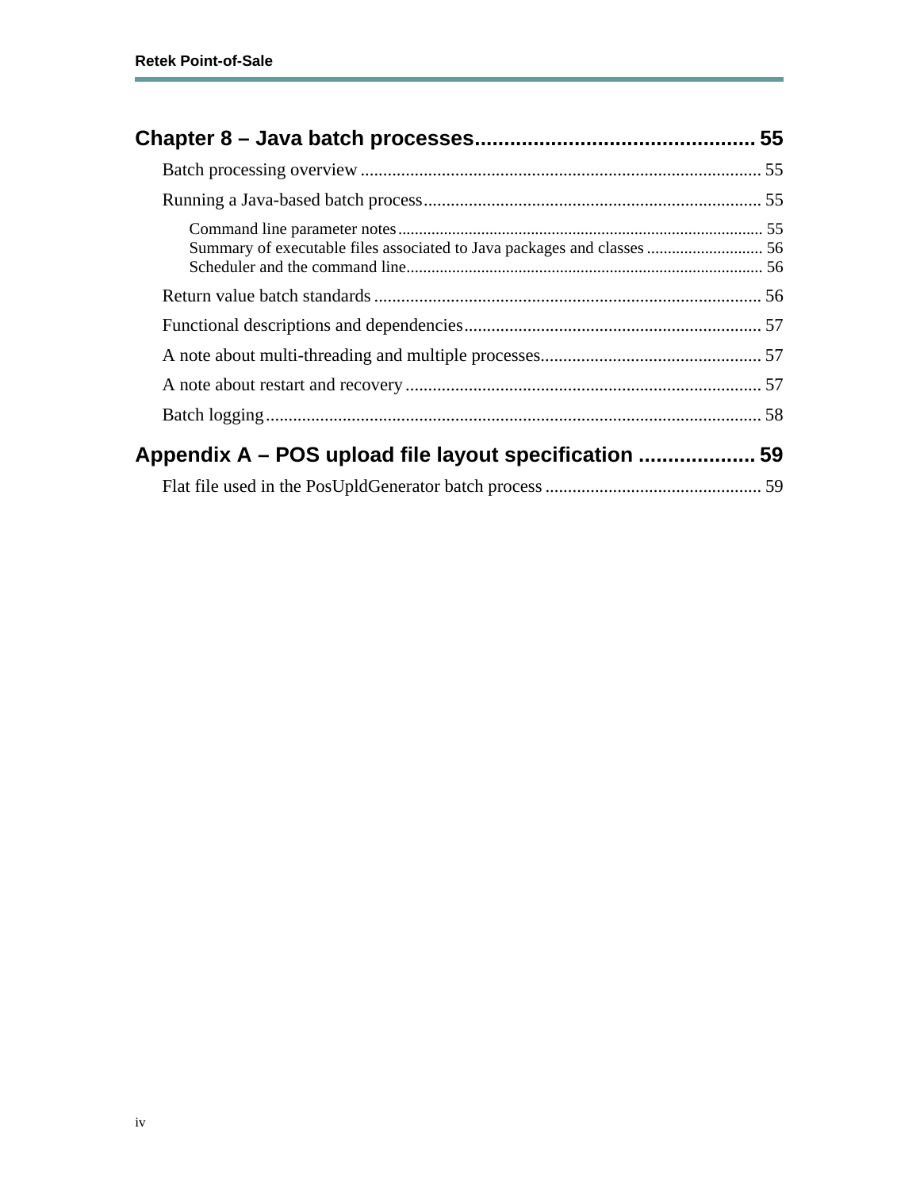**Chapter 8 – Java batch processes................................................ 55**

Batch processing overview ........................................................................................ 55

Running a Java-based batch process........................................................................... 55

Command line parameter notes........................................................................................ 55
Summary of executable files associated to Java packages and classes ............................ 56
Scheduler and the command line...................................................................................... 56

Return value batch standards ...................................................................................... 56

Functional descriptions and dependencies.................................................................. 57

A note about multi-threading and multiple processes................................................. 57

A note about restart and recovery ............................................................................... 57

Batch logging.............................................................................................................. 58

**Appendix A – POS upload file layout specification ................... 59**

Flat file used in the PosUpldGenerator batch process ................................................ 59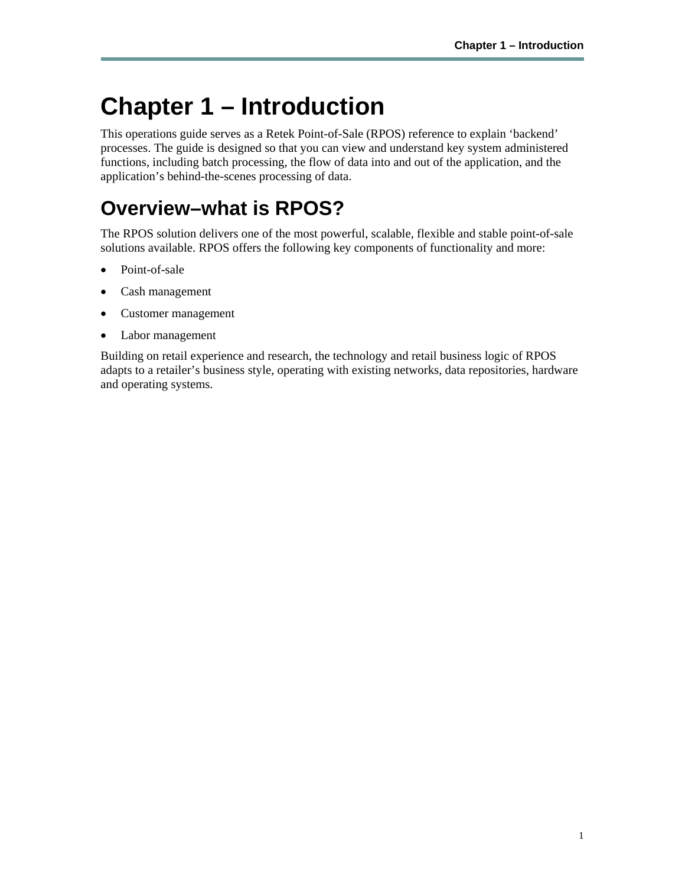# Chapter 1 – Introduction

This operations guide serves as a Retek Point-of-Sale (RPOS) reference to explain 'backend' processes. The guide is designed so that you can view and understand key system administered functions, including batch processing, the flow of data into and out of the application, and the application's behind-the-scenes processing of data.

## Overview–what is RPOS?

The RPOS solution delivers one of the most powerful, scalable, flexible and stable point-of-sale solutions available. RPOS offers the following key components of functionality and more:

- Point-of-sale
- Cash management
- Customer management
- Labor management

Building on retail experience and research, the technology and retail business logic of RPOS adapts to a retailer's business style, operating with existing networks, data repositories, hardware and operating systems.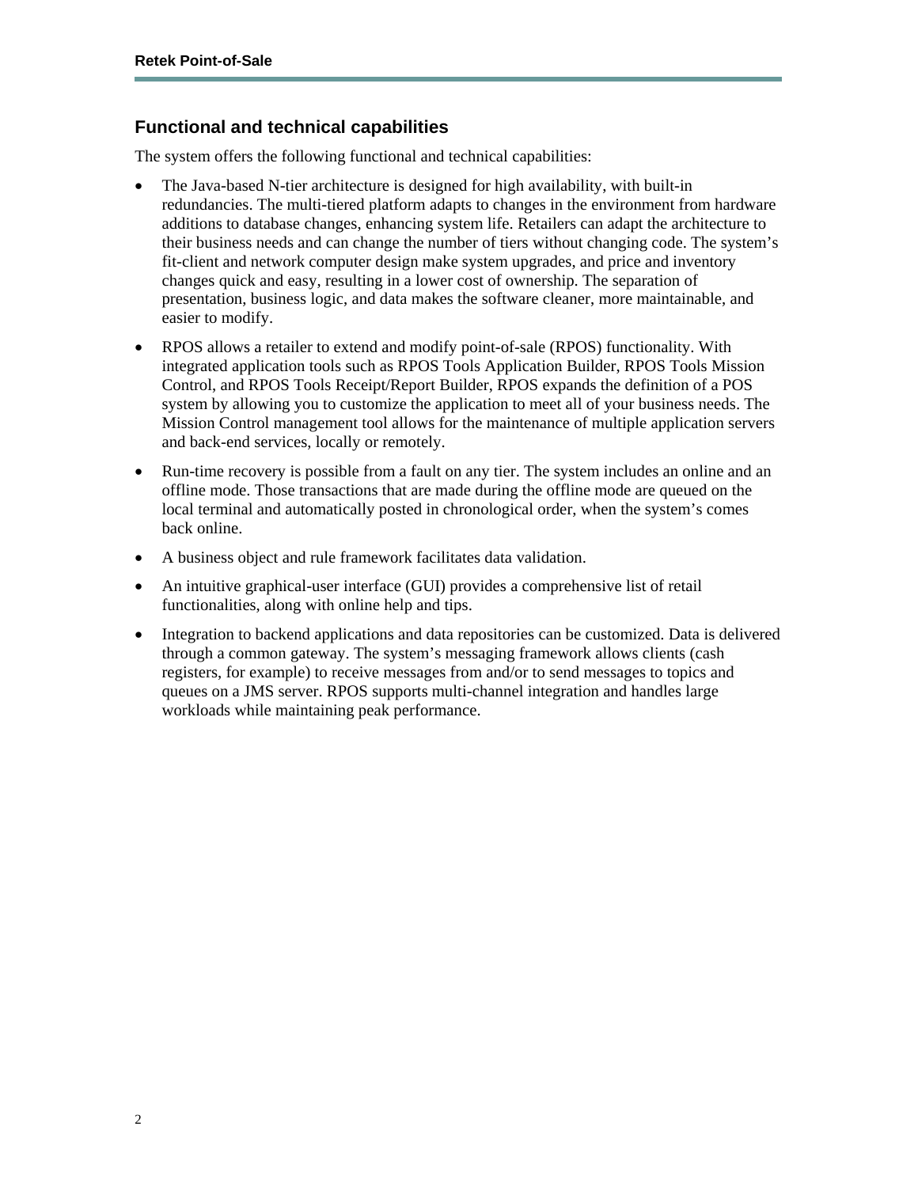## Functional and technical capabilities

The system offers the following functional and technical capabilities:

- The Java-based N-tier architecture is designed for high availability, with built-in redundancies. The multi-tiered platform adapts to changes in the environment from hardware additions to database changes, enhancing system life. Retailers can adapt the architecture to their business needs and can change the number of tiers without changing code. The system's fit-client and network computer design make system upgrades, and price and inventory changes quick and easy, resulting in a lower cost of ownership. The separation of presentation, business logic, and data makes the software cleaner, more maintainable, and easier to modify.
- RPOS allows a retailer to extend and modify point-of-sale (RPOS) functionality. With integrated application tools such as RPOS Tools Application Builder, RPOS Tools Mission Control, and RPOS Tools Receipt/Report Builder, RPOS expands the definition of a POS system by allowing you to customize the application to meet all of your business needs. The Mission Control management tool allows for the maintenance of multiple application servers and back-end services, locally or remotely.
- Run-time recovery is possible from a fault on any tier. The system includes an online and an offline mode. Those transactions that are made during the offline mode are queued on the local terminal and automatically posted in chronological order, when the system's comes back online.
- A business object and rule framework facilitates data validation.
- An intuitive graphical-user interface (GUI) provides a comprehensive list of retail functionalities, along with online help and tips.
- Integration to backend applications and data repositories can be customized. Data is delivered through a common gateway. The system's messaging framework allows clients (cash registers, for example) to receive messages from and/or to send messages to topics and queues on a JMS server. RPOS supports multi-channel integration and handles large workloads while maintaining peak performance.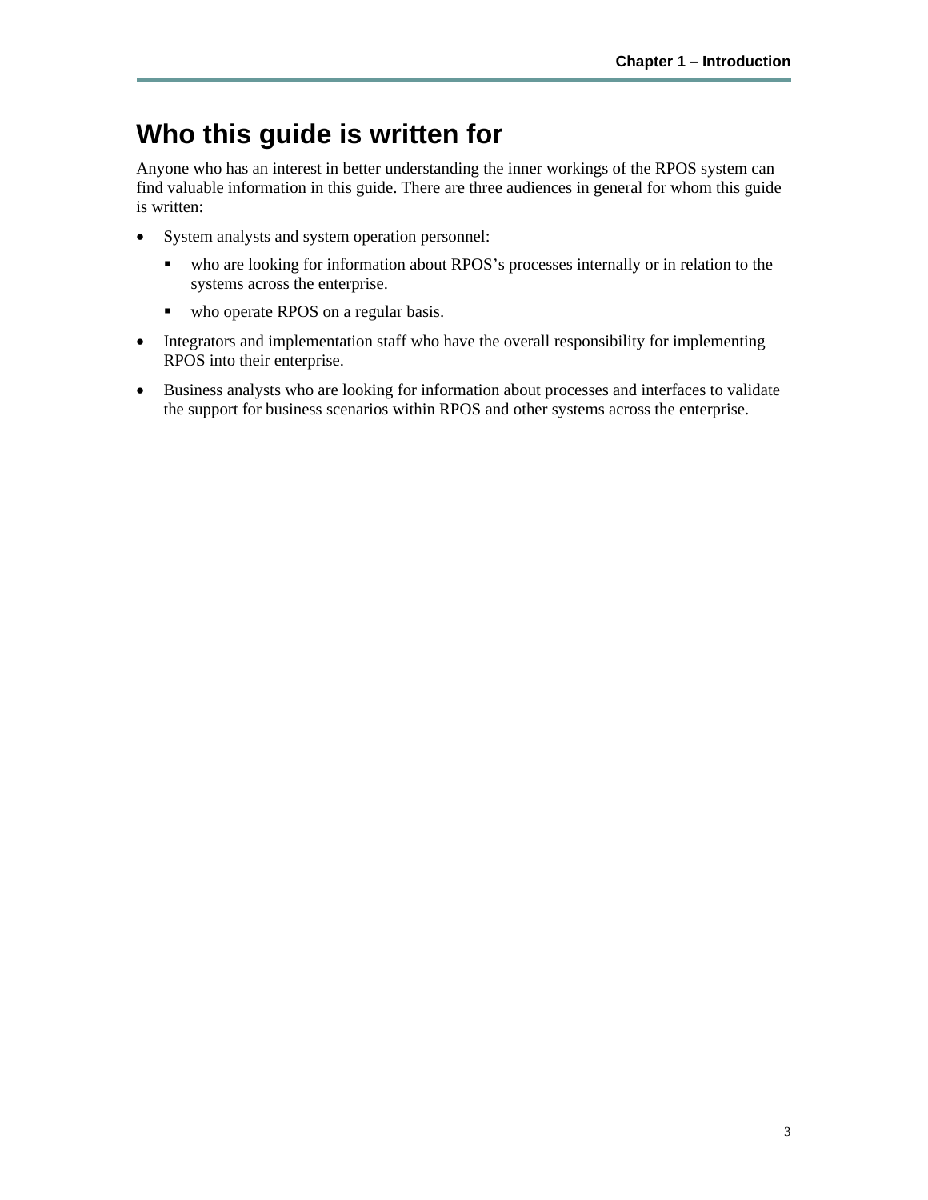# Who this guide is written for

Anyone who has an interest in better understanding the inner workings of the RPOS system can find valuable information in this guide. There are three audiences in general for whom this guide is written:

- System analysts and system operation personnel:
  - who are looking for information about RPOS's processes internally or in relation to the systems across the enterprise.
  - who operate RPOS on a regular basis.
- Integrators and implementation staff who have the overall responsibility for implementing RPOS into their enterprise.
- Business analysts who are looking for information about processes and interfaces to validate the support for business scenarios within RPOS and other systems across the enterprise.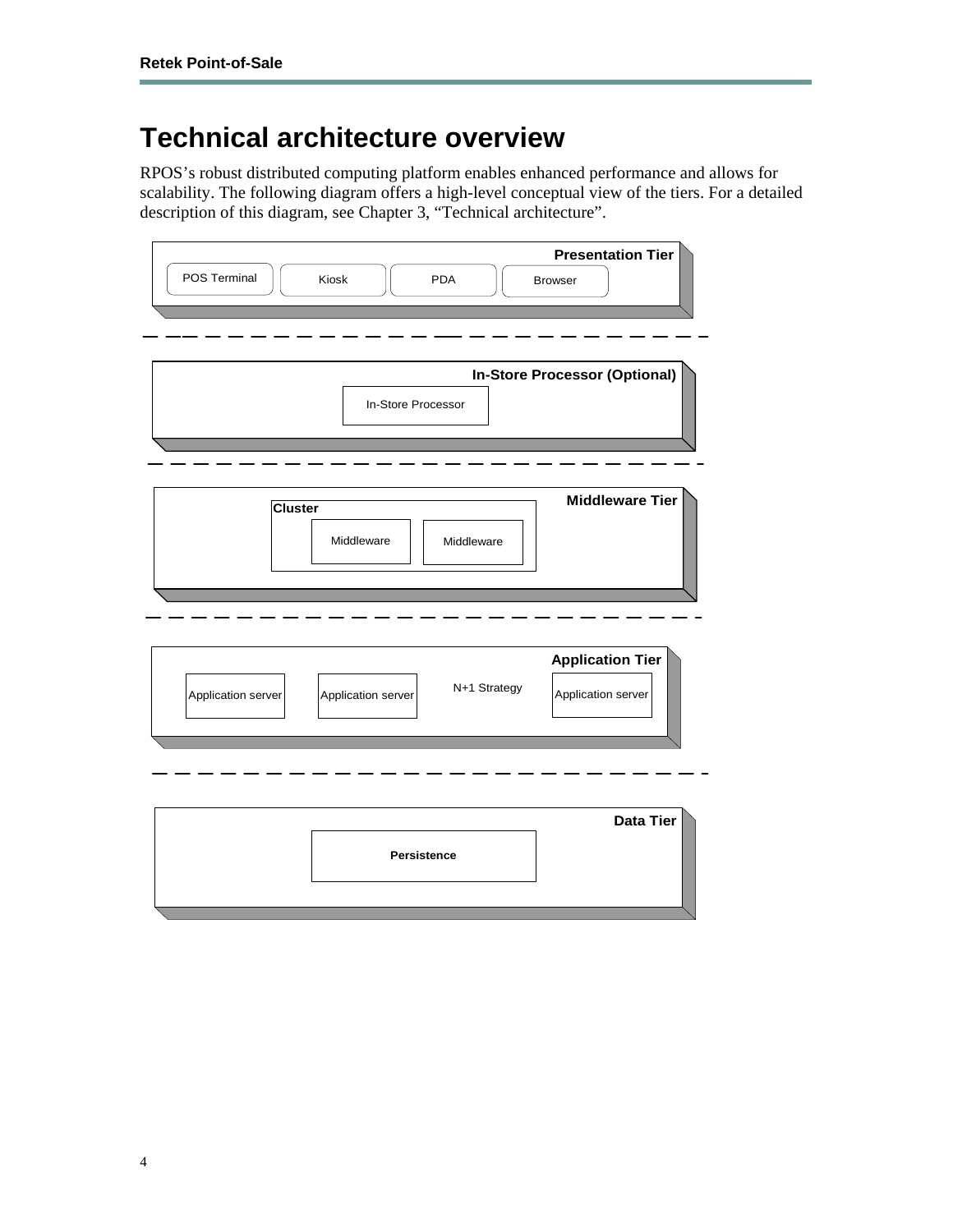# Technical architecture overview

RPOS's robust distributed computing platform enables enhanced performance and allows for scalability. The following diagram offers a high-level conceptual view of the tiers. For a detailed description of this diagram, see Chapter 3, "Technical architecture".

**Presentation Tier**

POS Terminal | Kiosk | PDA | Browser

**In-Store Processor (Optional)**

In-Store Processor

**Middleware Tier**

**Cluster**

Middleware | Middleware

**Application Tier**

Application server | Application server | N+1 Strategy | Application server

**Data Tier**

**Persistence**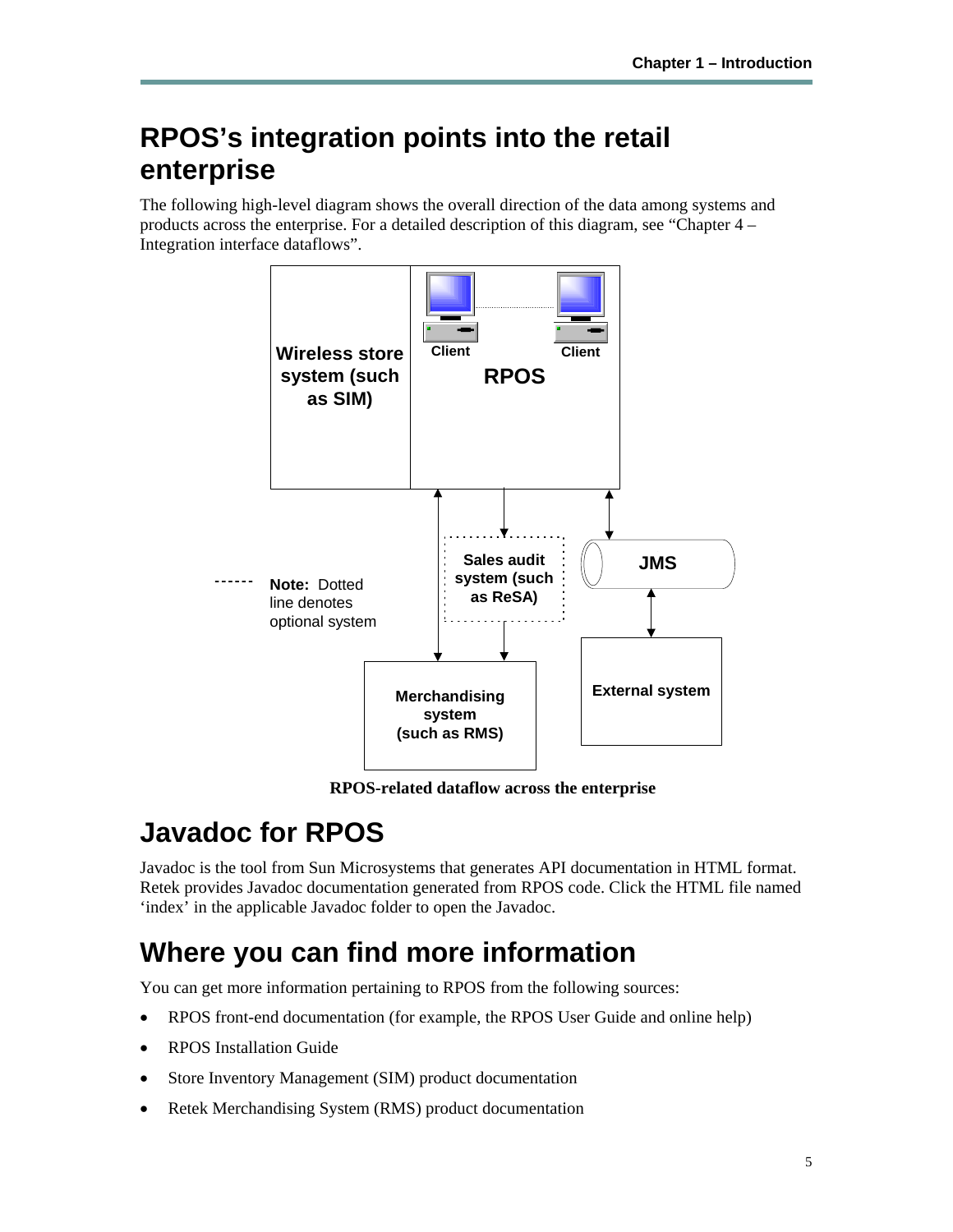# RPOS's integration points into the retail enterprise

The following high-level diagram shows the overall direction of the data among systems and products across the enterprise. For a detailed description of this diagram, see "Chapter 4 – Integration interface dataflows".

Wireless store system (such as SIM)

Client

Client

RPOS

Sales audit system (such as ReSA)

JMS

**Note:** Dotted line denotes optional system

Merchandising system (such as RMS)

External system

**RPOS-related dataflow across the enterprise**

# Javadoc for RPOS

Javadoc is the tool from Sun Microsystems that generates API documentation in HTML format. Retek provides Javadoc documentation generated from RPOS code. Click the HTML file named 'index' in the applicable Javadoc folder to open the Javadoc.

# Where you can find more information

You can get more information pertaining to RPOS from the following sources:

- RPOS front-end documentation (for example, the RPOS User Guide and online help)
- RPOS Installation Guide
- Store Inventory Management (SIM) product documentation
- Retek Merchandising System (RMS) product documentation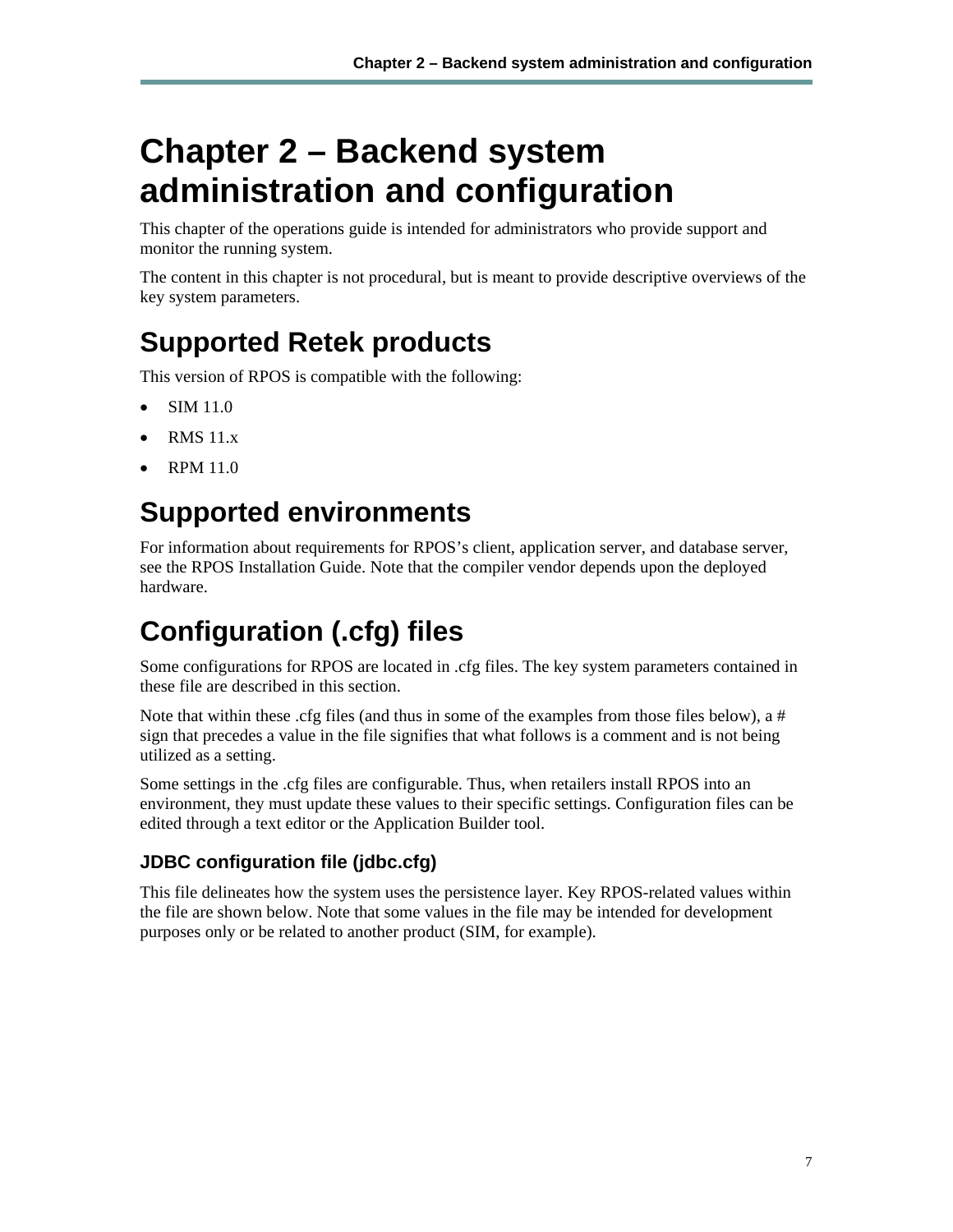# Chapter 2 – Backend system administration and configuration

This chapter of the operations guide is intended for administrators who provide support and monitor the running system.

The content in this chapter is not procedural, but is meant to provide descriptive overviews of the key system parameters.

## Supported Retek products

This version of RPOS is compatible with the following:

- SIM 11.0
- RMS 11.x
- RPM 11.0

## Supported environments

For information about requirements for RPOS's client, application server, and database server, see the RPOS Installation Guide. Note that the compiler vendor depends upon the deployed hardware.

## Configuration (.cfg) files

Some configurations for RPOS are located in .cfg files. The key system parameters contained in these file are described in this section.

Note that within these .cfg files (and thus in some of the examples from those files below), a # sign that precedes a value in the file signifies that what follows is a comment and is not being utilized as a setting.

Some settings in the .cfg files are configurable. Thus, when retailers install RPOS into an environment, they must update these values to their specific settings. Configuration files can be edited through a text editor or the Application Builder tool.

### JDBC configuration file (jdbc.cfg)

This file delineates how the system uses the persistence layer. Key RPOS-related values within the file are shown below. Note that some values in the file may be intended for development purposes only or be related to another product (SIM, for example).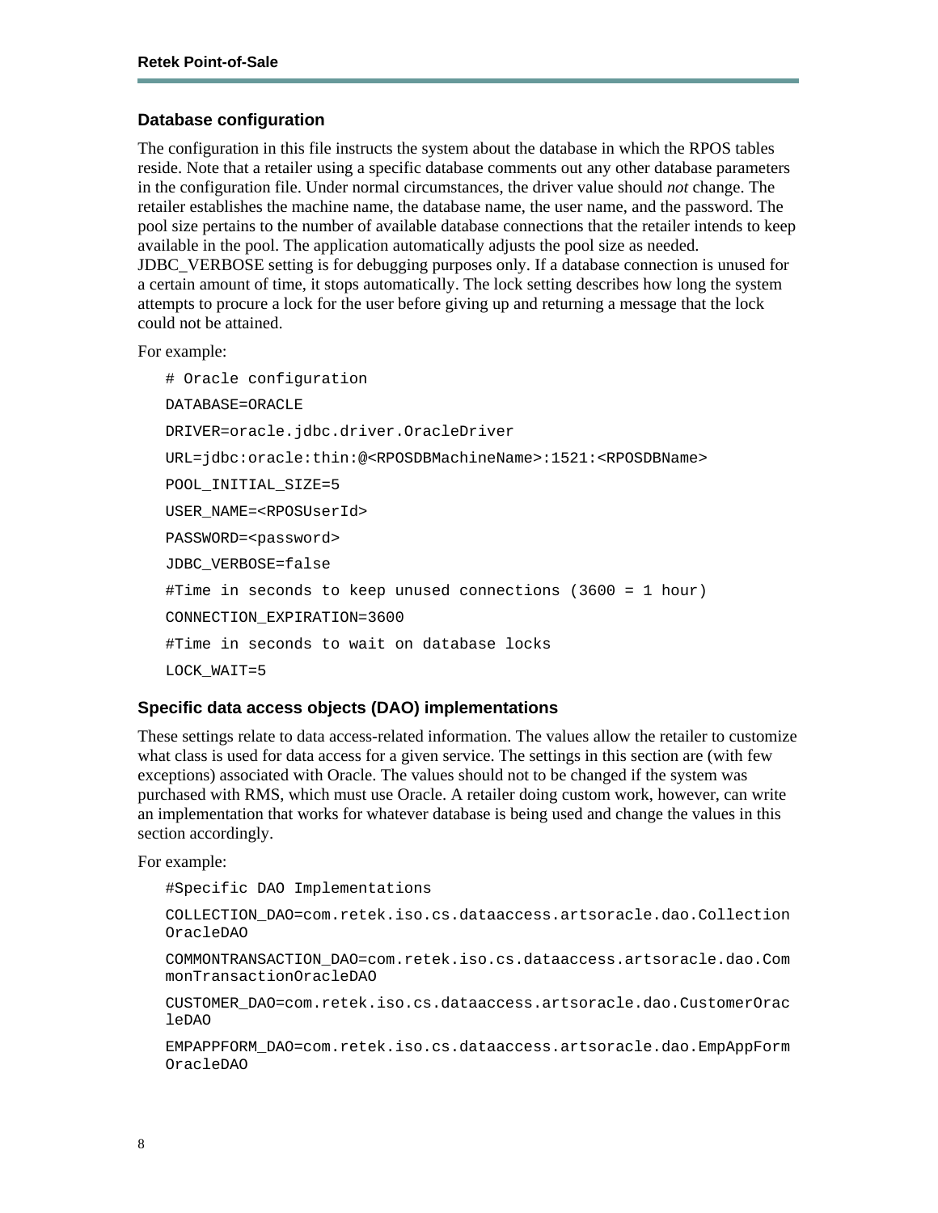### Database configuration

The configuration in this file instructs the system about the database in which the RPOS tables reside. Note that a retailer using a specific database comments out any other database parameters in the configuration file. Under normal circumstances, the driver value should *not* change. The retailer establishes the machine name, the database name, the user name, and the password. The pool size pertains to the number of available database connections that the retailer intends to keep available in the pool. The application automatically adjusts the pool size as needed. JDBC_VERBOSE setting is for debugging purposes only. If a database connection is unused for a certain amount of time, it stops automatically. The lock setting describes how long the system attempts to procure a lock for the user before giving up and returning a message that the lock could not be attained.

For example:

```
# Oracle configuration
DATABASE=ORACLE
DRIVER=oracle.jdbc.driver.OracleDriver
URL=jdbc:oracle:thin:@<RPOSDBMachineName>:1521:<RPOSDBName>
POOL_INITIAL_SIZE=5
USER_NAME=<RPOSUserId>
PASSWORD=<password>
JDBC_VERBOSE=false
#Time in seconds to keep unused connections (3600 = 1 hour)
CONNECTION_EXPIRATION=3600
#Time in seconds to wait on database locks
LOCK_WAIT=5
```

### Specific data access objects (DAO) implementations

These settings relate to data access-related information. The values allow the retailer to customize what class is used for data access for a given service. The settings in this section are (with few exceptions) associated with Oracle. The values should not to be changed if the system was purchased with RMS, which must use Oracle. A retailer doing custom work, however, can write an implementation that works for whatever database is being used and change the values in this section accordingly.

For example:

```
#Specific DAO Implementations
COLLECTION_DAO=com.retek.iso.cs.dataaccess.artsoracle.dao.CollectionOracleDAO
COMMONTRANSACTION_DAO=com.retek.iso.cs.dataaccess.artsoracle.dao.CommonTransactionOracleDAO
CUSTOMER_DAO=com.retek.iso.cs.dataaccess.artsoracle.dao.CustomerOracleDAO
EMPAPPFORM_DAO=com.retek.iso.cs.dataaccess.artsoracle.dao.EmpAppFormOracleDAO
```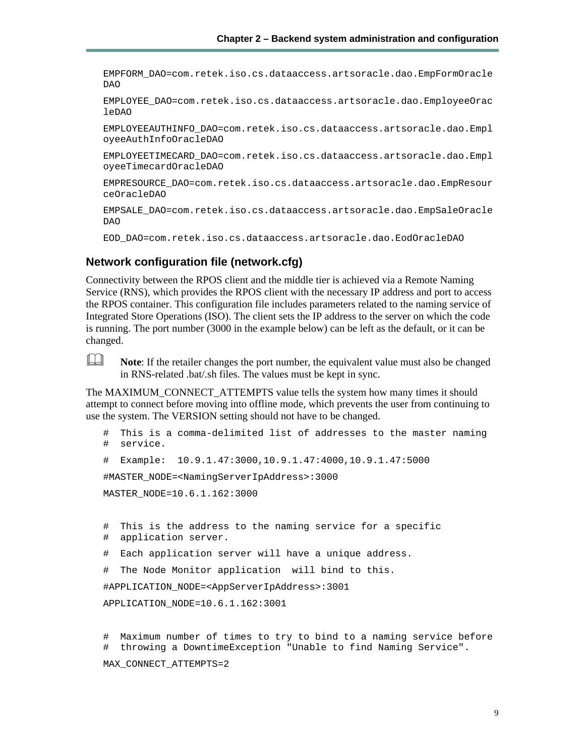```
EMPFORM_DAO=com.retek.iso.cs.dataaccess.artsoracle.dao.EmpFormOracleDAO

EMPLOYEE_DAO=com.retek.iso.cs.dataaccess.artsoracle.dao.EmployeeOracleDAO

EMPLOYEEAUTHINFO_DAO=com.retek.iso.cs.dataaccess.artsoracle.dao.EmployeeAuthInfoOracleDAO

EMPLOYEETIMECARD_DAO=com.retek.iso.cs.dataaccess.artsoracle.dao.EmployeeTimecardOracleDAO

EMPRESOURCE_DAO=com.retek.iso.cs.dataaccess.artsoracle.dao.EmpResourceOracleDAO

EMPSALE_DAO=com.retek.iso.cs.dataaccess.artsoracle.dao.EmpSaleOracleDAO

EOD_DAO=com.retek.iso.cs.dataaccess.artsoracle.dao.EodOracleDAO
```

### Network configuration file (network.cfg)

Connectivity between the RPOS client and the middle tier is achieved via a Remote Naming Service (RNS), which provides the RPOS client with the necessary IP address and port to access the RPOS container. This configuration file includes parameters related to the naming service of Integrated Store Operations (ISO). The client sets the IP address to the server on which the code is running. The port number (3000 in the example below) can be left as the default, or it can be changed.

**Note**: If the retailer changes the port number, the equivalent value must also be changed in RNS-related .bat/.sh files. The values must be kept in sync.

The MAXIMUM_CONNECT_ATTEMPTS value tells the system how many times it should attempt to connect before moving into offline mode, which prevents the user from continuing to use the system. The VERSION setting should not have to be changed.

```
#  This is a comma-delimited list of addresses to the master naming
#  service.

#  Example:  10.9.1.47:3000,10.9.1.47:4000,10.9.1.47:5000

#MASTER_NODE=<NamingServerIpAddress>:3000

MASTER_NODE=10.6.1.162:3000


#  This is the address to the naming service for a specific
#  application server.

#  Each application server will have a unique address.

#  The Node Monitor application  will bind to this.

#APPLICATION_NODE=<AppServerIpAddress>:3001

APPLICATION_NODE=10.6.1.162:3001


#  Maximum number of times to try to bind to a naming service before
#  throwing a DowntimeException "Unable to find Naming Service".

MAX_CONNECT_ATTEMPTS=2
```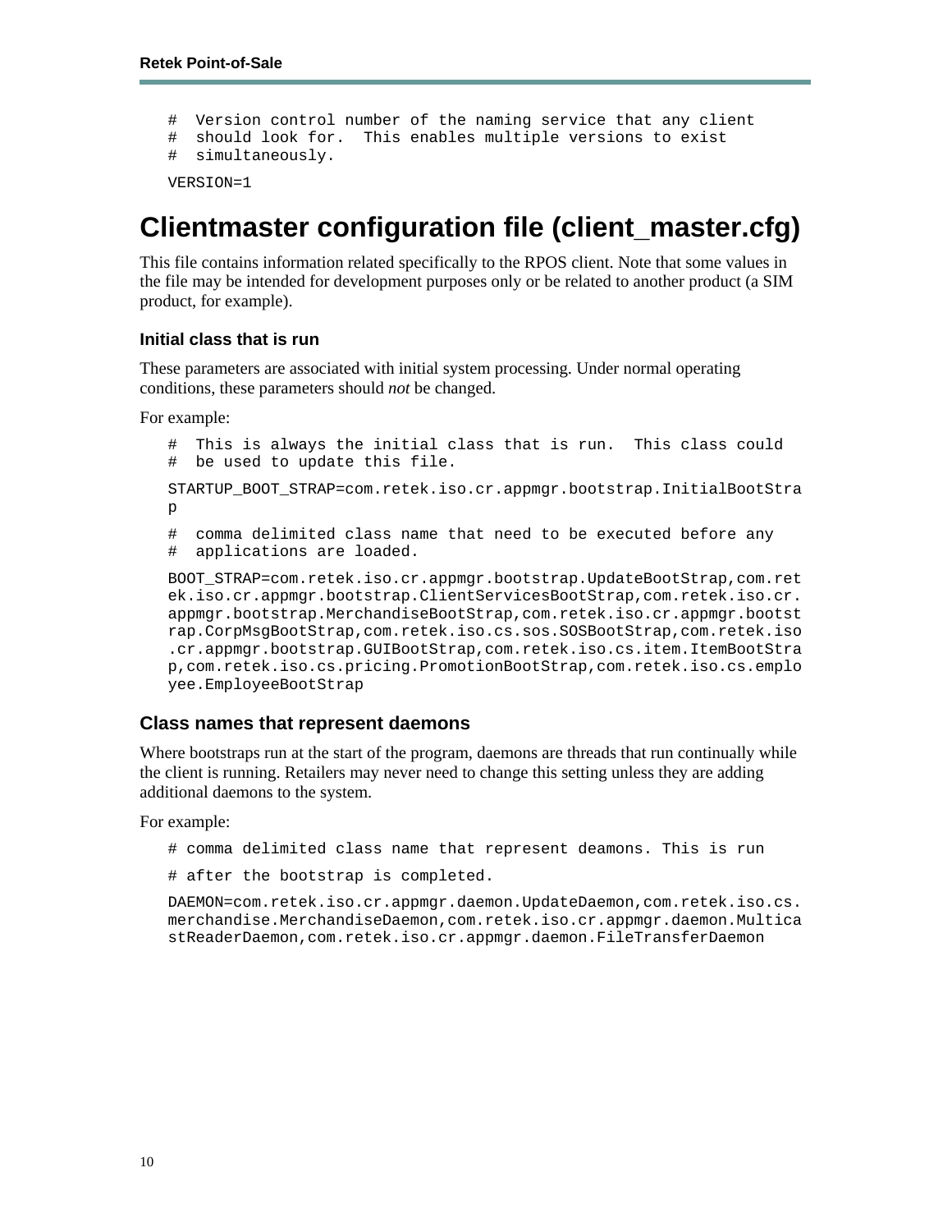```
#  Version control number of the naming service that any client
#  should look for.  This enables multiple versions to exist
#  simultaneously.

VERSION=1
```

# Clientmaster configuration file (client_master.cfg)

This file contains information related specifically to the RPOS client. Note that some values in the file may be intended for development purposes only or be related to another product (a SIM product, for example).

### Initial class that is run

These parameters are associated with initial system processing. Under normal operating conditions, these parameters should *not* be changed.

For example:

```
#  This is always the initial class that is run.  This class could
#  be used to update this file.

STARTUP_BOOT_STRAP=com.retek.iso.cr.appmgr.bootstrap.InitialBootStra
p

#  comma delimited class name that need to be executed before any
#  applications are loaded.

BOOT_STRAP=com.retek.iso.cr.appmgr.bootstrap.UpdateBootStrap,com.ret
ek.iso.cr.appmgr.bootstrap.ClientServicesBootStrap,com.retek.iso.cr.
appmgr.bootstrap.MerchandiseBootStrap,com.retek.iso.cr.appmgr.bootst
rap.CorpMsgBootStrap,com.retek.iso.cs.sos.SOSBootStrap,com.retek.iso
.cr.appmgr.bootstrap.GUIBootStrap,com.retek.iso.cs.item.ItemBootStra
p,com.retek.iso.cs.pricing.PromotionBootStrap,com.retek.iso.cs.emplo
yee.EmployeeBootStrap
```

### Class names that represent daemons

Where bootstraps run at the start of the program, daemons are threads that run continually while the client is running. Retailers may never need to change this setting unless they are adding additional daemons to the system.

For example:

```
# comma delimited class name that represent deamons. This is run

# after the bootstrap is completed.

DAEMON=com.retek.iso.cr.appmgr.daemon.UpdateDaemon,com.retek.iso.cs.
merchandise.MerchandiseDaemon,com.retek.iso.cr.appmgr.daemon.Multica
stReaderDaemon,com.retek.iso.cr.appmgr.daemon.FileTransferDaemon
```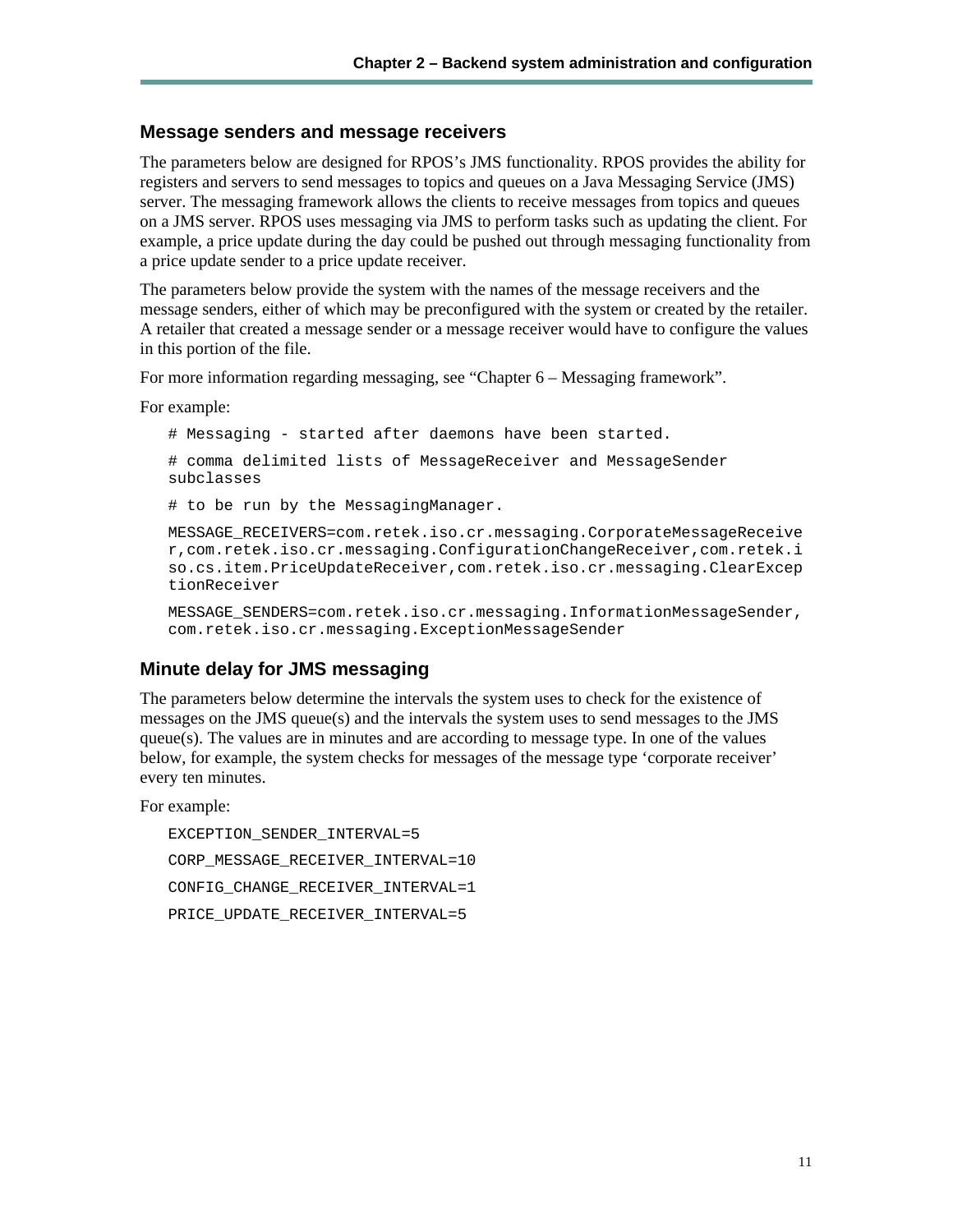## Message senders and message receivers

The parameters below are designed for RPOS's JMS functionality. RPOS provides the ability for registers and servers to send messages to topics and queues on a Java Messaging Service (JMS) server. The messaging framework allows the clients to receive messages from topics and queues on a JMS server. RPOS uses messaging via JMS to perform tasks such as updating the client. For example, a price update during the day could be pushed out through messaging functionality from a price update sender to a price update receiver.

The parameters below provide the system with the names of the message receivers and the message senders, either of which may be preconfigured with the system or created by the retailer. A retailer that created a message sender or a message receiver would have to configure the values in this portion of the file.

For more information regarding messaging, see "Chapter 6 – Messaging framework".

For example:

```
# Messaging - started after daemons have been started.

# comma delimited lists of MessageReceiver and MessageSender subclasses

# to be run by the MessagingManager.

MESSAGE_RECEIVERS=com.retek.iso.cr.messaging.CorporateMessageReceiver,com.retek.iso.cr.messaging.ConfigurationChangeReceiver,com.retek.iso.cs.item.PriceUpdateReceiver,com.retek.iso.cr.messaging.ClearExceptionReceiver

MESSAGE_SENDERS=com.retek.iso.cr.messaging.InformationMessageSender,com.retek.iso.cr.messaging.ExceptionMessageSender
```

## Minute delay for JMS messaging

The parameters below determine the intervals the system uses to check for the existence of messages on the JMS queue(s) and the intervals the system uses to send messages to the JMS queue(s). The values are in minutes and are according to message type. In one of the values below, for example, the system checks for messages of the message type 'corporate receiver' every ten minutes.

For example:

```
EXCEPTION_SENDER_INTERVAL=5

CORP_MESSAGE_RECEIVER_INTERVAL=10

CONFIG_CHANGE_RECEIVER_INTERVAL=1

PRICE_UPDATE_RECEIVER_INTERVAL=5
```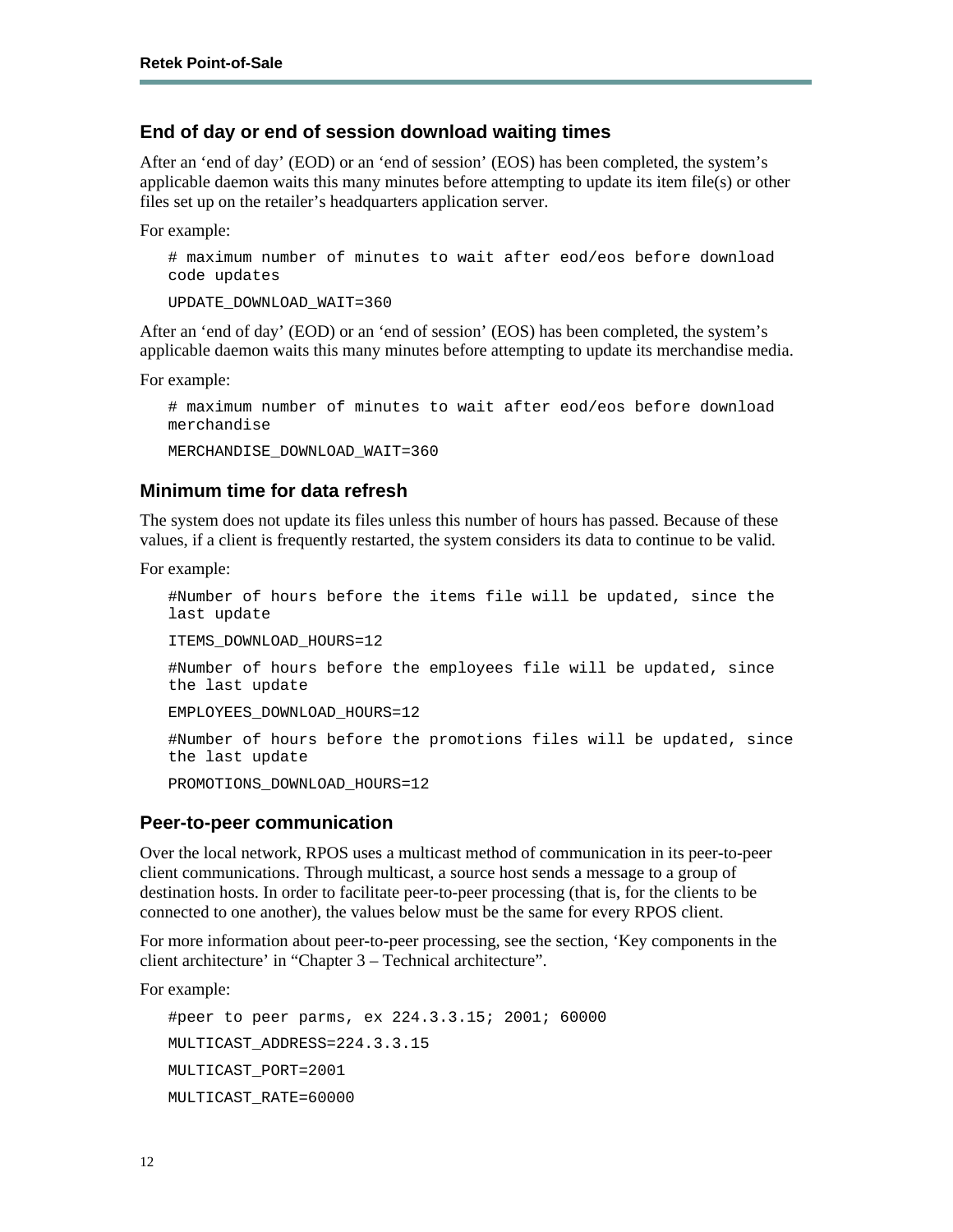## End of day or end of session download waiting times

After an 'end of day' (EOD) or an 'end of session' (EOS) has been completed, the system's applicable daemon waits this many minutes before attempting to update its item file(s) or other files set up on the retailer's headquarters application server.

For example:

```
# maximum number of minutes to wait after eod/eos before download code updates
UPDATE_DOWNLOAD_WAIT=360
```

After an 'end of day' (EOD) or an 'end of session' (EOS) has been completed, the system's applicable daemon waits this many minutes before attempting to update its merchandise media.

For example:

```
# maximum number of minutes to wait after eod/eos before download merchandise
MERCHANDISE_DOWNLOAD_WAIT=360
```

## Minimum time for data refresh

The system does not update its files unless this number of hours has passed. Because of these values, if a client is frequently restarted, the system considers its data to continue to be valid.

For example:

```
#Number of hours before the items file will be updated, since the last update
ITEMS_DOWNLOAD_HOURS=12
#Number of hours before the employees file will be updated, since the last update
EMPLOYEES_DOWNLOAD_HOURS=12
#Number of hours before the promotions files will be updated, since the last update
PROMOTIONS_DOWNLOAD_HOURS=12
```

## Peer-to-peer communication

Over the local network, RPOS uses a multicast method of communication in its peer-to-peer client communications. Through multicast, a source host sends a message to a group of destination hosts. In order to facilitate peer-to-peer processing (that is, for the clients to be connected to one another), the values below must be the same for every RPOS client.

For more information about peer-to-peer processing, see the section, 'Key components in the client architecture' in "Chapter 3 – Technical architecture".

For example:

```
#peer to peer parms, ex 224.3.3.15; 2001; 60000
MULTICAST_ADDRESS=224.3.3.15
MULTICAST_PORT=2001
MULTICAST_RATE=60000
```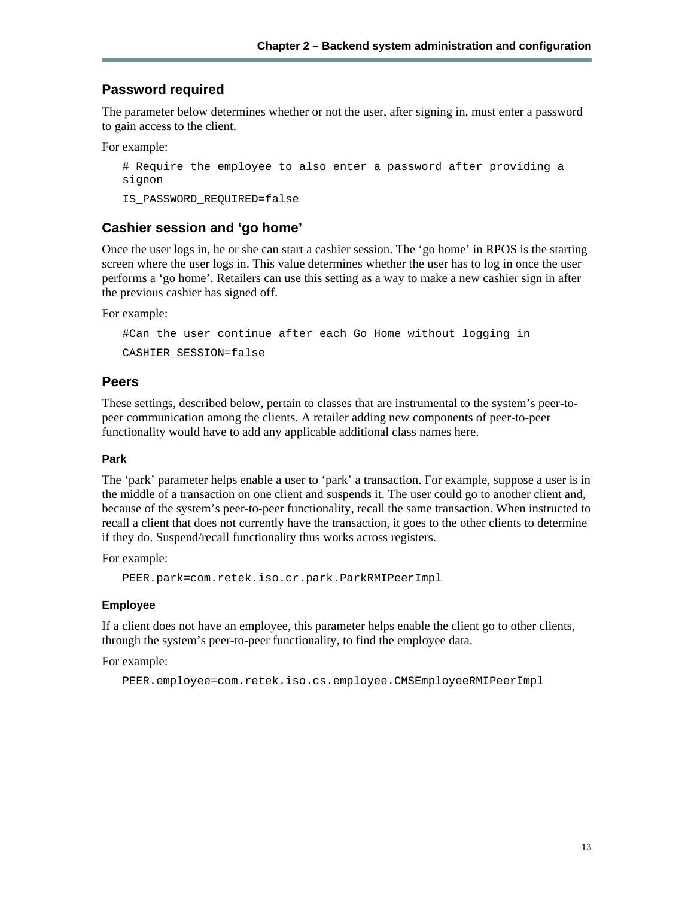## Password required

The parameter below determines whether or not the user, after signing in, must enter a password to gain access to the client.

For example:

```
# Require the employee to also enter a password after providing a signon
IS_PASSWORD_REQUIRED=false
```

## Cashier session and 'go home'

Once the user logs in, he or she can start a cashier session. The 'go home' in RPOS is the starting screen where the user logs in. This value determines whether the user has to log in once the user performs a 'go home'. Retailers can use this setting as a way to make a new cashier sign in after the previous cashier has signed off.

For example:

```
#Can the user continue after each Go Home without logging in
CASHIER_SESSION=false
```

## Peers

These settings, described below, pertain to classes that are instrumental to the system's peer-to-peer communication among the clients. A retailer adding new components of peer-to-peer functionality would have to add any applicable additional class names here.

### Park

The 'park' parameter helps enable a user to 'park' a transaction. For example, suppose a user is in the middle of a transaction on one client and suspends it. The user could go to another client and, because of the system's peer-to-peer functionality, recall the same transaction. When instructed to recall a client that does not currently have the transaction, it goes to the other clients to determine if they do. Suspend/recall functionality thus works across registers.

For example:

```
PEER.park=com.retek.iso.cr.park.ParkRMIPeerImpl
```

### Employee

If a client does not have an employee, this parameter helps enable the client go to other clients, through the system's peer-to-peer functionality, to find the employee data.

For example:

```
PEER.employee=com.retek.iso.cs.employee.CMSEmployeeRMIPeerImpl
```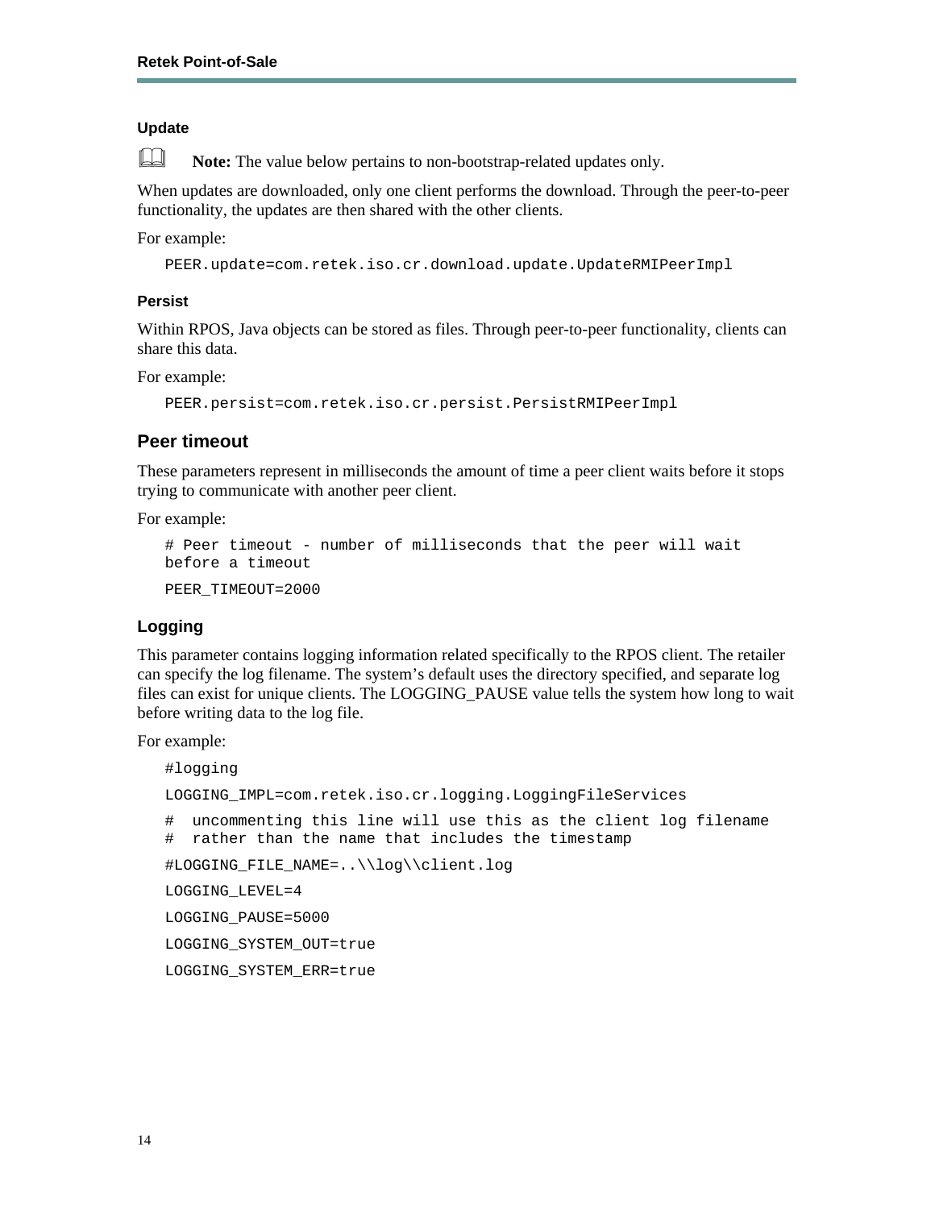#### Update

**Note:** The value below pertains to non-bootstrap-related updates only.

When updates are downloaded, only one client performs the download. Through the peer-to-peer functionality, the updates are then shared with the other clients.

For example:

```
PEER.update=com.retek.iso.cr.download.update.UpdateRMIPeerImpl
```

#### Persist

Within RPOS, Java objects can be stored as files. Through peer-to-peer functionality, clients can share this data.

For example:

```
PEER.persist=com.retek.iso.cr.persist.PersistRMIPeerImpl
```

### Peer timeout

These parameters represent in milliseconds the amount of time a peer client waits before it stops trying to communicate with another peer client.

For example:

```
# Peer timeout - number of milliseconds that the peer will wait
before a timeout

PEER_TIMEOUT=2000
```

### Logging

This parameter contains logging information related specifically to the RPOS client. The retailer can specify the log filename. The system's default uses the directory specified, and separate log files can exist for unique clients. The LOGGING_PAUSE value tells the system how long to wait before writing data to the log file.

For example:

```
#logging

LOGGING_IMPL=com.retek.iso.cr.logging.LoggingFileServices

#  uncommenting this line will use this as the client log filename
#  rather than the name that includes the timestamp

#LOGGING_FILE_NAME=..\\log\\client.log

LOGGING_LEVEL=4

LOGGING_PAUSE=5000

LOGGING_SYSTEM_OUT=true

LOGGING_SYSTEM_ERR=true
```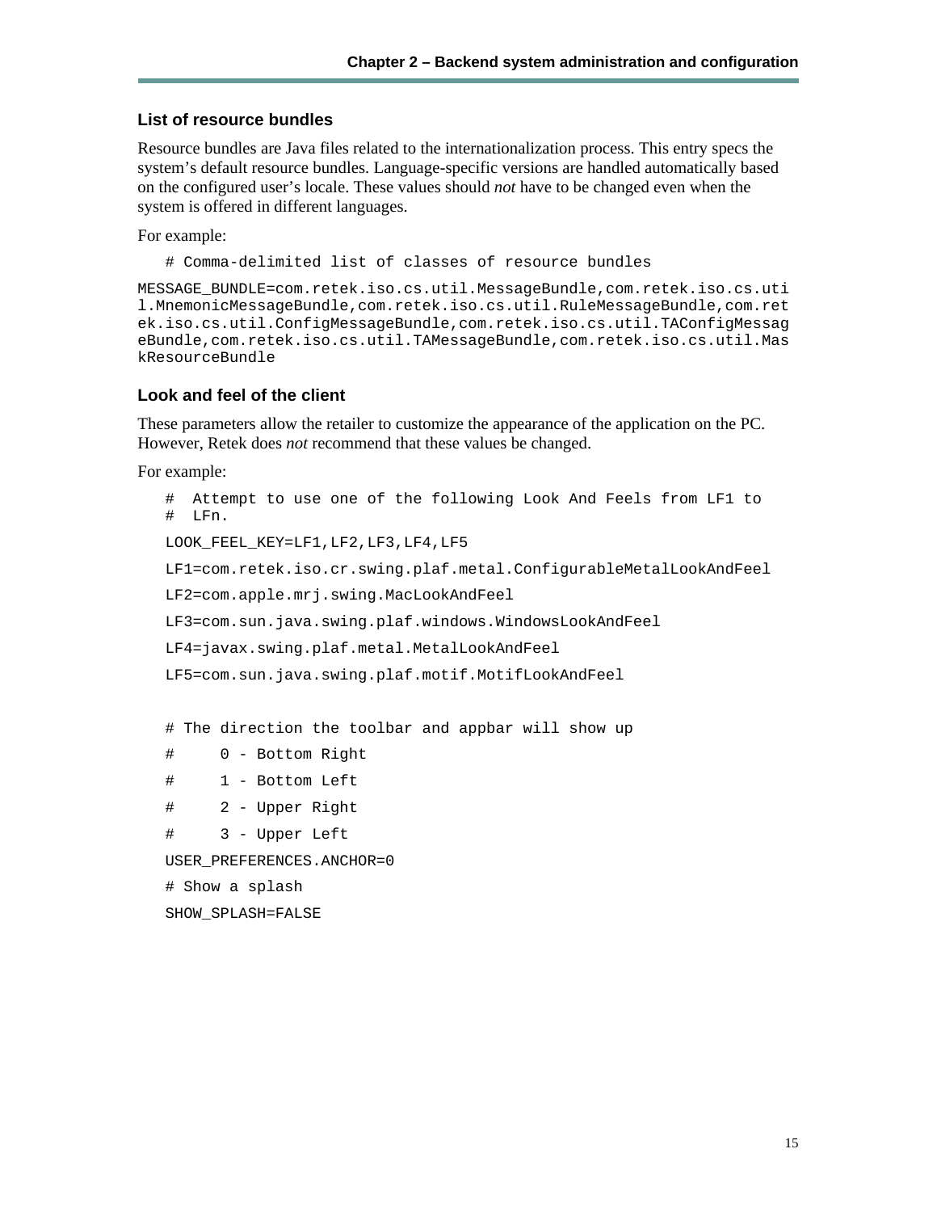### List of resource bundles

Resource bundles are Java files related to the internationalization process. This entry specs the system's default resource bundles. Language-specific versions are handled automatically based on the configured user's locale. These values should *not* have to be changed even when the system is offered in different languages.

For example:

```
# Comma-delimited list of classes of resource bundles

MESSAGE_BUNDLE=com.retek.iso.cs.util.MessageBundle,com.retek.iso.cs.util.MnemonicMessageBundle,com.retek.iso.cs.util.RuleMessageBundle,com.retek.iso.cs.util.ConfigMessageBundle,com.retek.iso.cs.util.TAConfigMessageBundle,com.retek.iso.cs.util.TAMessageBundle,com.retek.iso.cs.util.MaskResourceBundle
```

### Look and feel of the client

These parameters allow the retailer to customize the appearance of the application on the PC. However, Retek does *not* recommend that these values be changed.

For example:

```
#  Attempt to use one of the following Look And Feels from LF1 to
#  LFn.

LOOK_FEEL_KEY=LF1,LF2,LF3,LF4,LF5

LF1=com.retek.iso.cr.swing.plaf.metal.ConfigurableMetalLookAndFeel

LF2=com.apple.mrj.swing.MacLookAndFeel

LF3=com.sun.java.swing.plaf.windows.WindowsLookAndFeel

LF4=javax.swing.plaf.metal.MetalLookAndFeel

LF5=com.sun.java.swing.plaf.motif.MotifLookAndFeel


# The direction the toolbar and appbar will show up

#     0 - Bottom Right

#     1 - Bottom Left

#     2 - Upper Right

#     3 - Upper Left

USER_PREFERENCES.ANCHOR=0

# Show a splash

SHOW_SPLASH=FALSE
```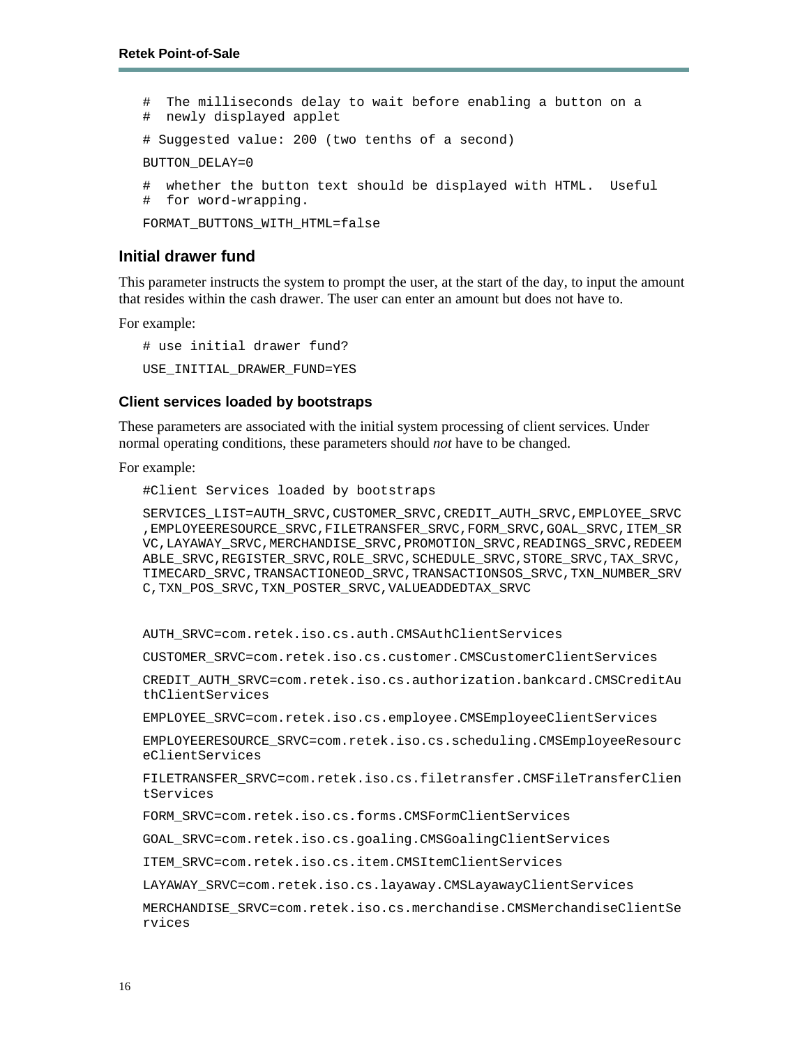```
#  The milliseconds delay to wait before enabling a button on a
#  newly displayed applet

# Suggested value: 200 (two tenths of a second)

BUTTON_DELAY=0

#  whether the button text should be displayed with HTML.  Useful
#  for word-wrapping.

FORMAT_BUTTONS_WITH_HTML=false
```

## Initial drawer fund

This parameter instructs the system to prompt the user, at the start of the day, to input the amount that resides within the cash drawer. The user can enter an amount but does not have to.

For example:

```
# use initial drawer fund?

USE_INITIAL_DRAWER_FUND=YES
```

### Client services loaded by bootstraps

These parameters are associated with the initial system processing of client services. Under normal operating conditions, these parameters should *not* have to be changed.

For example:

```
#Client Services loaded by bootstraps

SERVICES_LIST=AUTH_SRVC,CUSTOMER_SRVC,CREDIT_AUTH_SRVC,EMPLOYEE_SRVC
,EMPLOYEERESOURCE_SRVC,FILETRANSFER_SRVC,FORM_SRVC,GOAL_SRVC,ITEM_SR
VC,LAYAWAY_SRVC,MERCHANDISE_SRVC,PROMOTION_SRVC,READINGS_SRVC,REDEEM
ABLE_SRVC,REGISTER_SRVC,ROLE_SRVC,SCHEDULE_SRVC,STORE_SRVC,TAX_SRVC,
TIMECARD_SRVC,TRANSACTIONEOD_SRVC,TRANSACTIONSOS_SRVC,TXN_NUMBER_SRV
C,TXN_POS_SRVC,TXN_POSTER_SRVC,VALUEADDEDTAX_SRVC


AUTH_SRVC=com.retek.iso.cs.auth.CMSAuthClientServices

CUSTOMER_SRVC=com.retek.iso.cs.customer.CMSCustomerClientServices

CREDIT_AUTH_SRVC=com.retek.iso.cs.authorization.bankcard.CMSCreditAu
thClientServices

EMPLOYEE_SRVC=com.retek.iso.cs.employee.CMSEmployeeClientServices

EMPLOYEERESOURCE_SRVC=com.retek.iso.cs.scheduling.CMSEmployeeResourc
eClientServices

FILETRANSFER_SRVC=com.retek.iso.cs.filetransfer.CMSFileTransferClien
tServices

FORM_SRVC=com.retek.iso.cs.forms.CMSFormClientServices

GOAL_SRVC=com.retek.iso.cs.goaling.CMSGoalingClientServices

ITEM_SRVC=com.retek.iso.cs.item.CMSItemClientServices

LAYAWAY_SRVC=com.retek.iso.cs.layaway.CMSLayawayClientServices

MERCHANDISE_SRVC=com.retek.iso.cs.merchandise.CMSMerchandiseClientSe
rvices
```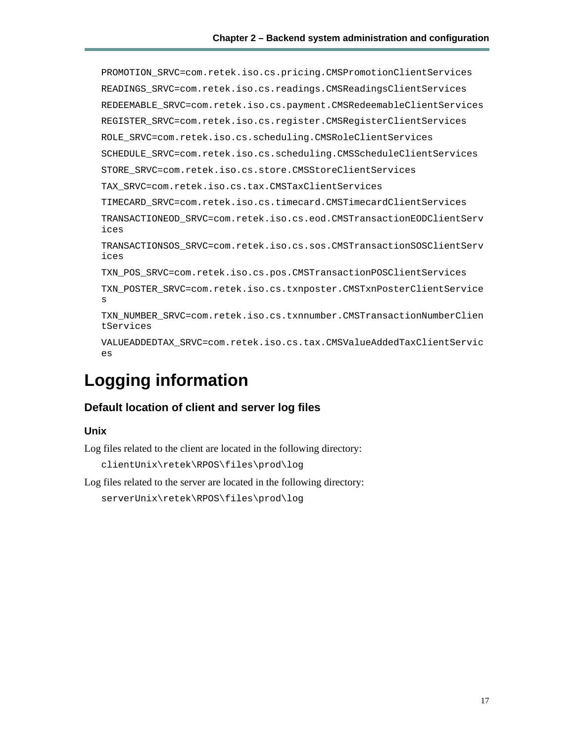```
PROMOTION_SRVC=com.retek.iso.cs.pricing.CMSPromotionClientServices
READINGS_SRVC=com.retek.iso.cs.readings.CMSReadingsClientServices
REDEEMABLE_SRVC=com.retek.iso.cs.payment.CMSRedeemableClientServices
REGISTER_SRVC=com.retek.iso.cs.register.CMSRegisterClientServices
ROLE_SRVC=com.retek.iso.cs.scheduling.CMSRoleClientServices
SCHEDULE_SRVC=com.retek.iso.cs.scheduling.CMSScheduleClientServices
STORE_SRVC=com.retek.iso.cs.store.CMSStoreClientServices
TAX_SRVC=com.retek.iso.cs.tax.CMSTaxClientServices
TIMECARD_SRVC=com.retek.iso.cs.timecard.CMSTimecardClientServices
TRANSACTIONEOD_SRVC=com.retek.iso.cs.eod.CMSTransactionEODClientServices
TRANSACTIONSOS_SRVC=com.retek.iso.cs.sos.CMSTransactionSOSClientServices
TXN_POS_SRVC=com.retek.iso.cs.pos.CMSTransactionPOSClientServices
TXN_POSTER_SRVC=com.retek.iso.cs.txnposter.CMSTxnPosterClientServices
TXN_NUMBER_SRVC=com.retek.iso.cs.txnnumber.CMSTransactionNumberClientServices
VALUEADDEDTAX_SRVC=com.retek.iso.cs.tax.CMSValueAddedTaxClientServices
```

# Logging information

## Default location of client and server log files

### Unix

Log files related to the client are located in the following directory:

```
clientUnix\retek\RPOS\files\prod\log
```

Log files related to the server are located in the following directory:

```
serverUnix\retek\RPOS\files\prod\log
```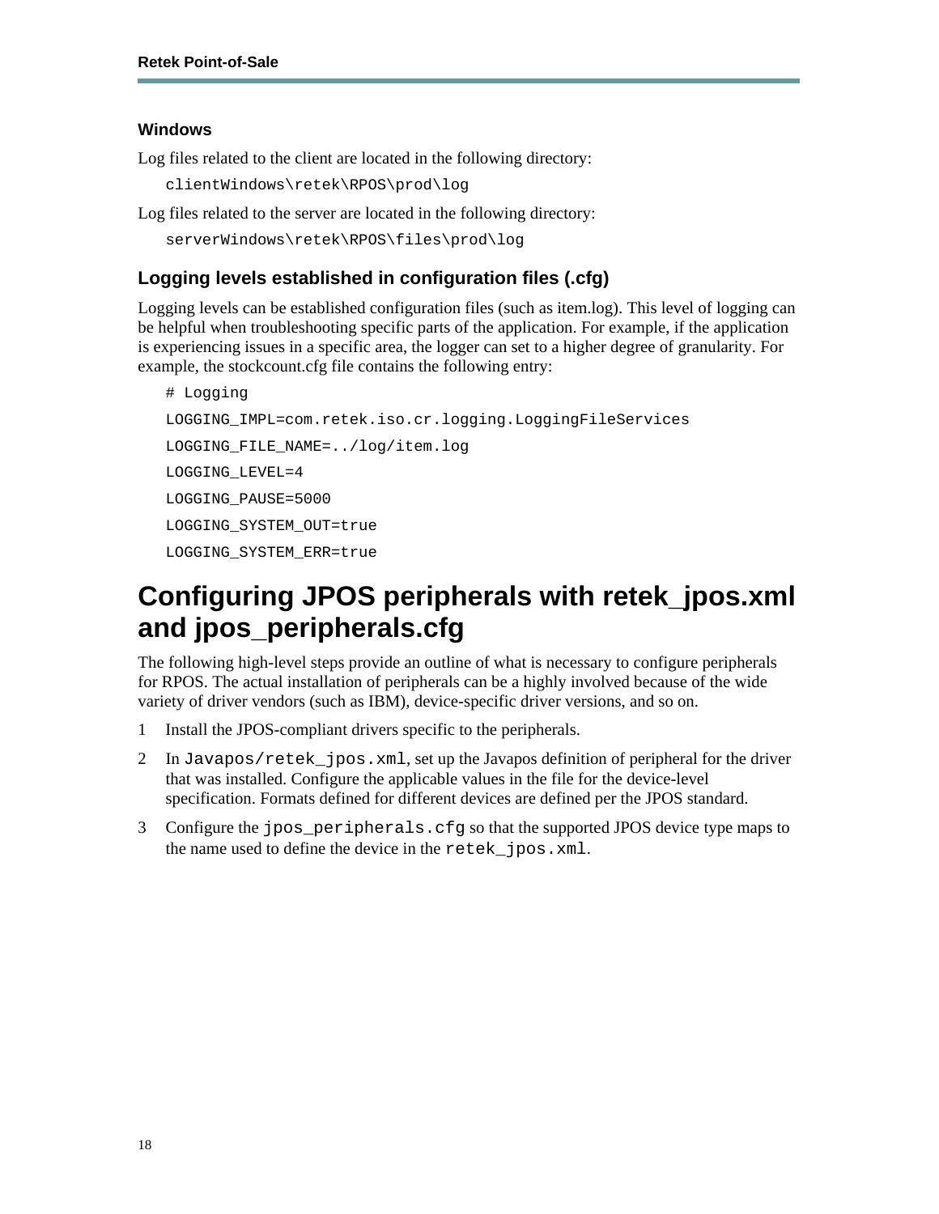### Windows

Log files related to the client are located in the following directory:

```
clientWindows\retek\RPOS\prod\log
```

Log files related to the server are located in the following directory:

```
serverWindows\retek\RPOS\files\prod\log
```

### Logging levels established in configuration files (.cfg)

Logging levels can be established configuration files (such as item.log). This level of logging can be helpful when troubleshooting specific parts of the application. For example, if the application is experiencing issues in a specific area, the logger can set to a higher degree of granularity. For example, the stockcount.cfg file contains the following entry:

```
# Logging
LOGGING_IMPL=com.retek.iso.cr.logging.LoggingFileServices
LOGGING_FILE_NAME=../log/item.log
LOGGING_LEVEL=4
LOGGING_PAUSE=5000
LOGGING_SYSTEM_OUT=true
LOGGING_SYSTEM_ERR=true
```

## Configuring JPOS peripherals with retek_jpos.xml and jpos_peripherals.cfg

The following high-level steps provide an outline of what is necessary to configure peripherals for RPOS. The actual installation of peripherals can be a highly involved because of the wide variety of driver vendors (such as IBM), device-specific driver versions, and so on.

1. Install the JPOS-compliant drivers specific to the peripherals.
2. In `Javapos/retek_jpos.xml`, set up the Javapos definition of peripheral for the driver that was installed. Configure the applicable values in the file for the device-level specification. Formats defined for different devices are defined per the JPOS standard.
3. Configure the `jpos_peripherals.cfg` so that the supported JPOS device type maps to the name used to define the device in the `retek_jpos.xml`.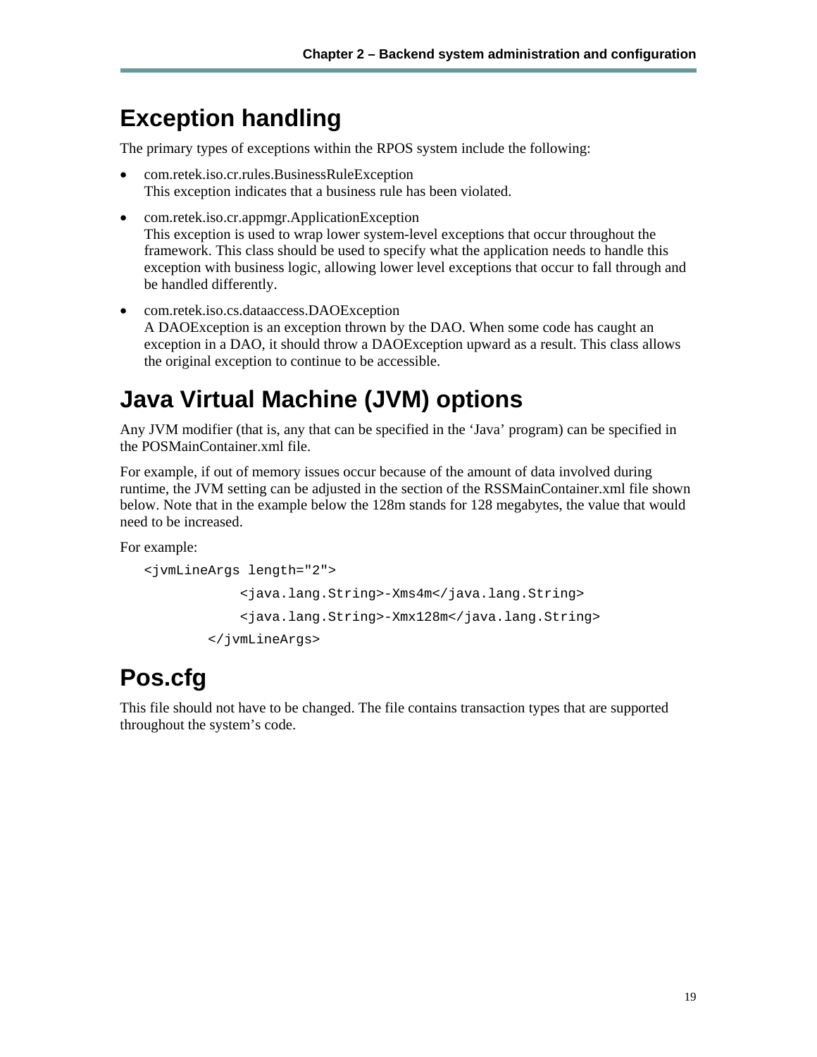# Exception handling

The primary types of exceptions within the RPOS system include the following:

- com.retek.iso.cr.rules.BusinessRuleException
  This exception indicates that a business rule has been violated.
- com.retek.iso.cr.appmgr.ApplicationException
  This exception is used to wrap lower system-level exceptions that occur throughout the framework. This class should be used to specify what the application needs to handle this exception with business logic, allowing lower level exceptions that occur to fall through and be handled differently.
- com.retek.iso.cs.dataaccess.DAOException
  A DAOException is an exception thrown by the DAO. When some code has caught an exception in a DAO, it should throw a DAOException upward as a result. This class allows the original exception to continue to be accessible.

# Java Virtual Machine (JVM) options

Any JVM modifier (that is, any that can be specified in the 'Java' program) can be specified in the POSMainContainer.xml file.

For example, if out of memory issues occur because of the amount of data involved during runtime, the JVM setting can be adjusted in the section of the RSSMainContainer.xml file shown below. Note that in the example below the 128m stands for 128 megabytes, the value that would need to be increased.

For example:

```
<jvmLineArgs length="2">
            <java.lang.String>-Xms4m</java.lang.String>
            <java.lang.String>-Xmx128m</java.lang.String>
        </jvmLineArgs>
```

# Pos.cfg

This file should not have to be changed. The file contains transaction types that are supported throughout the system's code.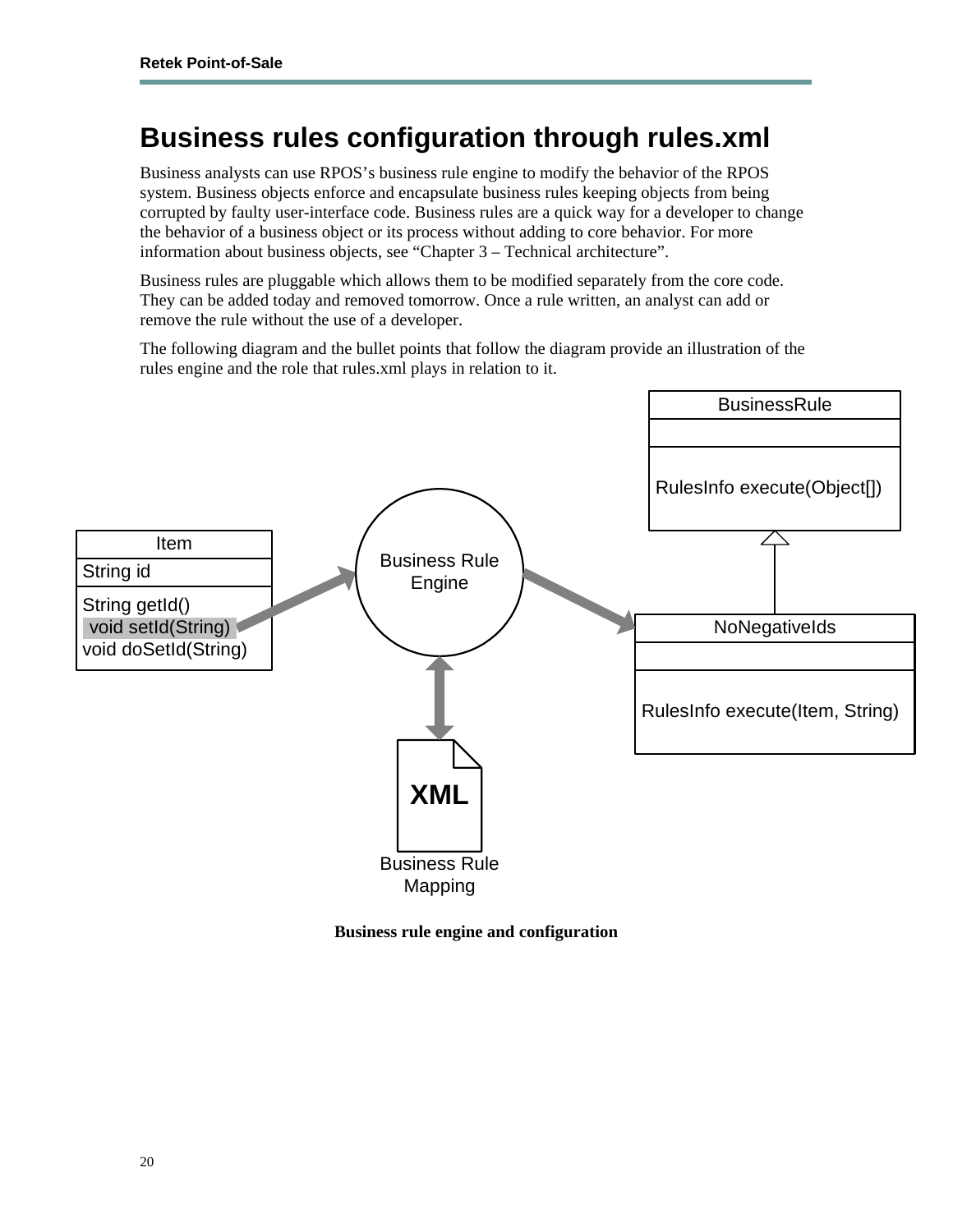# Business rules configuration through rules.xml

Business analysts can use RPOS's business rule engine to modify the behavior of the RPOS system. Business objects enforce and encapsulate business rules keeping objects from being corrupted by faulty user-interface code. Business rules are a quick way for a developer to change the behavior of a business object or its process without adding to core behavior. For more information about business objects, see "Chapter 3 – Technical architecture".

Business rules are pluggable which allows them to be modified separately from the core code. They can be added today and removed tomorrow. Once a rule written, an analyst can add or remove the rule without the use of a developer.

The following diagram and the bullet points that follow the diagram provide an illustration of the rules engine and the role that rules.xml plays in relation to it.

Item
String id
String getId()
void setId(String)
void doSetId(String)

Business Rule Engine

BusinessRule
RulesInfo execute(Object[])

NoNegativeIds
RulesInfo execute(Item, String)

XML
Business Rule Mapping

**Business rule engine and configuration**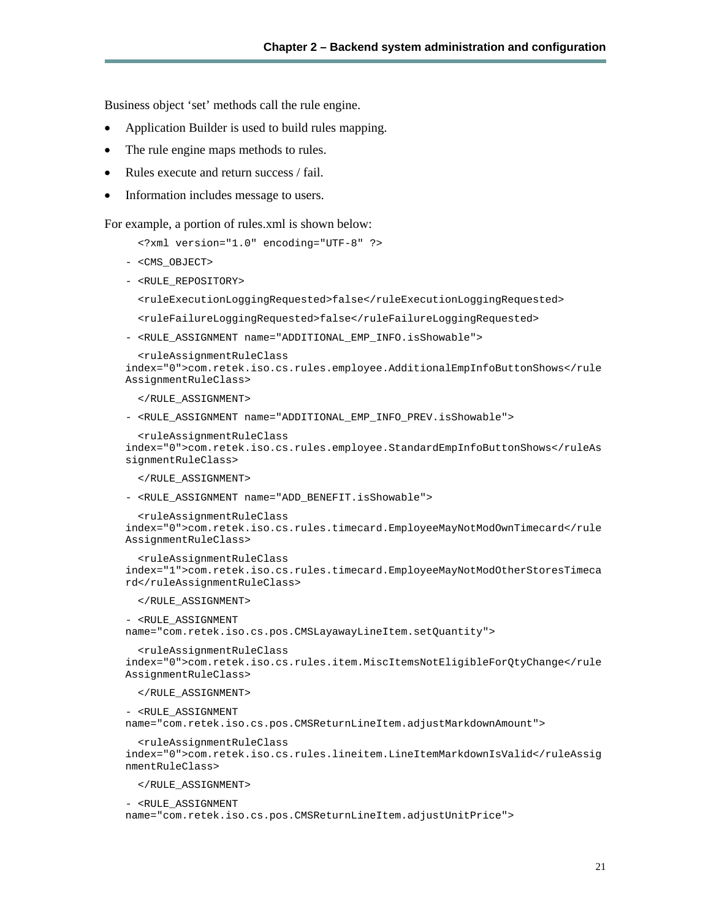Business object 'set' methods call the rule engine.

- Application Builder is used to build rules mapping.
- The rule engine maps methods to rules.
- Rules execute and return success / fail.
- Information includes message to users.

For example, a portion of rules.xml is shown below:

```
  <?xml version="1.0" encoding="UTF-8" ?>
- <CMS_OBJECT>
- <RULE_REPOSITORY>
  <ruleExecutionLoggingRequested>false</ruleExecutionLoggingRequested>
  <ruleFailureLoggingRequested>false</ruleFailureLoggingRequested>
- <RULE_ASSIGNMENT name="ADDITIONAL_EMP_INFO.isShowable">
  <ruleAssignmentRuleClass
index="0">com.retek.iso.cs.rules.employee.AdditionalEmpInfoButtonShows</rule
AssignmentRuleClass>
  </RULE_ASSIGNMENT>
- <RULE_ASSIGNMENT name="ADDITIONAL_EMP_INFO_PREV.isShowable">
  <ruleAssignmentRuleClass
index="0">com.retek.iso.cs.rules.employee.StandardEmpInfoButtonShows</ruleAs
signmentRuleClass>
  </RULE_ASSIGNMENT>
- <RULE_ASSIGNMENT name="ADD_BENEFIT.isShowable">
  <ruleAssignmentRuleClass
index="0">com.retek.iso.cs.rules.timecard.EmployeeMayNotModOwnTimecard</rule
AssignmentRuleClass>
  <ruleAssignmentRuleClass
index="1">com.retek.iso.cs.rules.timecard.EmployeeMayNotModOtherStoresTimeca
rd</ruleAssignmentRuleClass>
  </RULE_ASSIGNMENT>
- <RULE_ASSIGNMENT
name="com.retek.iso.cs.pos.CMSLayawayLineItem.setQuantity">
  <ruleAssignmentRuleClass
index="0">com.retek.iso.cs.rules.item.MiscItemsNotEligibleForQtyChange</rule
AssignmentRuleClass>
  </RULE_ASSIGNMENT>
- <RULE_ASSIGNMENT
name="com.retek.iso.cs.pos.CMSReturnLineItem.adjustMarkdownAmount">
  <ruleAssignmentRuleClass
index="0">com.retek.iso.cs.rules.lineitem.LineItemMarkdownIsValid</ruleAssig
nmentRuleClass>
  </RULE_ASSIGNMENT>
- <RULE_ASSIGNMENT
name="com.retek.iso.cs.pos.CMSReturnLineItem.adjustUnitPrice">
```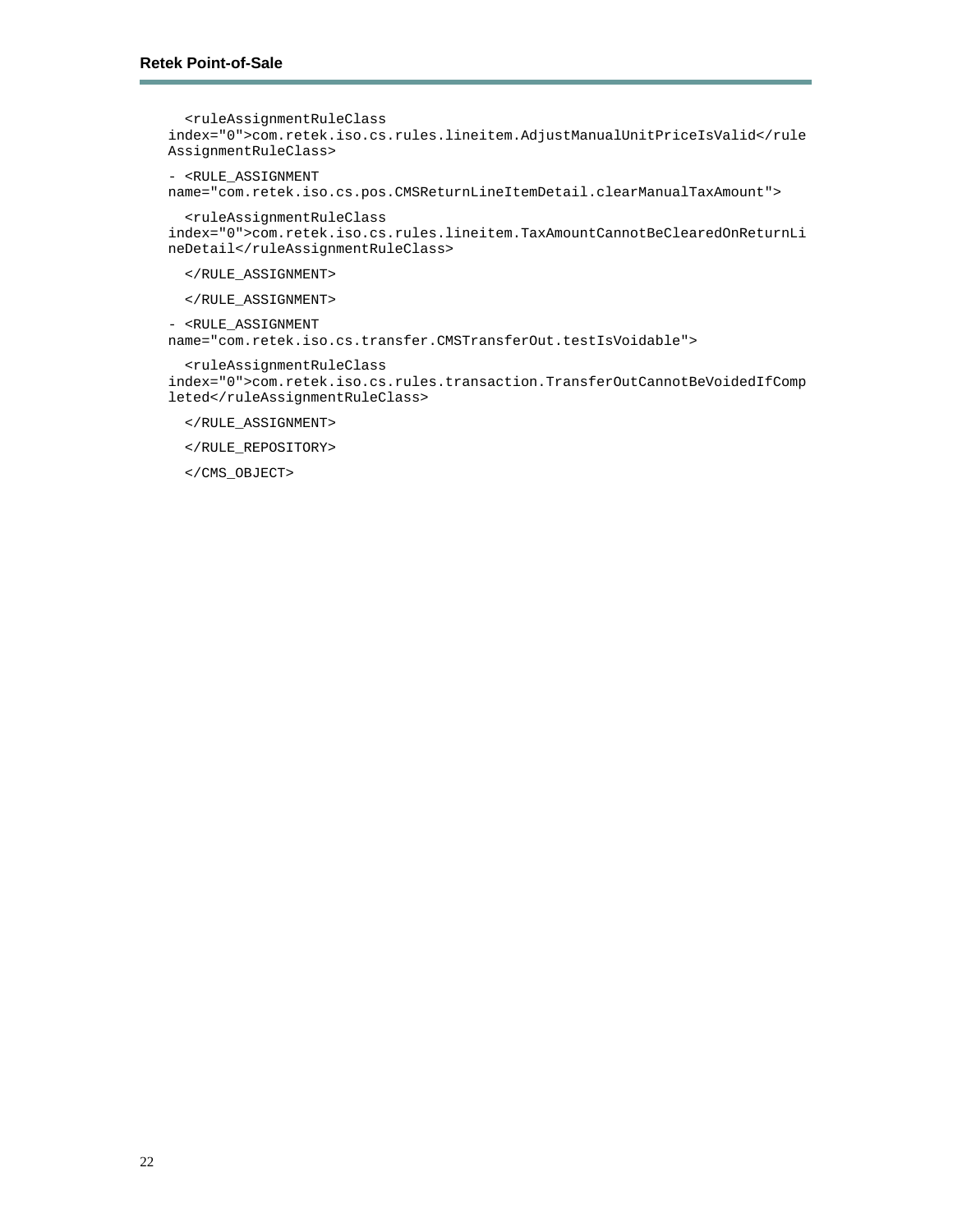```
  <ruleAssignmentRuleClass
index="0">com.retek.iso.cs.rules.lineitem.AdjustManualUnitPriceIsValid</rule
AssignmentRuleClass>

- <RULE_ASSIGNMENT
name="com.retek.iso.cs.pos.CMSReturnLineItemDetail.clearManualTaxAmount">

  <ruleAssignmentRuleClass
index="0">com.retek.iso.cs.rules.lineitem.TaxAmountCannotBeClearedOnReturnLi
neDetail</ruleAssignmentRuleClass>

  </RULE_ASSIGNMENT>

  </RULE_ASSIGNMENT>

- <RULE_ASSIGNMENT
name="com.retek.iso.cs.transfer.CMSTransferOut.testIsVoidable">

  <ruleAssignmentRuleClass
index="0">com.retek.iso.cs.rules.transaction.TransferOutCannotBeVoidedIfComp
leted</ruleAssignmentRuleClass>

  </RULE_ASSIGNMENT>

  </RULE_REPOSITORY>

  </CMS_OBJECT>
```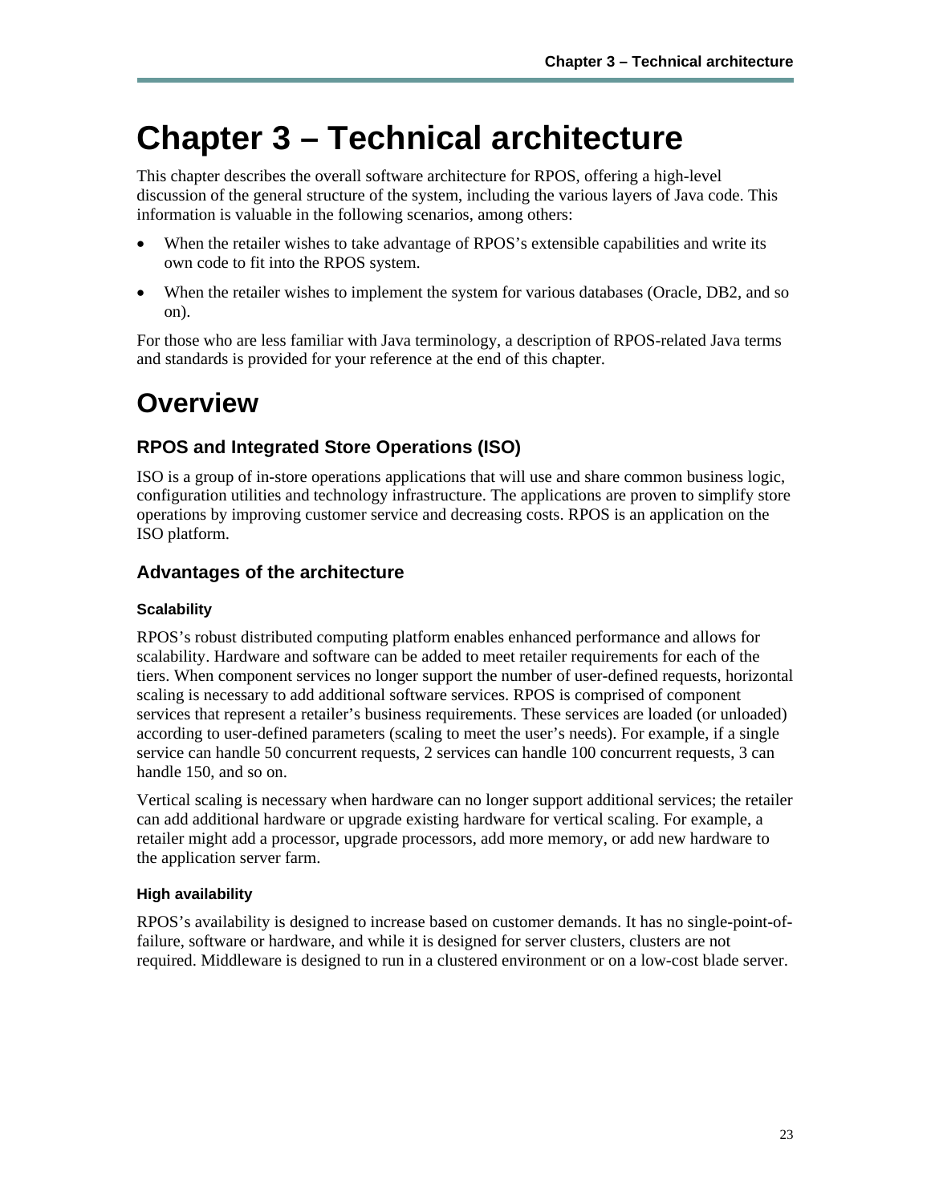# Chapter 3 – Technical architecture

This chapter describes the overall software architecture for RPOS, offering a high-level discussion of the general structure of the system, including the various layers of Java code. This information is valuable in the following scenarios, among others:

- When the retailer wishes to take advantage of RPOS's extensible capabilities and write its own code to fit into the RPOS system.
- When the retailer wishes to implement the system for various databases (Oracle, DB2, and so on).

For those who are less familiar with Java terminology, a description of RPOS-related Java terms and standards is provided for your reference at the end of this chapter.

# Overview

## RPOS and Integrated Store Operations (ISO)

ISO is a group of in-store operations applications that will use and share common business logic, configuration utilities and technology infrastructure. The applications are proven to simplify store operations by improving customer service and decreasing costs. RPOS is an application on the ISO platform.

## Advantages of the architecture

### Scalability

RPOS's robust distributed computing platform enables enhanced performance and allows for scalability. Hardware and software can be added to meet retailer requirements for each of the tiers. When component services no longer support the number of user-defined requests, horizontal scaling is necessary to add additional software services. RPOS is comprised of component services that represent a retailer's business requirements. These services are loaded (or unloaded) according to user-defined parameters (scaling to meet the user's needs). For example, if a single service can handle 50 concurrent requests, 2 services can handle 100 concurrent requests, 3 can handle 150, and so on.

Vertical scaling is necessary when hardware can no longer support additional services; the retailer can add additional hardware or upgrade existing hardware for vertical scaling. For example, a retailer might add a processor, upgrade processors, add more memory, or add new hardware to the application server farm.

### High availability

RPOS's availability is designed to increase based on customer demands. It has no single-point-of-failure, software or hardware, and while it is designed for server clusters, clusters are not required. Middleware is designed to run in a clustered environment or on a low-cost blade server.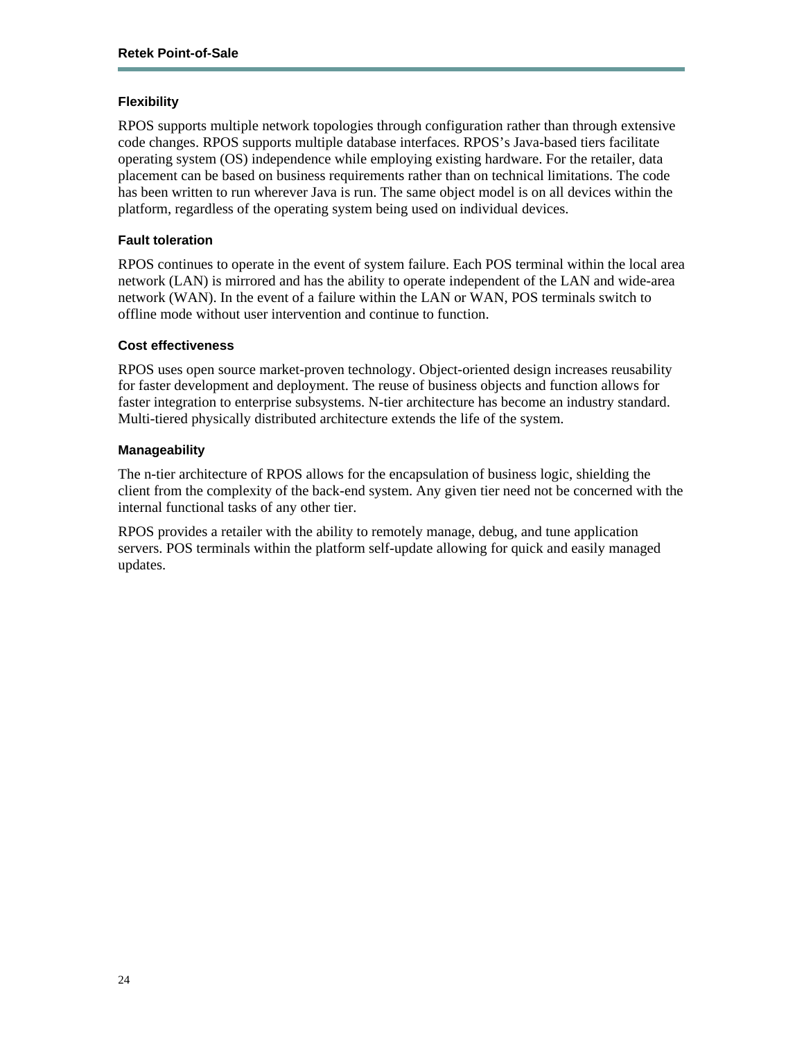### Flexibility

RPOS supports multiple network topologies through configuration rather than through extensive code changes. RPOS supports multiple database interfaces. RPOS's Java-based tiers facilitate operating system (OS) independence while employing existing hardware. For the retailer, data placement can be based on business requirements rather than on technical limitations. The code has been written to run wherever Java is run. The same object model is on all devices within the platform, regardless of the operating system being used on individual devices.

### Fault toleration

RPOS continues to operate in the event of system failure. Each POS terminal within the local area network (LAN) is mirrored and has the ability to operate independent of the LAN and wide-area network (WAN). In the event of a failure within the LAN or WAN, POS terminals switch to offline mode without user intervention and continue to function.

### Cost effectiveness

RPOS uses open source market-proven technology. Object-oriented design increases reusability for faster development and deployment. The reuse of business objects and function allows for faster integration to enterprise subsystems. N-tier architecture has become an industry standard. Multi-tiered physically distributed architecture extends the life of the system.

### Manageability

The n-tier architecture of RPOS allows for the encapsulation of business logic, shielding the client from the complexity of the back-end system. Any given tier need not be concerned with the internal functional tasks of any other tier.

RPOS provides a retailer with the ability to remotely manage, debug, and tune application servers. POS terminals within the platform self-update allowing for quick and easily managed updates.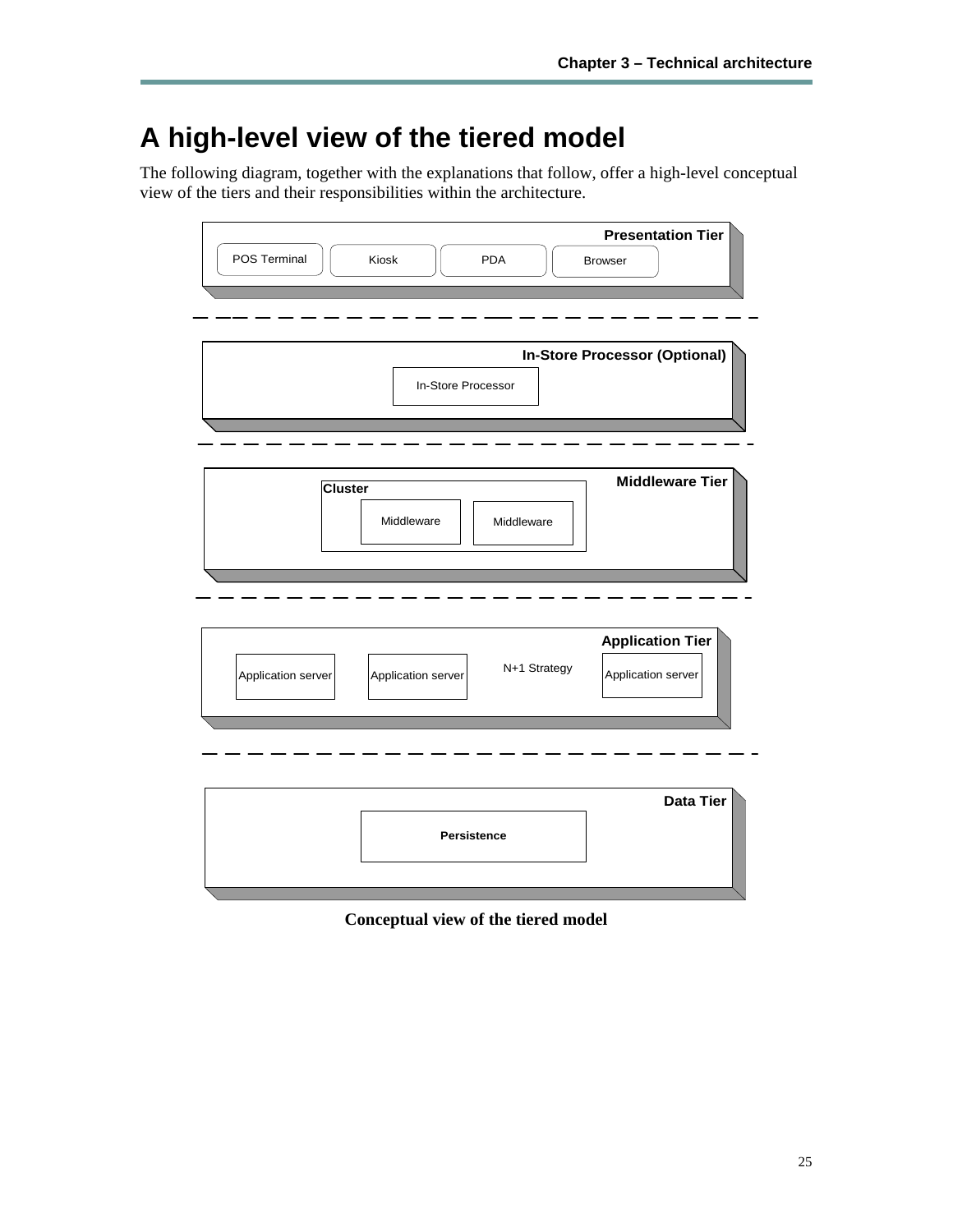# A high-level view of the tiered model

The following diagram, together with the explanations that follow, offer a high-level conceptual view of the tiers and their responsibilities within the architecture.

**Conceptual view of the tiered model**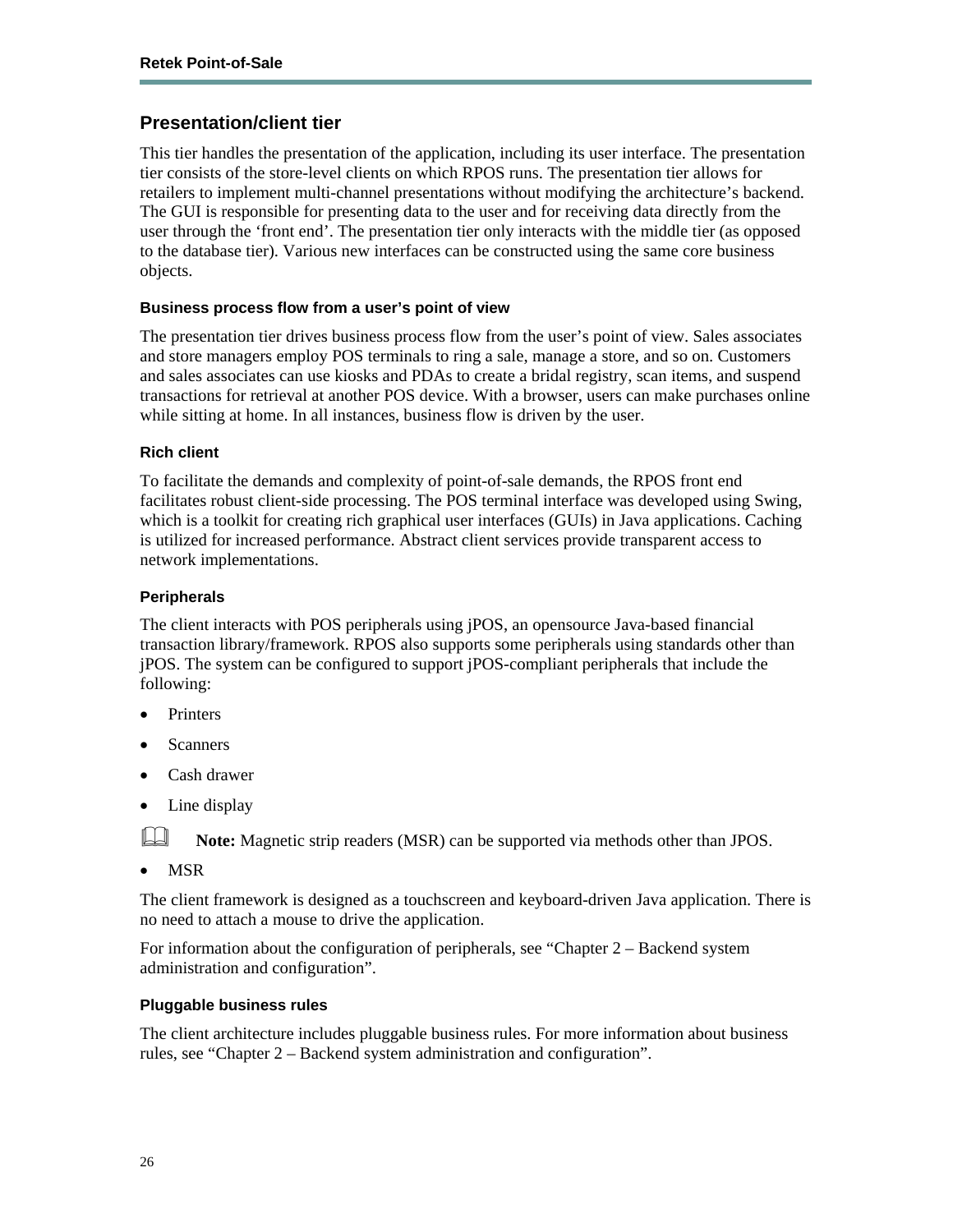## Presentation/client tier

This tier handles the presentation of the application, including its user interface. The presentation tier consists of the store-level clients on which RPOS runs. The presentation tier allows for retailers to implement multi-channel presentations without modifying the architecture's backend. The GUI is responsible for presenting data to the user and for receiving data directly from the user through the 'front end'. The presentation tier only interacts with the middle tier (as opposed to the database tier). Various new interfaces can be constructed using the same core business objects.

### Business process flow from a user's point of view

The presentation tier drives business process flow from the user's point of view. Sales associates and store managers employ POS terminals to ring a sale, manage a store, and so on. Customers and sales associates can use kiosks and PDAs to create a bridal registry, scan items, and suspend transactions for retrieval at another POS device. With a browser, users can make purchases online while sitting at home. In all instances, business flow is driven by the user.

### Rich client

To facilitate the demands and complexity of point-of-sale demands, the RPOS front end facilitates robust client-side processing. The POS terminal interface was developed using Swing, which is a toolkit for creating rich graphical user interfaces (GUIs) in Java applications. Caching is utilized for increased performance. Abstract client services provide transparent access to network implementations.

### Peripherals

The client interacts with POS peripherals using jPOS, an opensource Java-based financial transaction library/framework. RPOS also supports some peripherals using standards other than jPOS. The system can be configured to support jPOS-compliant peripherals that include the following:

- Printers
- Scanners
- Cash drawer
- Line display

**Note:** Magnetic strip readers (MSR) can be supported via methods other than JPOS.

- MSR

The client framework is designed as a touchscreen and keyboard-driven Java application. There is no need to attach a mouse to drive the application.

For information about the configuration of peripherals, see "Chapter 2 – Backend system administration and configuration".

### Pluggable business rules

The client architecture includes pluggable business rules. For more information about business rules, see "Chapter 2 – Backend system administration and configuration".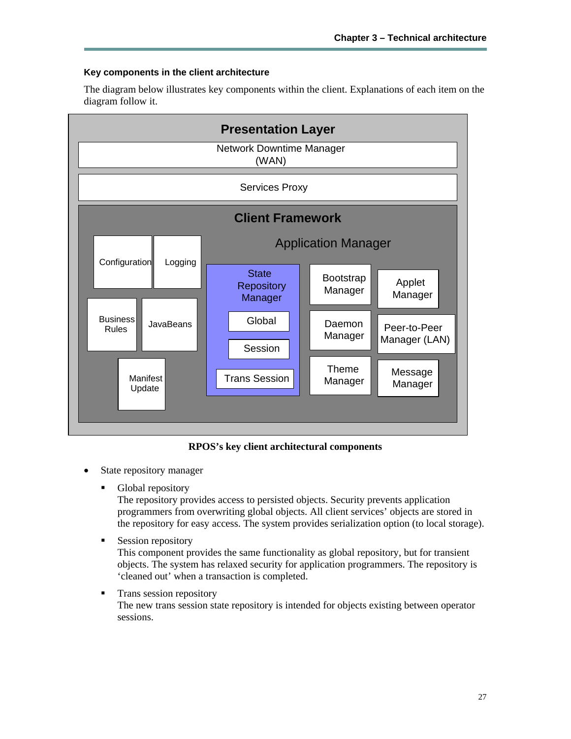### Key components in the client architecture

The diagram below illustrates key components within the client. Explanations of each item on the diagram follow it.

**Presentation Layer**

Network Downtime Manager (WAN)

Services Proxy

**Client Framework**

Configuration | Logging | Business Rules | JavaBeans | Manifest Update

Application Manager

State Repository Manager: Global, Session, Trans Session

Bootstrap Manager | Applet Manager | Daemon Manager | Peer-to-Peer Manager (LAN) | Theme Manager | Message Manager

**RPOS's key client architectural components**

- State repository manager
  - Global repository
    The repository provides access to persisted objects. Security prevents application programmers from overwriting global objects. All client services' objects are stored in the repository for easy access. The system provides serialization option (to local storage).
  - Session repository
    This component provides the same functionality as global repository, but for transient objects. The system has relaxed security for application programmers. The repository is 'cleaned out' when a transaction is completed.
  - Trans session repository
    The new trans session state repository is intended for objects existing between operator sessions.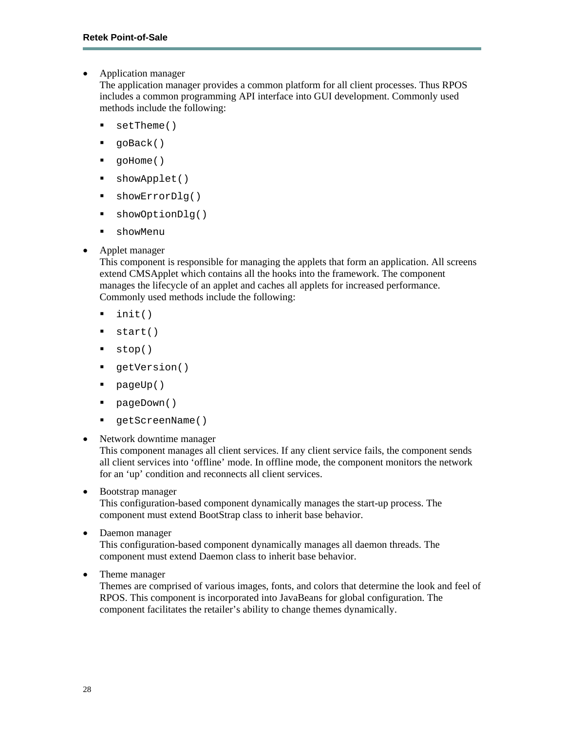- Application manager
  The application manager provides a common platform for all client processes. Thus RPOS includes a common programming API interface into GUI development. Commonly used methods include the following:
  - `setTheme()`
  - `goBack()`
  - `goHome()`
  - `showApplet()`
  - `showErrorDlg()`
  - `showOptionDlg()`
  - `showMenu`
- Applet manager
  This component is responsible for managing the applets that form an application. All screens extend CMSApplet which contains all the hooks into the framework. The component manages the lifecycle of an applet and caches all applets for increased performance. Commonly used methods include the following:
  - `init()`
  - `start()`
  - `stop()`
  - `getVersion()`
  - `pageUp()`
  - `pageDown()`
  - `getScreenName()`
- Network downtime manager
  This component manages all client services. If any client service fails, the component sends all client services into 'offline' mode. In offline mode, the component monitors the network for an 'up' condition and reconnects all client services.
- Bootstrap manager
  This configuration-based component dynamically manages the start-up process. The component must extend BootStrap class to inherit base behavior.
- Daemon manager
  This configuration-based component dynamically manages all daemon threads. The component must extend Daemon class to inherit base behavior.
- Theme manager
  Themes are comprised of various images, fonts, and colors that determine the look and feel of RPOS. This component is incorporated into JavaBeans for global configuration. The component facilitates the retailer's ability to change themes dynamically.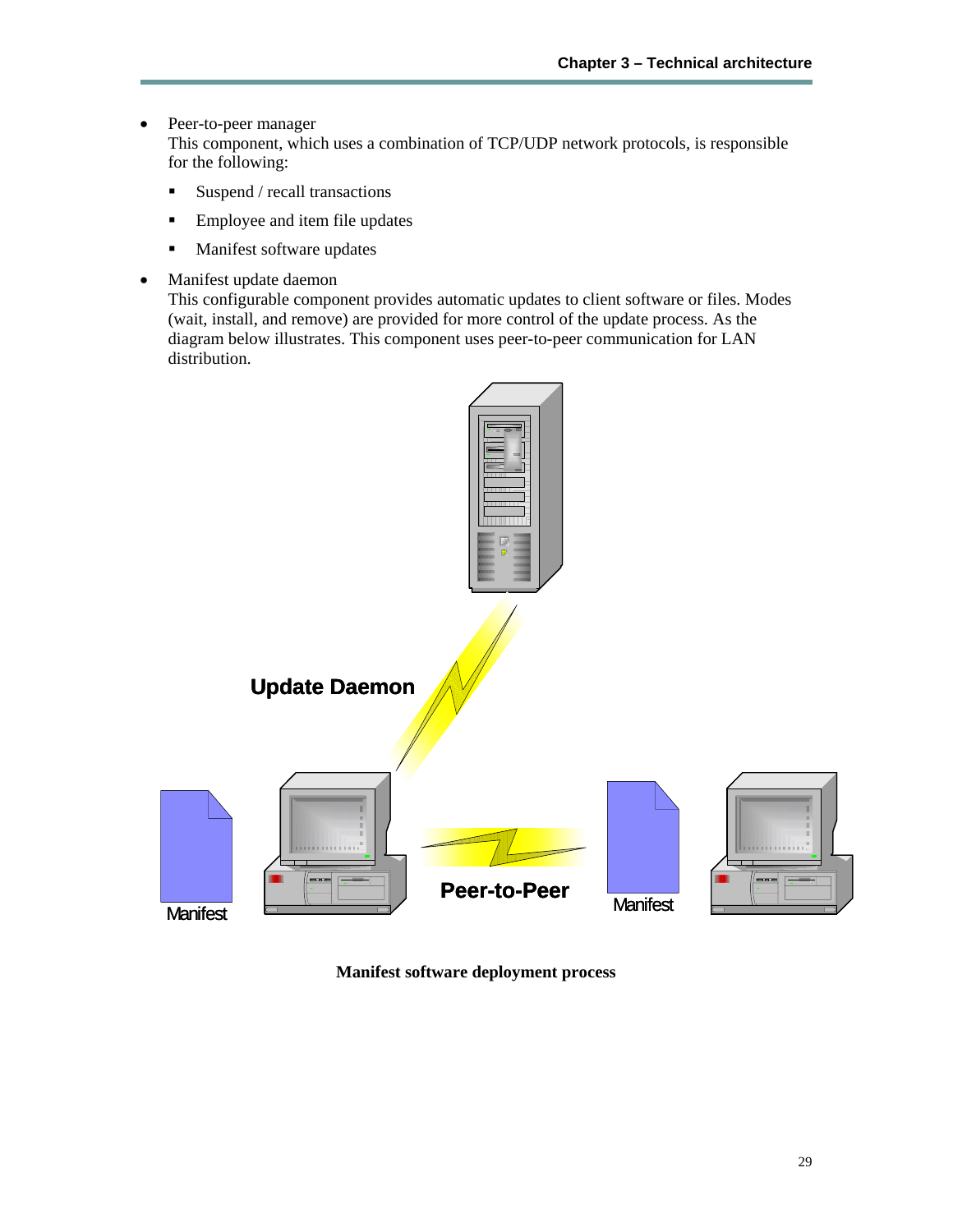- Peer-to-peer manager
  This component, which uses a combination of TCP/UDP network protocols, is responsible for the following:
  - Suspend / recall transactions
  - Employee and item file updates
  - Manifest software updates
- Manifest update daemon
  This configurable component provides automatic updates to client software or files. Modes (wait, install, and remove) are provided for more control of the update process. As the diagram below illustrates. This component uses peer-to-peer communication for LAN distribution.

Update Daemon

Manifest

Peer-to-Peer

Manifest

**Manifest software deployment process**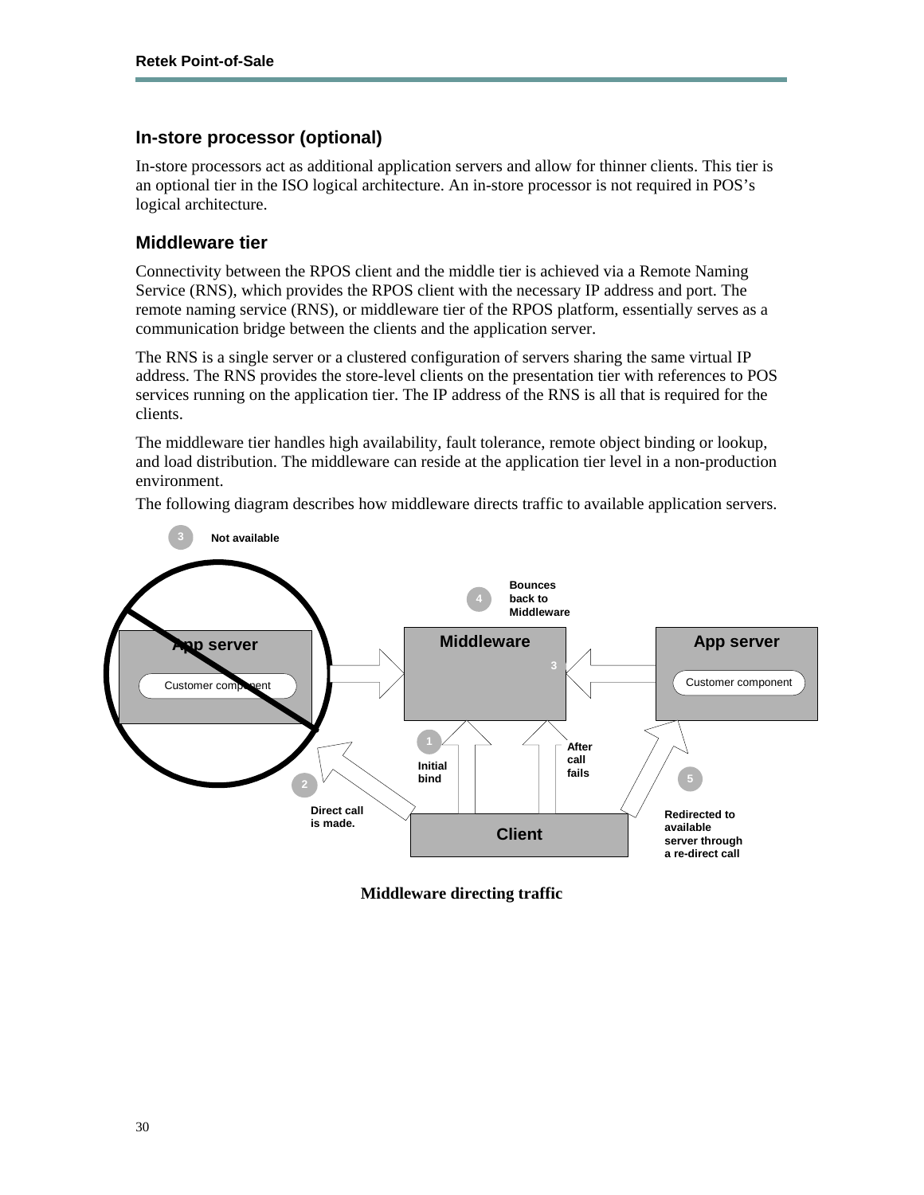## In-store processor (optional)

In-store processors act as additional application servers and allow for thinner clients. This tier is an optional tier in the ISO logical architecture. An in-store processor is not required in POS's logical architecture.

## Middleware tier

Connectivity between the RPOS client and the middle tier is achieved via a Remote Naming Service (RNS), which provides the RPOS client with the necessary IP address and port. The remote naming service (RNS), or middleware tier of the RPOS platform, essentially serves as a communication bridge between the clients and the application server.

The RNS is a single server or a clustered configuration of servers sharing the same virtual IP address. The RNS provides the store-level clients on the presentation tier with references to POS services running on the application tier. The IP address of the RNS is all that is required for the clients.

The middleware tier handles high availability, fault tolerance, remote object binding or lookup, and load distribution. The middleware can reside at the application tier level in a non-production environment.

The following diagram describes how middleware directs traffic to available application servers.

3 Not available

4 Bounces back to Middleware

App server

Customer component

Middleware

3

App server

Customer component

1 Initial bind

After call fails

2 Direct call is made.

Client

5 Redirected to available server through a re-direct call

**Middleware directing traffic**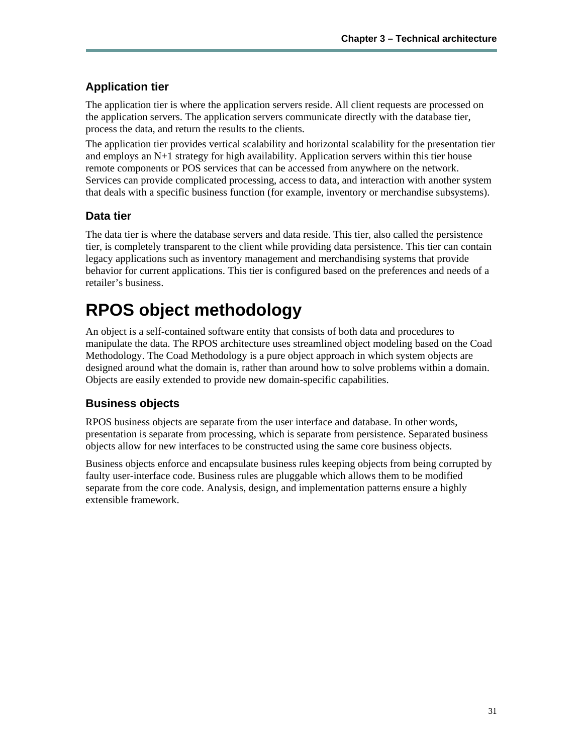### Application tier

The application tier is where the application servers reside. All client requests are processed on the application servers. The application servers communicate directly with the database tier, process the data, and return the results to the clients.

The application tier provides vertical scalability and horizontal scalability for the presentation tier and employs an N+1 strategy for high availability. Application servers within this tier house remote components or POS services that can be accessed from anywhere on the network. Services can provide complicated processing, access to data, and interaction with another system that deals with a specific business function (for example, inventory or merchandise subsystems).

### Data tier

The data tier is where the database servers and data reside. This tier, also called the persistence tier, is completely transparent to the client while providing data persistence. This tier can contain legacy applications such as inventory management and merchandising systems that provide behavior for current applications. This tier is configured based on the preferences and needs of a retailer's business.

## RPOS object methodology

An object is a self-contained software entity that consists of both data and procedures to manipulate the data. The RPOS architecture uses streamlined object modeling based on the Coad Methodology. The Coad Methodology is a pure object approach in which system objects are designed around what the domain is, rather than around how to solve problems within a domain. Objects are easily extended to provide new domain-specific capabilities.

### Business objects

RPOS business objects are separate from the user interface and database. In other words, presentation is separate from processing, which is separate from persistence. Separated business objects allow for new interfaces to be constructed using the same core business objects.

Business objects enforce and encapsulate business rules keeping objects from being corrupted by faulty user-interface code. Business rules are pluggable which allows them to be modified separate from the core code. Analysis, design, and implementation patterns ensure a highly extensible framework.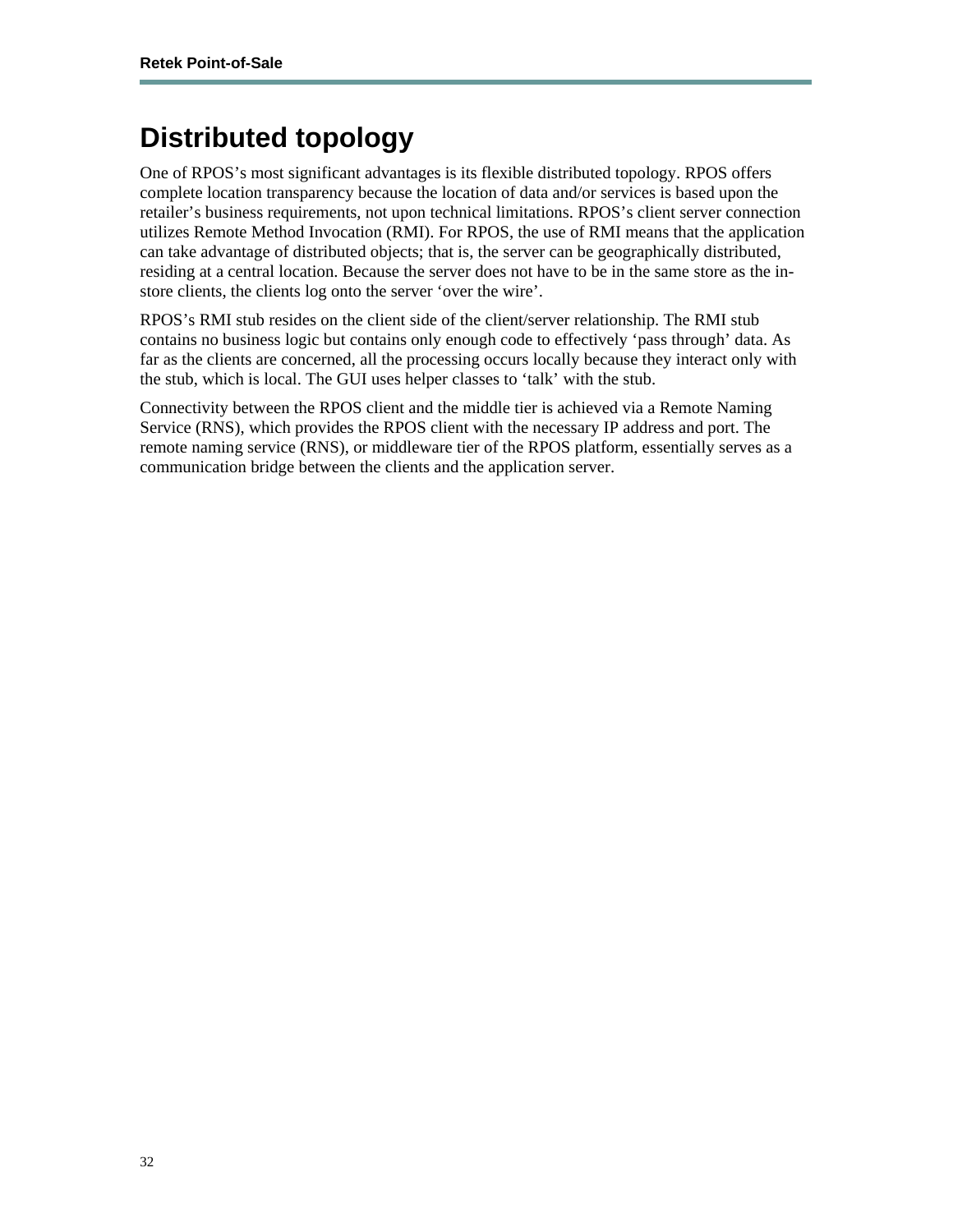# Distributed topology

One of RPOS's most significant advantages is its flexible distributed topology. RPOS offers complete location transparency because the location of data and/or services is based upon the retailer's business requirements, not upon technical limitations. RPOS's client server connection utilizes Remote Method Invocation (RMI). For RPOS, the use of RMI means that the application can take advantage of distributed objects; that is, the server can be geographically distributed, residing at a central location. Because the server does not have to be in the same store as the in-store clients, the clients log onto the server 'over the wire'.

RPOS's RMI stub resides on the client side of the client/server relationship. The RMI stub contains no business logic but contains only enough code to effectively 'pass through' data. As far as the clients are concerned, all the processing occurs locally because they interact only with the stub, which is local. The GUI uses helper classes to 'talk' with the stub.

Connectivity between the RPOS client and the middle tier is achieved via a Remote Naming Service (RNS), which provides the RPOS client with the necessary IP address and port. The remote naming service (RNS), or middleware tier of the RPOS platform, essentially serves as a communication bridge between the clients and the application server.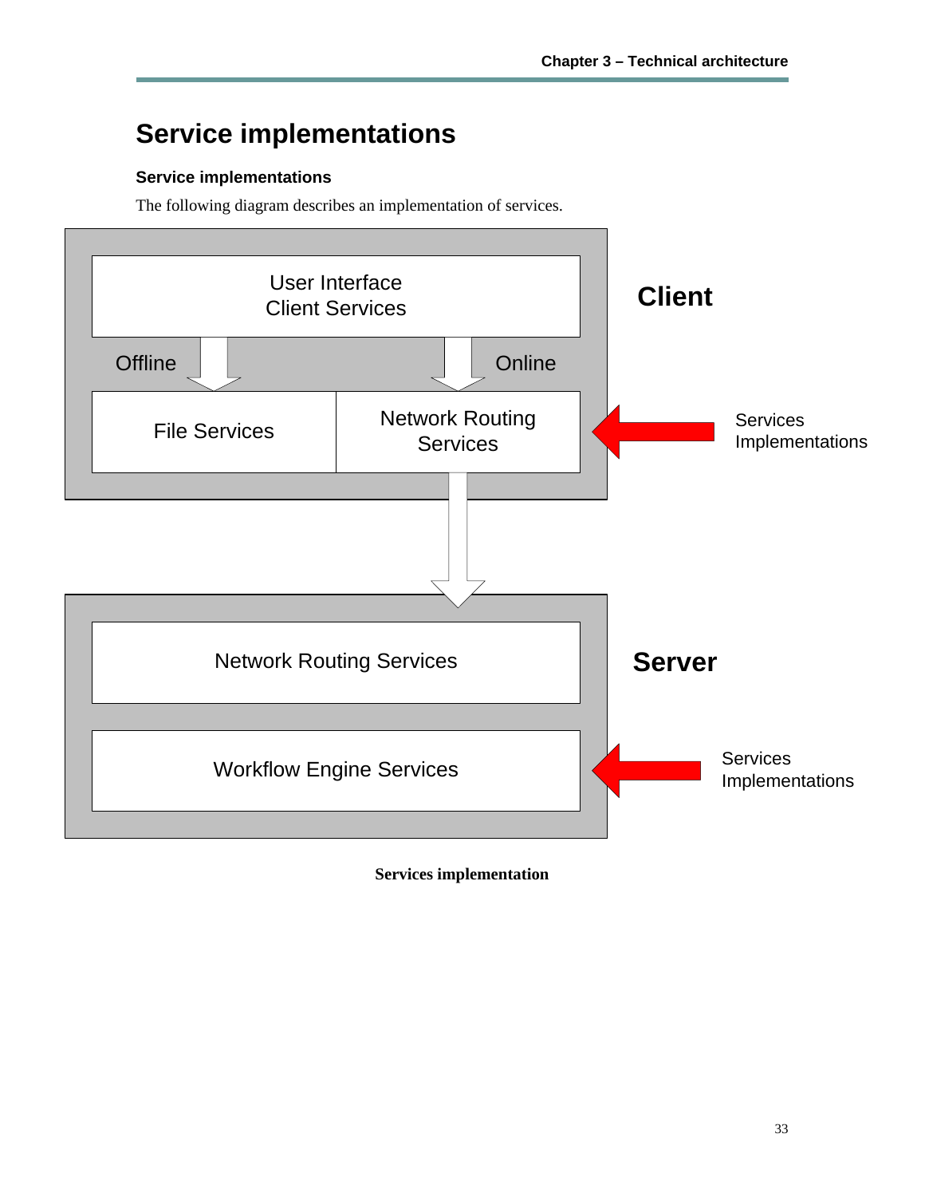# Service implementations

### Service implementations

The following diagram describes an implementation of services.

User Interface
Client Services

Offline

Online

File Services

Network Routing Services

Client

Services Implementations

Network Routing Services

Server

Workflow Engine Services

Services Implementations

**Services implementation**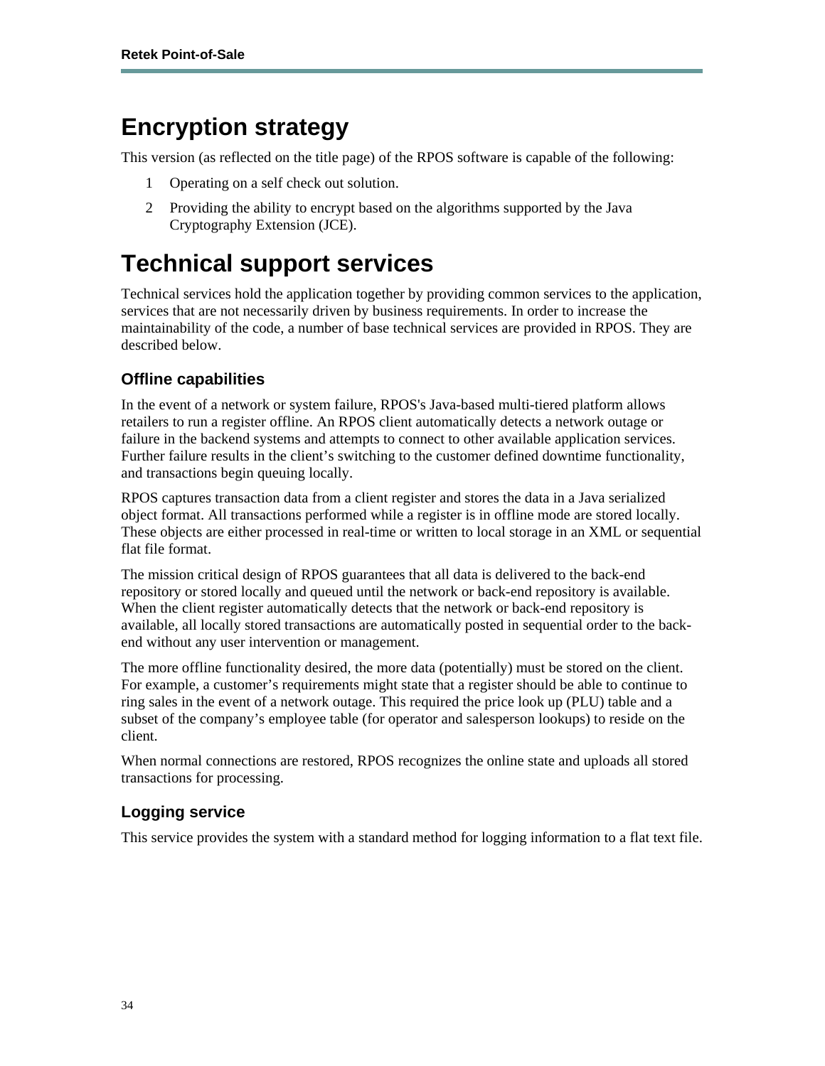# Encryption strategy

This version (as reflected on the title page) of the RPOS software is capable of the following:

1. Operating on a self check out solution.
2. Providing the ability to encrypt based on the algorithms supported by the Java Cryptography Extension (JCE).

# Technical support services

Technical services hold the application together by providing common services to the application, services that are not necessarily driven by business requirements. In order to increase the maintainability of the code, a number of base technical services are provided in RPOS. They are described below.

## Offline capabilities

In the event of a network or system failure, RPOS's Java-based multi-tiered platform allows retailers to run a register offline. An RPOS client automatically detects a network outage or failure in the backend systems and attempts to connect to other available application services. Further failure results in the client's switching to the customer defined downtime functionality, and transactions begin queuing locally.

RPOS captures transaction data from a client register and stores the data in a Java serialized object format. All transactions performed while a register is in offline mode are stored locally. These objects are either processed in real-time or written to local storage in an XML or sequential flat file format.

The mission critical design of RPOS guarantees that all data is delivered to the back-end repository or stored locally and queued until the network or back-end repository is available. When the client register automatically detects that the network or back-end repository is available, all locally stored transactions are automatically posted in sequential order to the back-end without any user intervention or management.

The more offline functionality desired, the more data (potentially) must be stored on the client. For example, a customer's requirements might state that a register should be able to continue to ring sales in the event of a network outage. This required the price look up (PLU) table and a subset of the company's employee table (for operator and salesperson lookups) to reside on the client.

When normal connections are restored, RPOS recognizes the online state and uploads all stored transactions for processing.

## Logging service

This service provides the system with a standard method for logging information to a flat text file.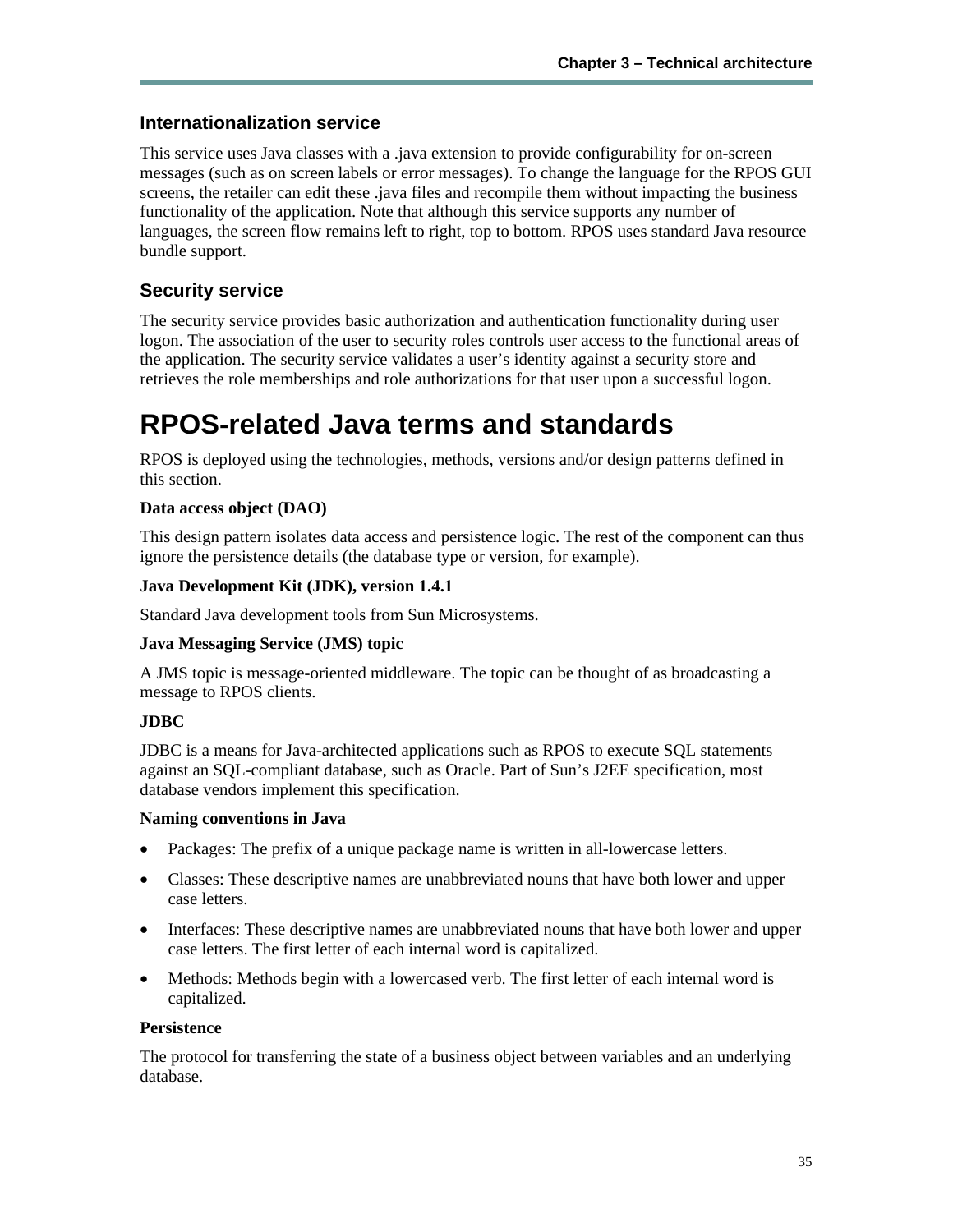### Internationalization service

This service uses Java classes with a .java extension to provide configurability for on-screen messages (such as on screen labels or error messages). To change the language for the RPOS GUI screens, the retailer can edit these .java files and recompile them without impacting the business functionality of the application. Note that although this service supports any number of languages, the screen flow remains left to right, top to bottom. RPOS uses standard Java resource bundle support.

### Security service

The security service provides basic authorization and authentication functionality during user logon. The association of the user to security roles controls user access to the functional areas of the application. The security service validates a user's identity against a security store and retrieves the role memberships and role authorizations for that user upon a successful logon.

## RPOS-related Java terms and standards

RPOS is deployed using the technologies, methods, versions and/or design patterns defined in this section.

**Data access object (DAO)**

This design pattern isolates data access and persistence logic. The rest of the component can thus ignore the persistence details (the database type or version, for example).

**Java Development Kit (JDK), version 1.4.1**

Standard Java development tools from Sun Microsystems.

**Java Messaging Service (JMS) topic**

A JMS topic is message-oriented middleware. The topic can be thought of as broadcasting a message to RPOS clients.

**JDBC**

JDBC is a means for Java-architected applications such as RPOS to execute SQL statements against an SQL-compliant database, such as Oracle. Part of Sun's J2EE specification, most database vendors implement this specification.

**Naming conventions in Java**

- Packages: The prefix of a unique package name is written in all-lowercase letters.
- Classes: These descriptive names are unabbreviated nouns that have both lower and upper case letters.
- Interfaces: These descriptive names are unabbreviated nouns that have both lower and upper case letters. The first letter of each internal word is capitalized.
- Methods: Methods begin with a lowercased verb. The first letter of each internal word is capitalized.

**Persistence**

The protocol for transferring the state of a business object between variables and an underlying database.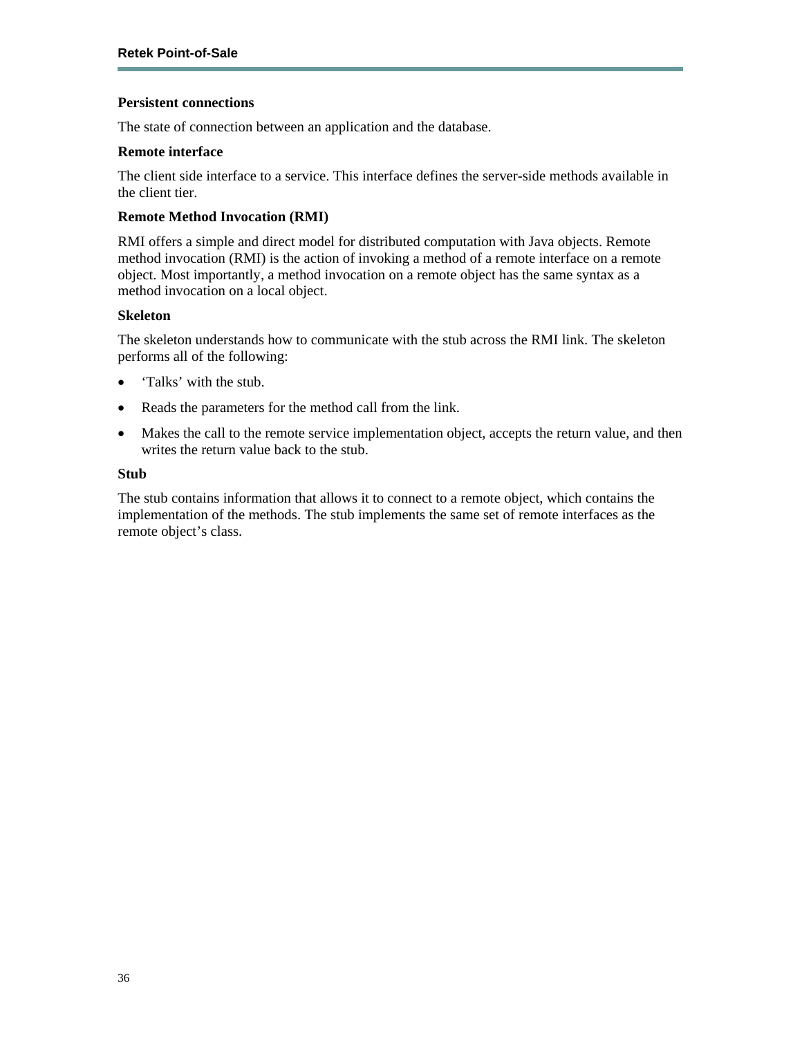**Persistent connections**

The state of connection between an application and the database.

**Remote interface**

The client side interface to a service. This interface defines the server-side methods available in the client tier.

**Remote Method Invocation (RMI)**

RMI offers a simple and direct model for distributed computation with Java objects. Remote method invocation (RMI) is the action of invoking a method of a remote interface on a remote object. Most importantly, a method invocation on a remote object has the same syntax as a method invocation on a local object.

**Skeleton**

The skeleton understands how to communicate with the stub across the RMI link. The skeleton performs all of the following:

- 'Talks' with the stub.
- Reads the parameters for the method call from the link.
- Makes the call to the remote service implementation object, accepts the return value, and then writes the return value back to the stub.

**Stub**

The stub contains information that allows it to connect to a remote object, which contains the implementation of the methods. The stub implements the same set of remote interfaces as the remote object's class.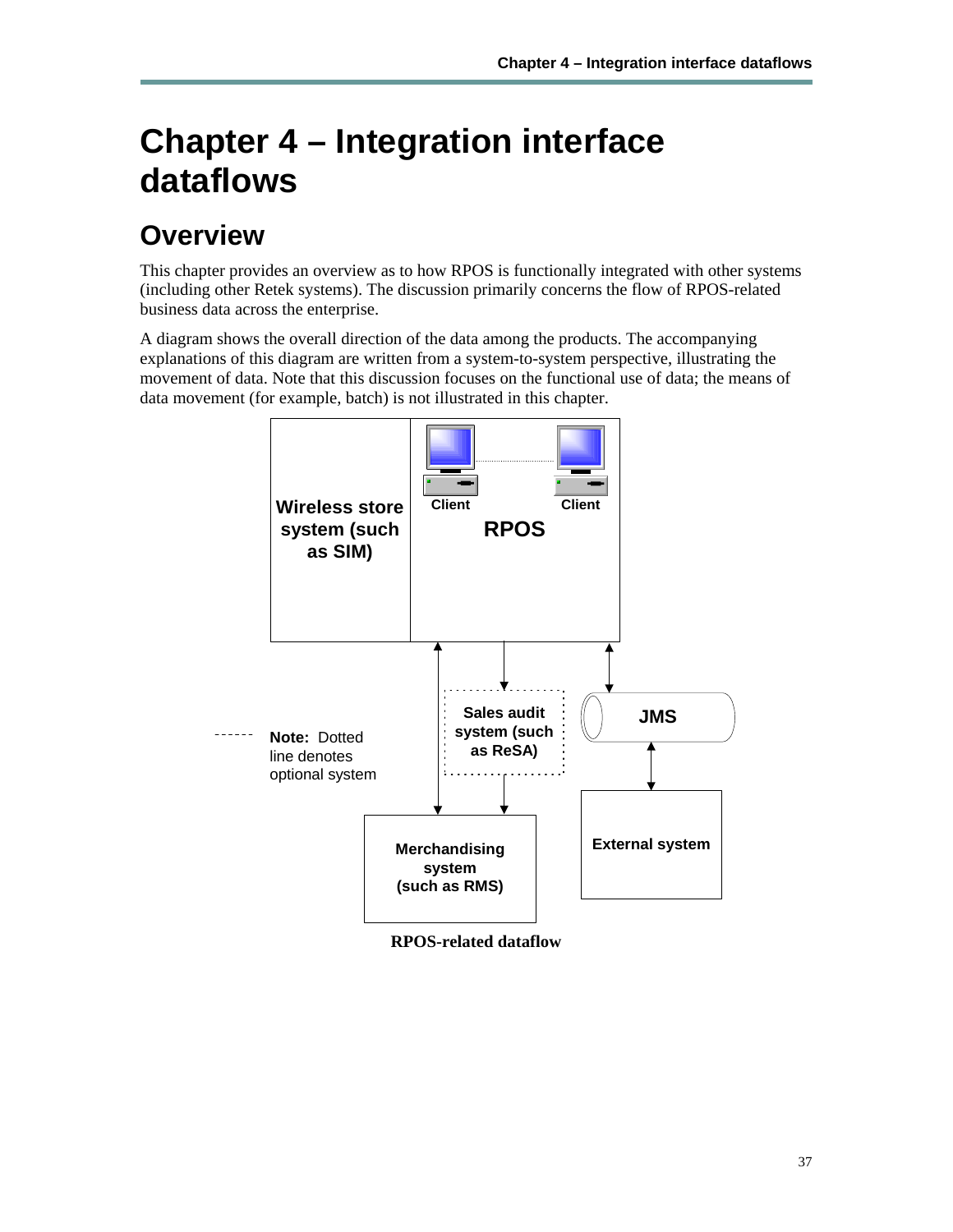# Chapter 4 – Integration interface dataflows

## Overview

This chapter provides an overview as to how RPOS is functionally integrated with other systems (including other Retek systems). The discussion primarily concerns the flow of RPOS-related business data across the enterprise.

A diagram shows the overall direction of the data among the products. The accompanying explanations of this diagram are written from a system-to-system perspective, illustrating the movement of data. Note that this discussion focuses on the functional use of data; the means of data movement (for example, batch) is not illustrated in this chapter.

Wireless store system (such as SIM)

Client

Client

RPOS

Sales audit system (such as ReSA)

JMS

**Note:** Dotted line denotes optional system

Merchandising system (such as RMS)

External system

**RPOS-related dataflow**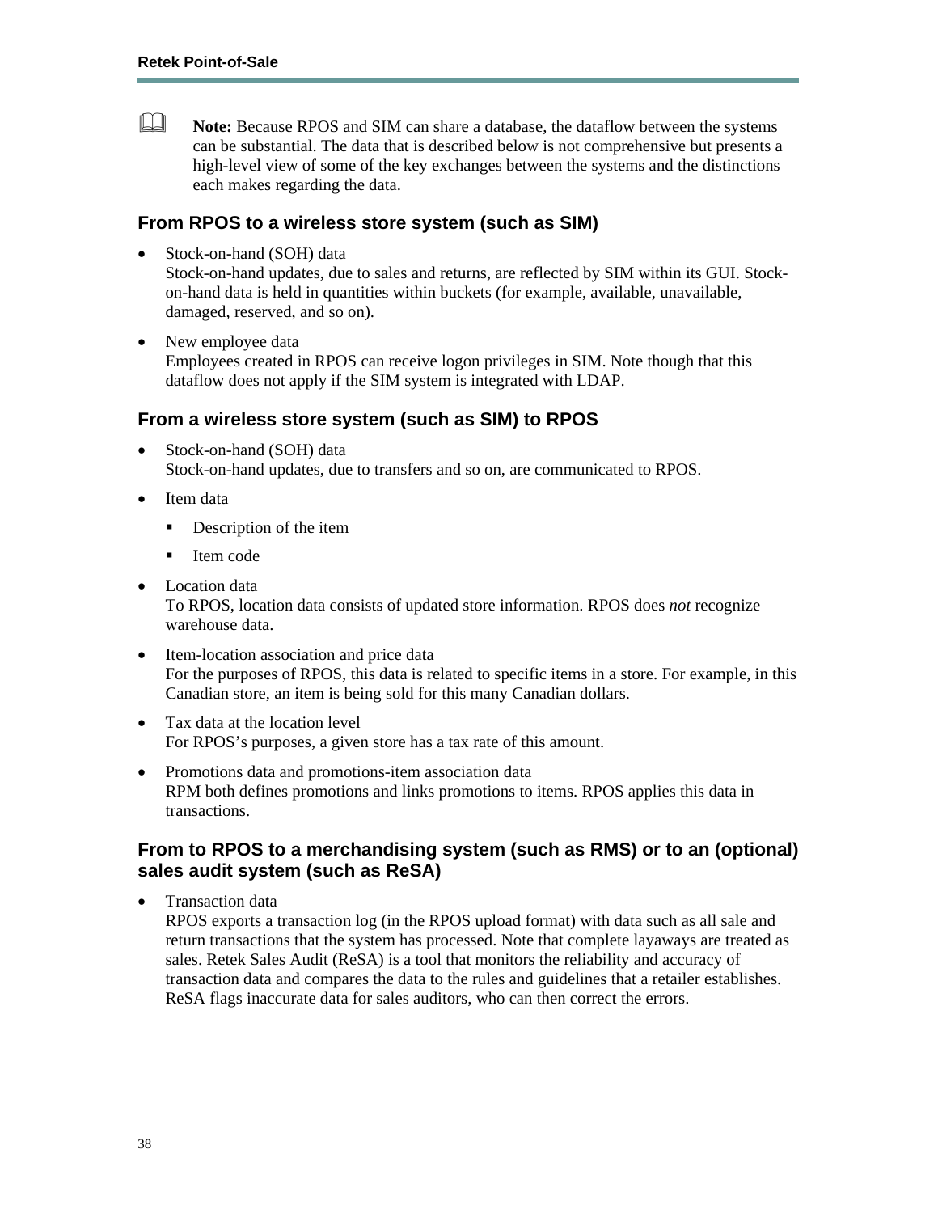> **Note:** Because RPOS and SIM can share a database, the dataflow between the systems can be substantial. The data that is described below is not comprehensive but presents a high-level view of some of the key exchanges between the systems and the distinctions each makes regarding the data.

### From RPOS to a wireless store system (such as SIM)

- Stock-on-hand (SOH) data
  Stock-on-hand updates, due to sales and returns, are reflected by SIM within its GUI. Stock-on-hand data is held in quantities within buckets (for example, available, unavailable, damaged, reserved, and so on).
- New employee data
  Employees created in RPOS can receive logon privileges in SIM. Note though that this dataflow does not apply if the SIM system is integrated with LDAP.

### From a wireless store system (such as SIM) to RPOS

- Stock-on-hand (SOH) data
  Stock-on-hand updates, due to transfers and so on, are communicated to RPOS.
- Item data
  - Description of the item
  - Item code
- Location data
  To RPOS, location data consists of updated store information. RPOS does *not* recognize warehouse data.
- Item-location association and price data
  For the purposes of RPOS, this data is related to specific items in a store. For example, in this Canadian store, an item is being sold for this many Canadian dollars.
- Tax data at the location level
  For RPOS's purposes, a given store has a tax rate of this amount.
- Promotions data and promotions-item association data
  RPM both defines promotions and links promotions to items. RPOS applies this data in transactions.

### From to RPOS to a merchandising system (such as RMS) or to an (optional) sales audit system (such as ReSA)

- Transaction data
  RPOS exports a transaction log (in the RPOS upload format) with data such as all sale and return transactions that the system has processed. Note that complete layaways are treated as sales. Retek Sales Audit (ReSA) is a tool that monitors the reliability and accuracy of transaction data and compares the data to the rules and guidelines that a retailer establishes. ReSA flags inaccurate data for sales auditors, who can then correct the errors.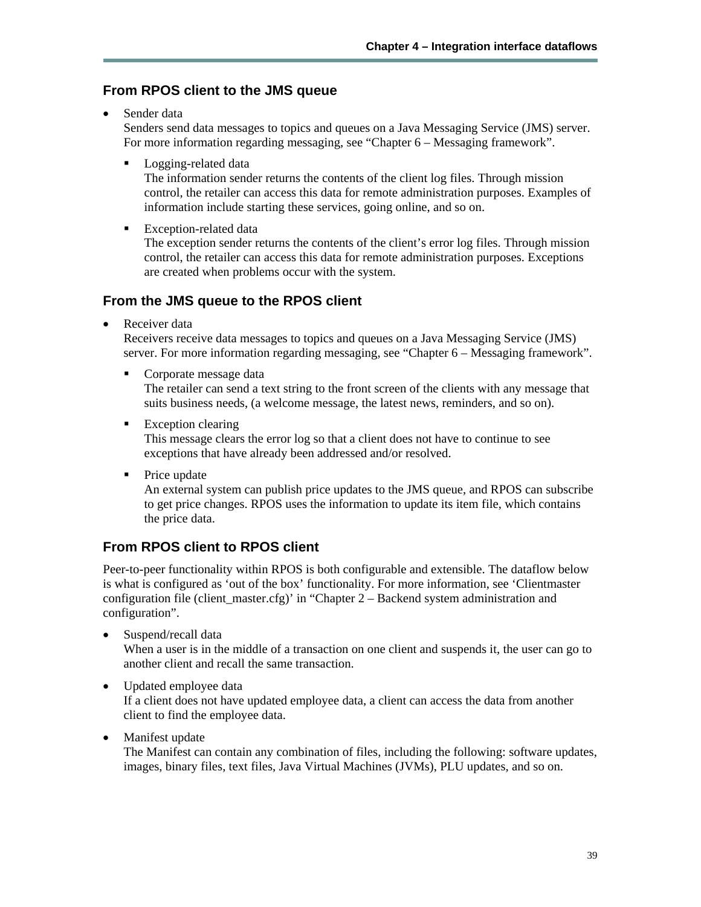## From RPOS client to the JMS queue

- Sender data
  Senders send data messages to topics and queues on a Java Messaging Service (JMS) server. For more information regarding messaging, see "Chapter 6 – Messaging framework".
  - Logging-related data
    The information sender returns the contents of the client log files. Through mission control, the retailer can access this data for remote administration purposes. Examples of information include starting these services, going online, and so on.
  - Exception-related data
    The exception sender returns the contents of the client's error log files. Through mission control, the retailer can access this data for remote administration purposes. Exceptions are created when problems occur with the system.

## From the JMS queue to the RPOS client

- Receiver data
  Receivers receive data messages to topics and queues on a Java Messaging Service (JMS) server. For more information regarding messaging, see "Chapter 6 – Messaging framework".
  - Corporate message data
    The retailer can send a text string to the front screen of the clients with any message that suits business needs, (a welcome message, the latest news, reminders, and so on).
  - Exception clearing
    This message clears the error log so that a client does not have to continue to see exceptions that have already been addressed and/or resolved.
  - Price update
    An external system can publish price updates to the JMS queue, and RPOS can subscribe to get price changes. RPOS uses the information to update its item file, which contains the price data.

## From RPOS client to RPOS client

Peer-to-peer functionality within RPOS is both configurable and extensible. The dataflow below is what is configured as 'out of the box' functionality. For more information, see 'Clientmaster configuration file (client_master.cfg)' in "Chapter 2 – Backend system administration and configuration".

- Suspend/recall data
  When a user is in the middle of a transaction on one client and suspends it, the user can go to another client and recall the same transaction.
- Updated employee data
  If a client does not have updated employee data, a client can access the data from another client to find the employee data.
- Manifest update
  The Manifest can contain any combination of files, including the following: software updates, images, binary files, text files, Java Virtual Machines (JVMs), PLU updates, and so on.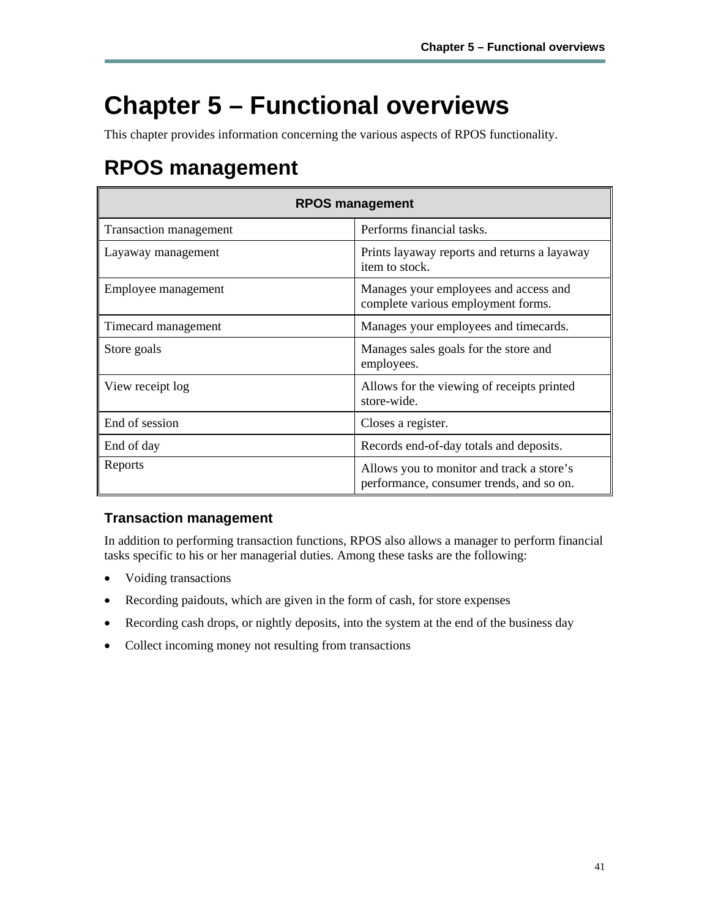# Chapter 5 – Functional overviews

This chapter provides information concerning the various aspects of RPOS functionality.

## RPOS management

| RPOS management | |
|---|---|
| Transaction management | Performs financial tasks. |
| Layaway management | Prints layaway reports and returns a layaway item to stock. |
| Employee management | Manages your employees and access and complete various employment forms. |
| Timecard management | Manages your employees and timecards. |
| Store goals | Manages sales goals for the store and employees. |
| View receipt log | Allows for the viewing of receipts printed store-wide. |
| End of session | Closes a register. |
| End of day | Records end-of-day totals and deposits. |
| Reports | Allows you to monitor and track a store's performance, consumer trends, and so on. |

### Transaction management

In addition to performing transaction functions, RPOS also allows a manager to perform financial tasks specific to his or her managerial duties. Among these tasks are the following:

- Voiding transactions
- Recording paidouts, which are given in the form of cash, for store expenses
- Recording cash drops, or nightly deposits, into the system at the end of the business day
- Collect incoming money not resulting from transactions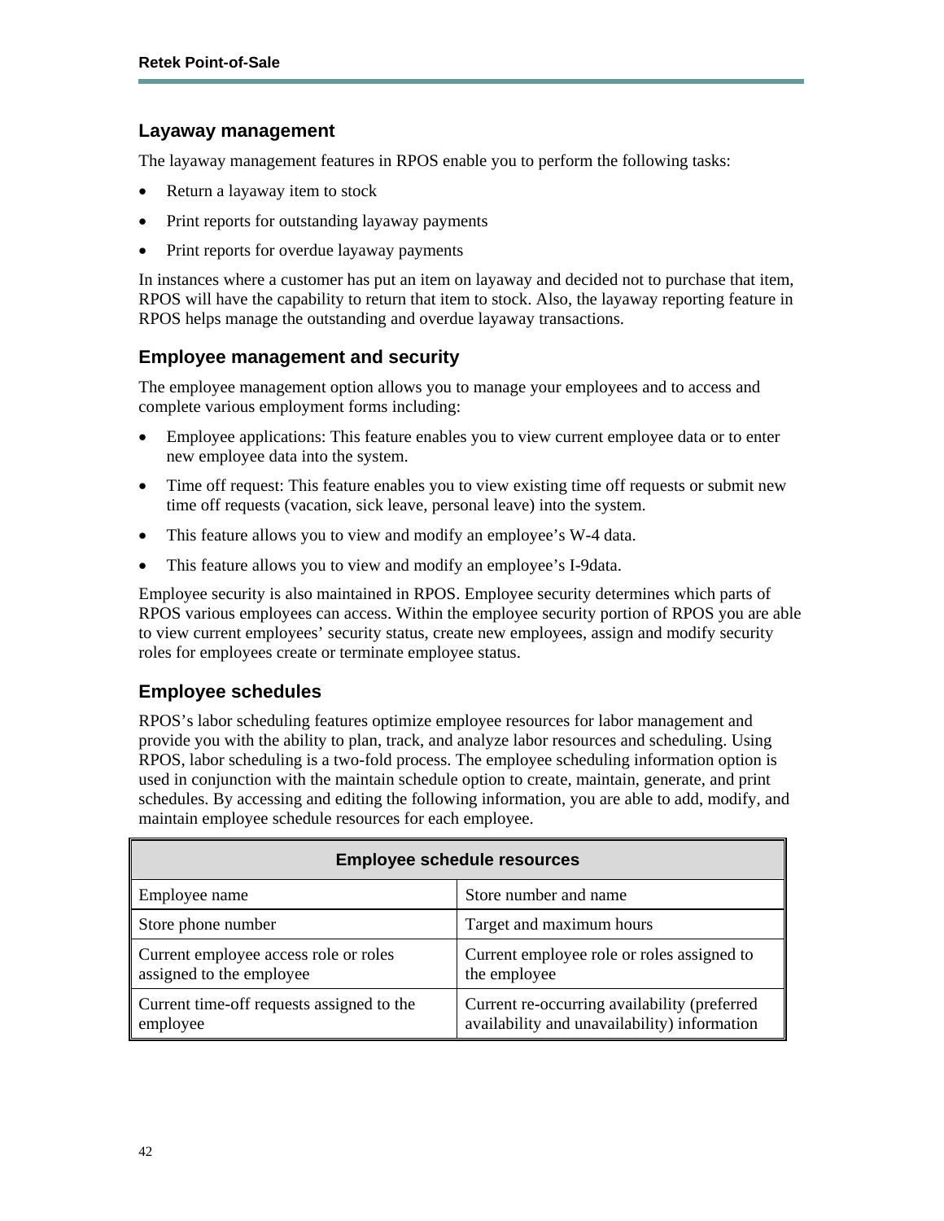## Layaway management

The layaway management features in RPOS enable you to perform the following tasks:

- Return a layaway item to stock
- Print reports for outstanding layaway payments
- Print reports for overdue layaway payments

In instances where a customer has put an item on layaway and decided not to purchase that item, RPOS will have the capability to return that item to stock. Also, the layaway reporting feature in RPOS helps manage the outstanding and overdue layaway transactions.

## Employee management and security

The employee management option allows you to manage your employees and to access and complete various employment forms including:

- Employee applications: This feature enables you to view current employee data or to enter new employee data into the system.
- Time off request: This feature enables you to view existing time off requests or submit new time off requests (vacation, sick leave, personal leave) into the system.
- This feature allows you to view and modify an employee's W-4 data.
- This feature allows you to view and modify an employee's I-9data.

Employee security is also maintained in RPOS. Employee security determines which parts of RPOS various employees can access. Within the employee security portion of RPOS you are able to view current employees' security status, create new employees, assign and modify security roles for employees create or terminate employee status.

## Employee schedules

RPOS's labor scheduling features optimize employee resources for labor management and provide you with the ability to plan, track, and analyze labor resources and scheduling. Using RPOS, labor scheduling is a two-fold process. The employee scheduling information option is used in conjunction with the maintain schedule option to create, maintain, generate, and print schedules. By accessing and editing the following information, you are able to add, modify, and maintain employee schedule resources for each employee.

| **Employee schedule resources** | |
|---|---|
| Employee name | Store number and name |
| Store phone number | Target and maximum hours |
| Current employee access role or roles assigned to the employee | Current employee role or roles assigned to the employee |
| Current time-off requests assigned to the employee | Current re-occurring availability (preferred availability and unavailability) information |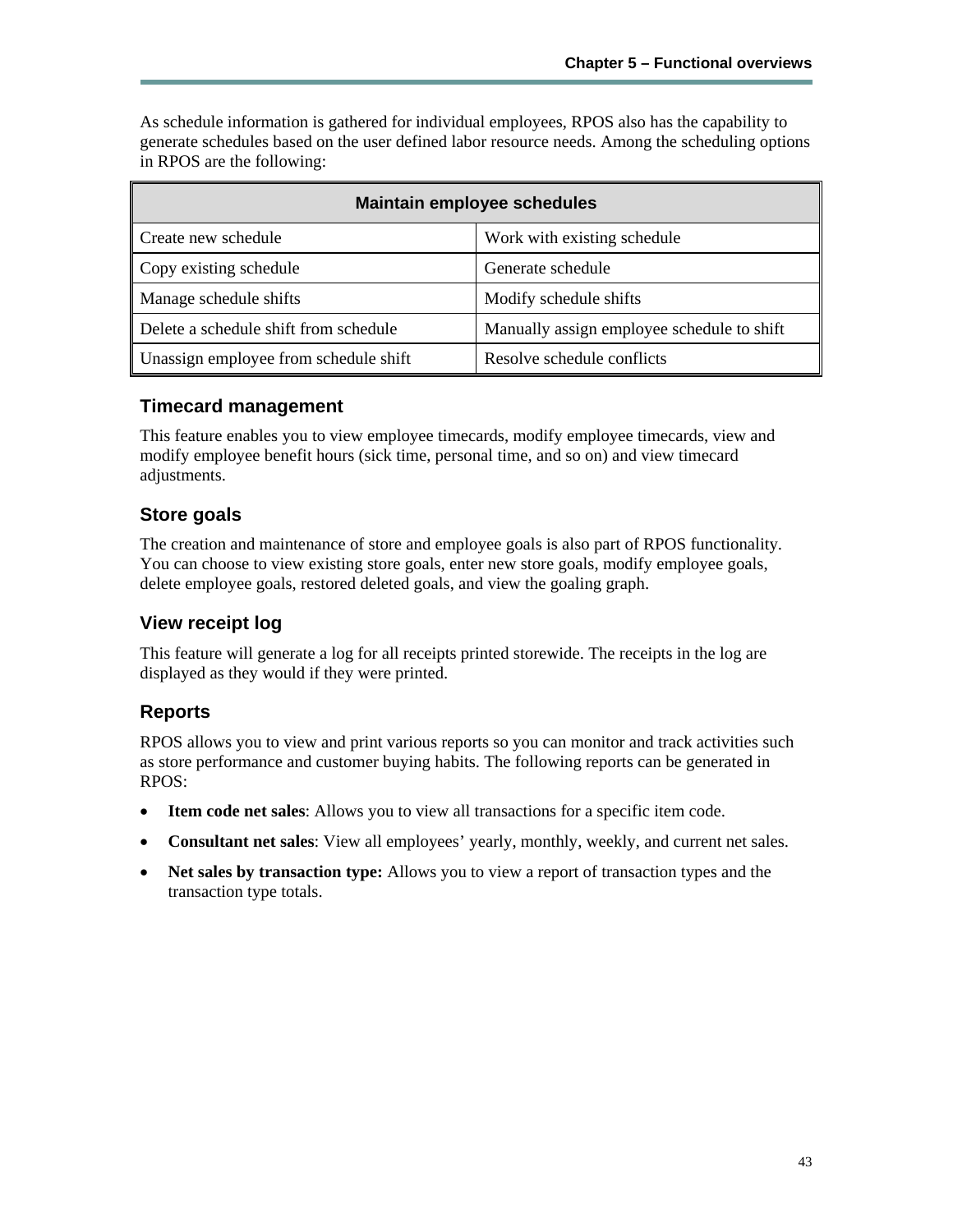As schedule information is gathered for individual employees, RPOS also has the capability to generate schedules based on the user defined labor resource needs. Among the scheduling options in RPOS are the following:

| Maintain employee schedules | |
|---|---|
| Create new schedule | Work with existing schedule |
| Copy existing schedule | Generate schedule |
| Manage schedule shifts | Modify schedule shifts |
| Delete a schedule shift from schedule | Manually assign employee schedule to shift |
| Unassign employee from schedule shift | Resolve schedule conflicts |

### Timecard management

This feature enables you to view employee timecards, modify employee timecards, view and modify employee benefit hours (sick time, personal time, and so on) and view timecard adjustments.

### Store goals

The creation and maintenance of store and employee goals is also part of RPOS functionality. You can choose to view existing store goals, enter new store goals, modify employee goals, delete employee goals, restored deleted goals, and view the goaling graph.

### View receipt log

This feature will generate a log for all receipts printed storewide. The receipts in the log are displayed as they would if they were printed.

### Reports

RPOS allows you to view and print various reports so you can monitor and track activities such as store performance and customer buying habits. The following reports can be generated in RPOS:

- **Item code net sales**: Allows you to view all transactions for a specific item code.
- **Consultant net sales**: View all employees' yearly, monthly, weekly, and current net sales.
- **Net sales by transaction type:** Allows you to view a report of transaction types and the transaction type totals.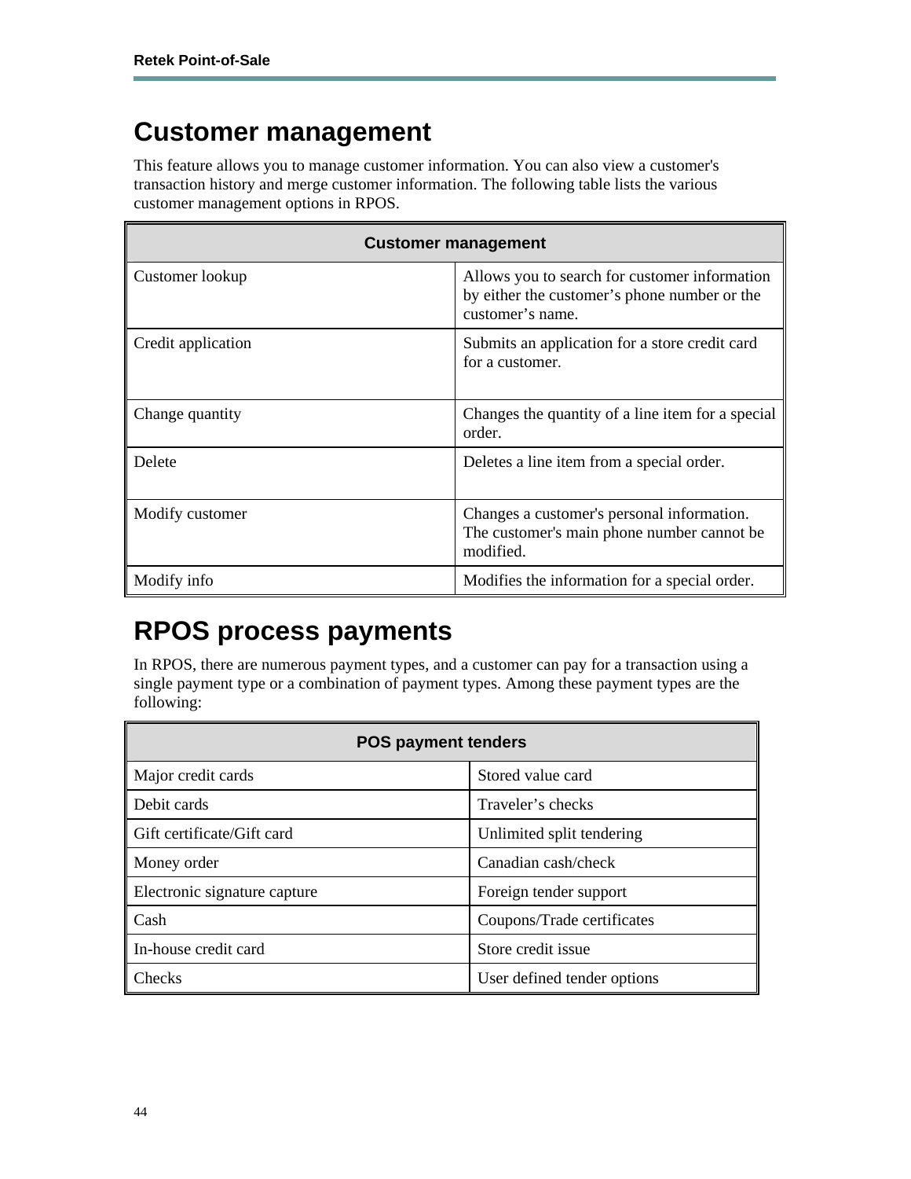# Customer management

This feature allows you to manage customer information. You can also view a customer's transaction history and merge customer information. The following table lists the various customer management options in RPOS.

| **Customer management** | |
|---|---|
| Customer lookup | Allows you to search for customer information by either the customer's phone number or the customer's name. |
| Credit application | Submits an application for a store credit card for a customer. |
| Change quantity | Changes the quantity of a line item for a special order. |
| Delete | Deletes a line item from a special order. |
| Modify customer | Changes a customer's personal information. The customer's main phone number cannot be modified. |
| Modify info | Modifies the information for a special order. |

# RPOS process payments

In RPOS, there are numerous payment types, and a customer can pay for a transaction using a single payment type or a combination of payment types. Among these payment types are the following:

| **POS payment tenders** | |
|---|---|
| Major credit cards | Stored value card |
| Debit cards | Traveler's checks |
| Gift certificate/Gift card | Unlimited split tendering |
| Money order | Canadian cash/check |
| Electronic signature capture | Foreign tender support |
| Cash | Coupons/Trade certificates |
| In-house credit card | Store credit issue |
| Checks | User defined tender options |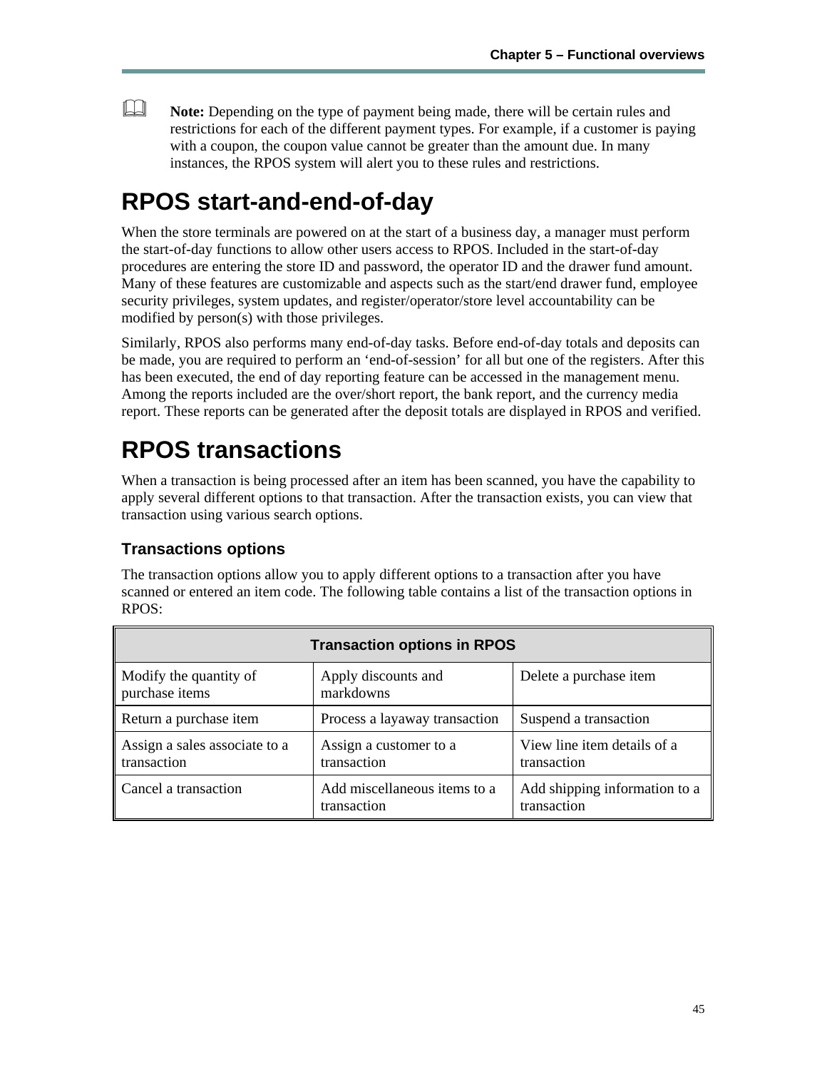**Note:** Depending on the type of payment being made, there will be certain rules and restrictions for each of the different payment types. For example, if a customer is paying with a coupon, the coupon value cannot be greater than the amount due. In many instances, the RPOS system will alert you to these rules and restrictions.

# RPOS start-and-end-of-day

When the store terminals are powered on at the start of a business day, a manager must perform the start-of-day functions to allow other users access to RPOS. Included in the start-of-day procedures are entering the store ID and password, the operator ID and the drawer fund amount. Many of these features are customizable and aspects such as the start/end drawer fund, employee security privileges, system updates, and register/operator/store level accountability can be modified by person(s) with those privileges.

Similarly, RPOS also performs many end-of-day tasks. Before end-of-day totals and deposits can be made, you are required to perform an 'end-of-session' for all but one of the registers. After this has been executed, the end of day reporting feature can be accessed in the management menu. Among the reports included are the over/short report, the bank report, and the currency media report. These reports can be generated after the deposit totals are displayed in RPOS and verified.

# RPOS transactions

When a transaction is being processed after an item has been scanned, you have the capability to apply several different options to that transaction. After the transaction exists, you can view that transaction using various search options.

## Transactions options

The transaction options allow you to apply different options to a transaction after you have scanned or entered an item code. The following table contains a list of the transaction options in RPOS:

| Transaction options in RPOS | | |
|---|---|---|
| Modify the quantity of purchase items | Apply discounts and markdowns | Delete a purchase item |
| Return a purchase item | Process a layaway transaction | Suspend a transaction |
| Assign a sales associate to a transaction | Assign a customer to a transaction | View line item details of a transaction |
| Cancel a transaction | Add miscellaneous items to a transaction | Add shipping information to a transaction |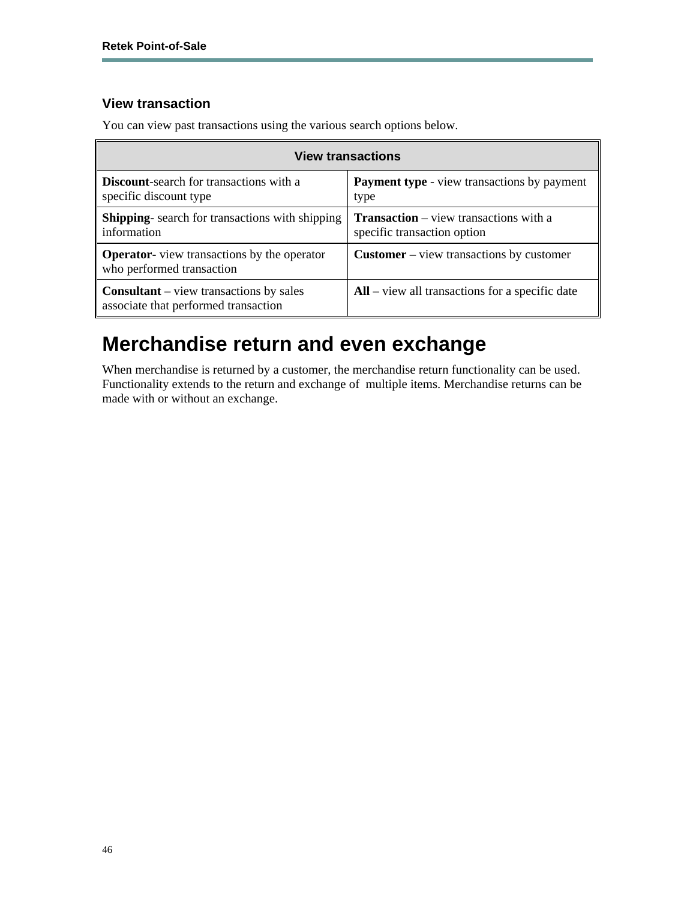### View transaction

You can view past transactions using the various search options below.

| View transactions | |
|---|---|
| **Discount**-search for transactions with a specific discount type | **Payment type** - view transactions by payment type |
| **Shipping**- search for transactions with shipping information | **Transaction** – view transactions with a specific transaction option |
| **Operator**- view transactions by the operator who performed transaction | **Customer** – view transactions by customer |
| **Consultant** – view transactions by sales associate that performed transaction | **All** – view all transactions for a specific date |

## Merchandise return and even exchange

When merchandise is returned by a customer, the merchandise return functionality can be used. Functionality extends to the return and exchange of multiple items. Merchandise returns can be made with or without an exchange.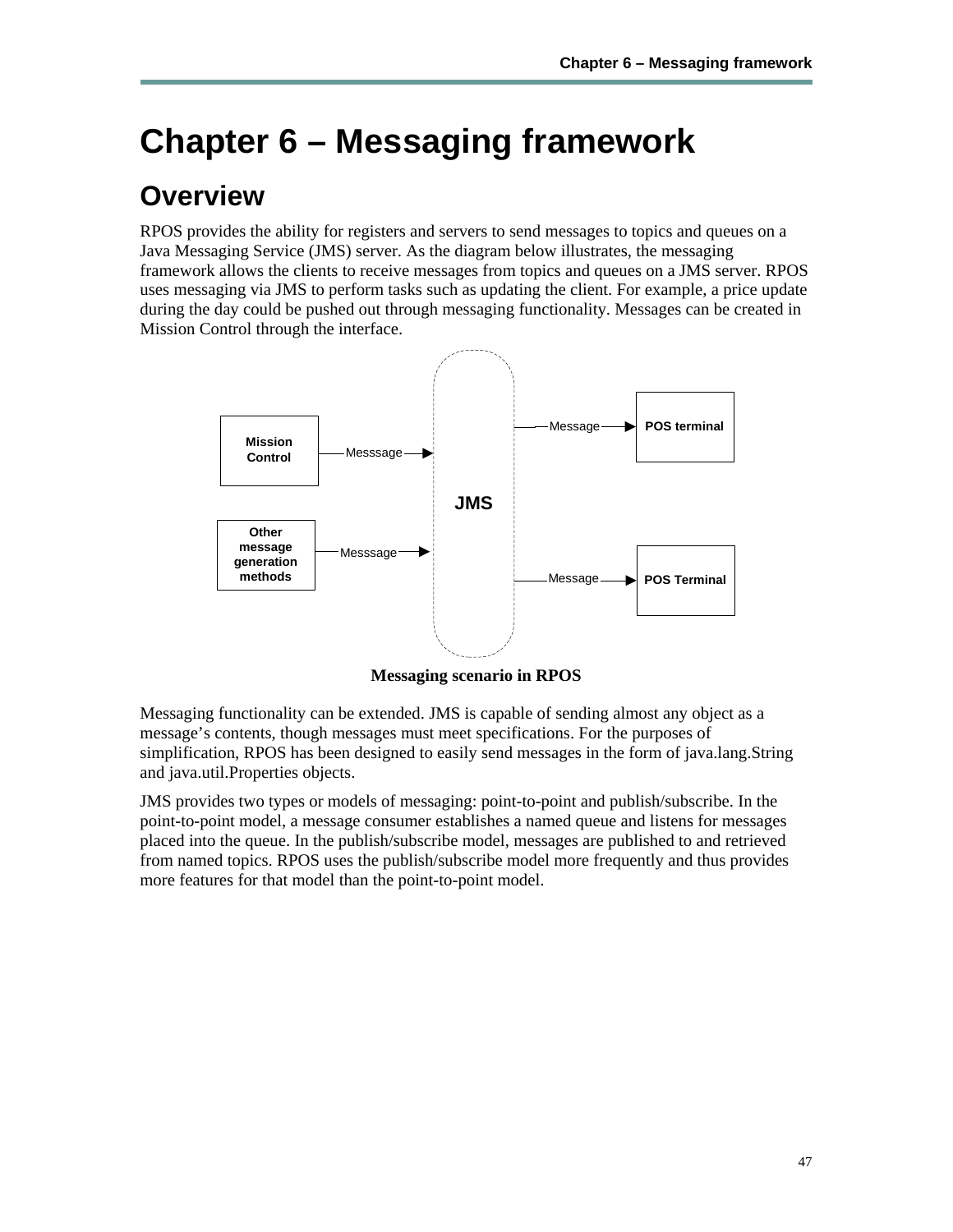# Chapter 6 – Messaging framework

## Overview

RPOS provides the ability for registers and servers to send messages to topics and queues on a Java Messaging Service (JMS) server. As the diagram below illustrates, the messaging framework allows the clients to receive messages from topics and queues on a JMS server. RPOS uses messaging via JMS to perform tasks such as updating the client. For example, a price update during the day could be pushed out through messaging functionality. Messages can be created in Mission Control through the interface.

**Messaging scenario in RPOS**

Messaging functionality can be extended. JMS is capable of sending almost any object as a message's contents, though messages must meet specifications. For the purposes of simplification, RPOS has been designed to easily send messages in the form of java.lang.String and java.util.Properties objects.

JMS provides two types or models of messaging: point-to-point and publish/subscribe. In the point-to-point model, a message consumer establishes a named queue and listens for messages placed into the queue. In the publish/subscribe model, messages are published to and retrieved from named topics. RPOS uses the publish/subscribe model more frequently and thus provides more features for that model than the point-to-point model.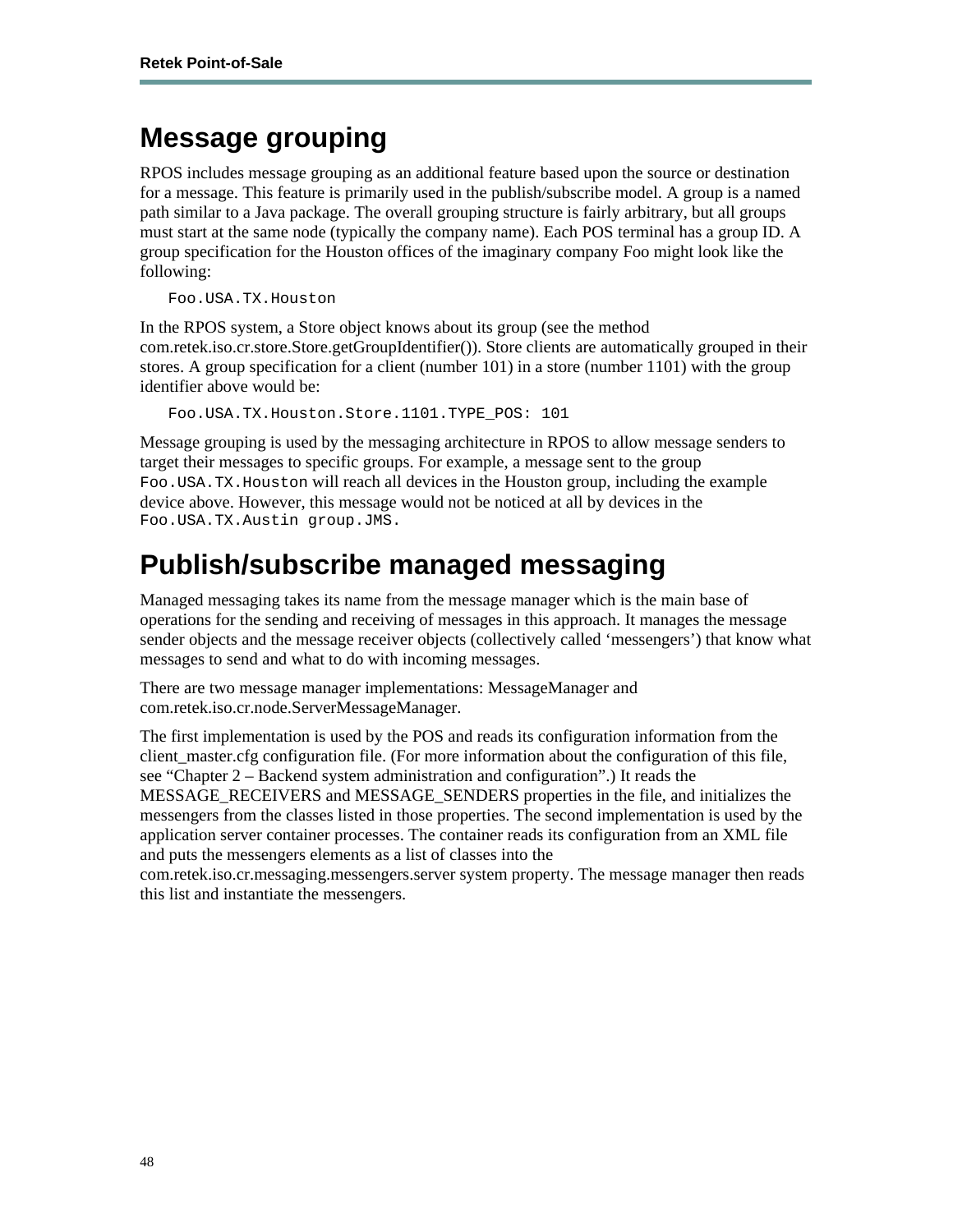# Message grouping

RPOS includes message grouping as an additional feature based upon the source or destination for a message. This feature is primarily used in the publish/subscribe model. A group is a named path similar to a Java package. The overall grouping structure is fairly arbitrary, but all groups must start at the same node (typically the company name). Each POS terminal has a group ID. A group specification for the Houston offices of the imaginary company Foo might look like the following:

```
Foo.USA.TX.Houston
```

In the RPOS system, a Store object knows about its group (see the method com.retek.iso.cr.store.Store.getGroupIdentifier()). Store clients are automatically grouped in their stores. A group specification for a client (number 101) in a store (number 1101) with the group identifier above would be:

```
Foo.USA.TX.Houston.Store.1101.TYPE_POS: 101
```

Message grouping is used by the messaging architecture in RPOS to allow message senders to target their messages to specific groups. For example, a message sent to the group `Foo.USA.TX.Houston` will reach all devices in the Houston group, including the example device above. However, this message would not be noticed at all by devices in the `Foo.USA.TX.Austin group.JMS.`

# Publish/subscribe managed messaging

Managed messaging takes its name from the message manager which is the main base of operations for the sending and receiving of messages in this approach. It manages the message sender objects and the message receiver objects (collectively called 'messengers') that know what messages to send and what to do with incoming messages.

There are two message manager implementations: MessageManager and com.retek.iso.cr.node.ServerMessageManager.

The first implementation is used by the POS and reads its configuration information from the client_master.cfg configuration file. (For more information about the configuration of this file, see "Chapter 2 – Backend system administration and configuration".) It reads the MESSAGE_RECEIVERS and MESSAGE_SENDERS properties in the file, and initializes the messengers from the classes listed in those properties. The second implementation is used by the application server container processes. The container reads its configuration from an XML file and puts the messengers elements as a list of classes into the com.retek.iso.cr.messaging.messengers.server system property. The message manager then reads this list and instantiate the messengers.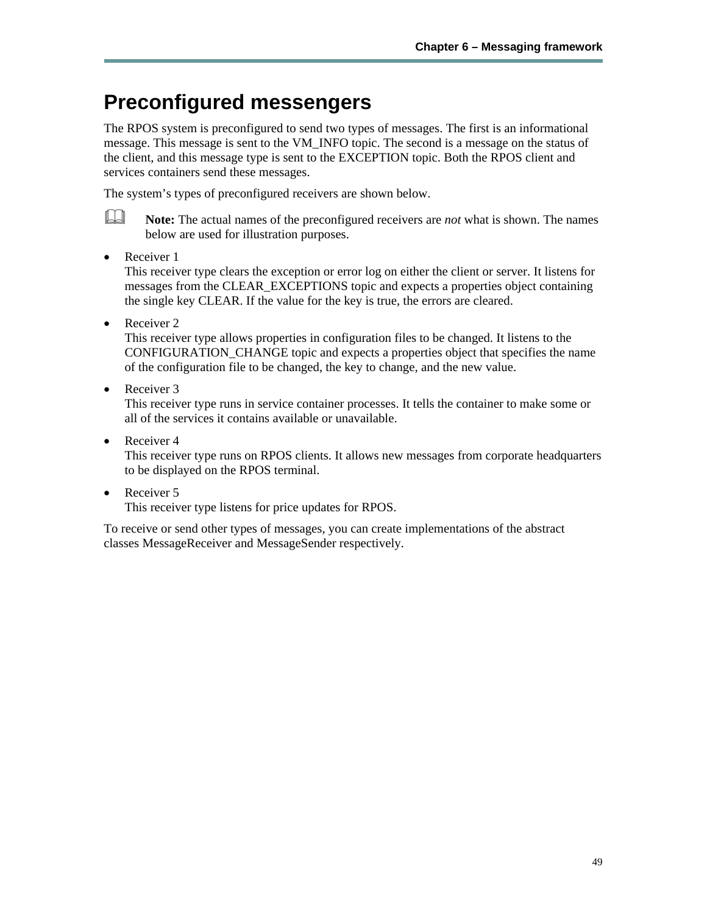# Preconfigured messengers

The RPOS system is preconfigured to send two types of messages. The first is an informational message. This message is sent to the VM_INFO topic. The second is a message on the status of the client, and this message type is sent to the EXCEPTION topic. Both the RPOS client and services containers send these messages.

The system's types of preconfigured receivers are shown below.

> **Note:** The actual names of the preconfigured receivers are *not* what is shown. The names below are used for illustration purposes.

- Receiver 1
  This receiver type clears the exception or error log on either the client or server. It listens for messages from the CLEAR_EXCEPTIONS topic and expects a properties object containing the single key CLEAR. If the value for the key is true, the errors are cleared.

- Receiver 2
  This receiver type allows properties in configuration files to be changed. It listens to the CONFIGURATION_CHANGE topic and expects a properties object that specifies the name of the configuration file to be changed, the key to change, and the new value.

- Receiver 3
  This receiver type runs in service container processes. It tells the container to make some or all of the services it contains available or unavailable.

- Receiver 4
  This receiver type runs on RPOS clients. It allows new messages from corporate headquarters to be displayed on the RPOS terminal.

- Receiver 5
  This receiver type listens for price updates for RPOS.

To receive or send other types of messages, you can create implementations of the abstract classes MessageReceiver and MessageSender respectively.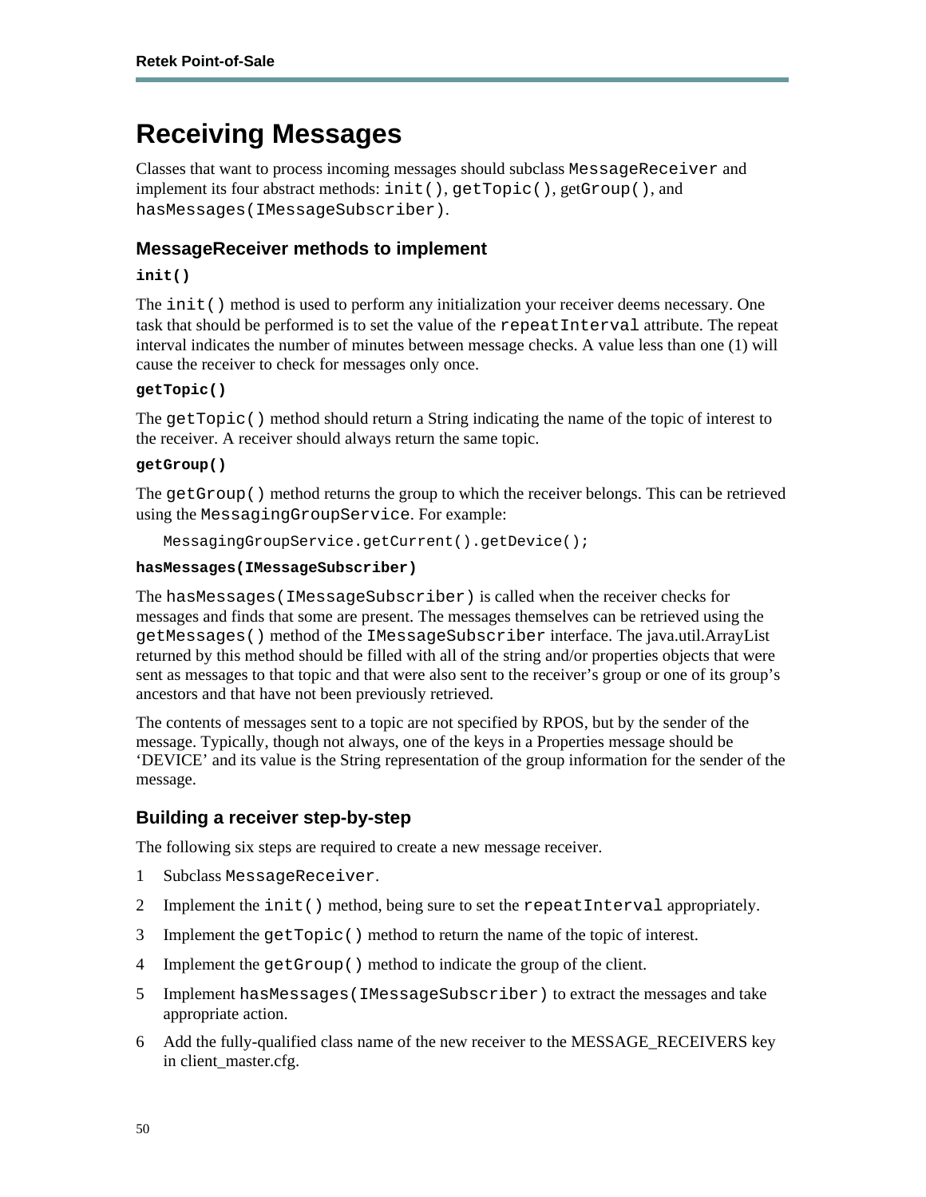# Receiving Messages

Classes that want to process incoming messages should subclass `MessageReceiver` and implement its four abstract methods: `init()`, `getTopic()`, get`Group()`, and `hasMessages(IMessageSubscriber)`.

## MessageReceiver methods to implement

### init()

The `init()` method is used to perform any initialization your receiver deems necessary. One task that should be performed is to set the value of the `repeatInterval` attribute. The repeat interval indicates the number of minutes between message checks. A value less than one (1) will cause the receiver to check for messages only once.

### getTopic()

The `getTopic()` method should return a String indicating the name of the topic of interest to the receiver. A receiver should always return the same topic.

### getGroup()

The `getGroup()` method returns the group to which the receiver belongs. This can be retrieved using the `MessagingGroupService`. For example:

```
MessagingGroupService.getCurrent().getDevice();
```

### hasMessages(IMessageSubscriber)

The `hasMessages(IMessageSubscriber)` is called when the receiver checks for messages and finds that some are present. The messages themselves can be retrieved using the `getMessages()` method of the `IMessageSubscriber` interface. The java.util.ArrayList returned by this method should be filled with all of the string and/or properties objects that were sent as messages to that topic and that were also sent to the receiver's group or one of its group's ancestors and that have not been previously retrieved.

The contents of messages sent to a topic are not specified by RPOS, but by the sender of the message. Typically, though not always, one of the keys in a Properties message should be 'DEVICE' and its value is the String representation of the group information for the sender of the message.

## Building a receiver step-by-step

The following six steps are required to create a new message receiver.

1. Subclass `MessageReceiver`.
2. Implement the `init()` method, being sure to set the `repeatInterval` appropriately.
3. Implement the `getTopic()` method to return the name of the topic of interest.
4. Implement the `getGroup()` method to indicate the group of the client.
5. Implement `hasMessages(IMessageSubscriber)` to extract the messages and take appropriate action.
6. Add the fully-qualified class name of the new receiver to the MESSAGE_RECEIVERS key in client_master.cfg.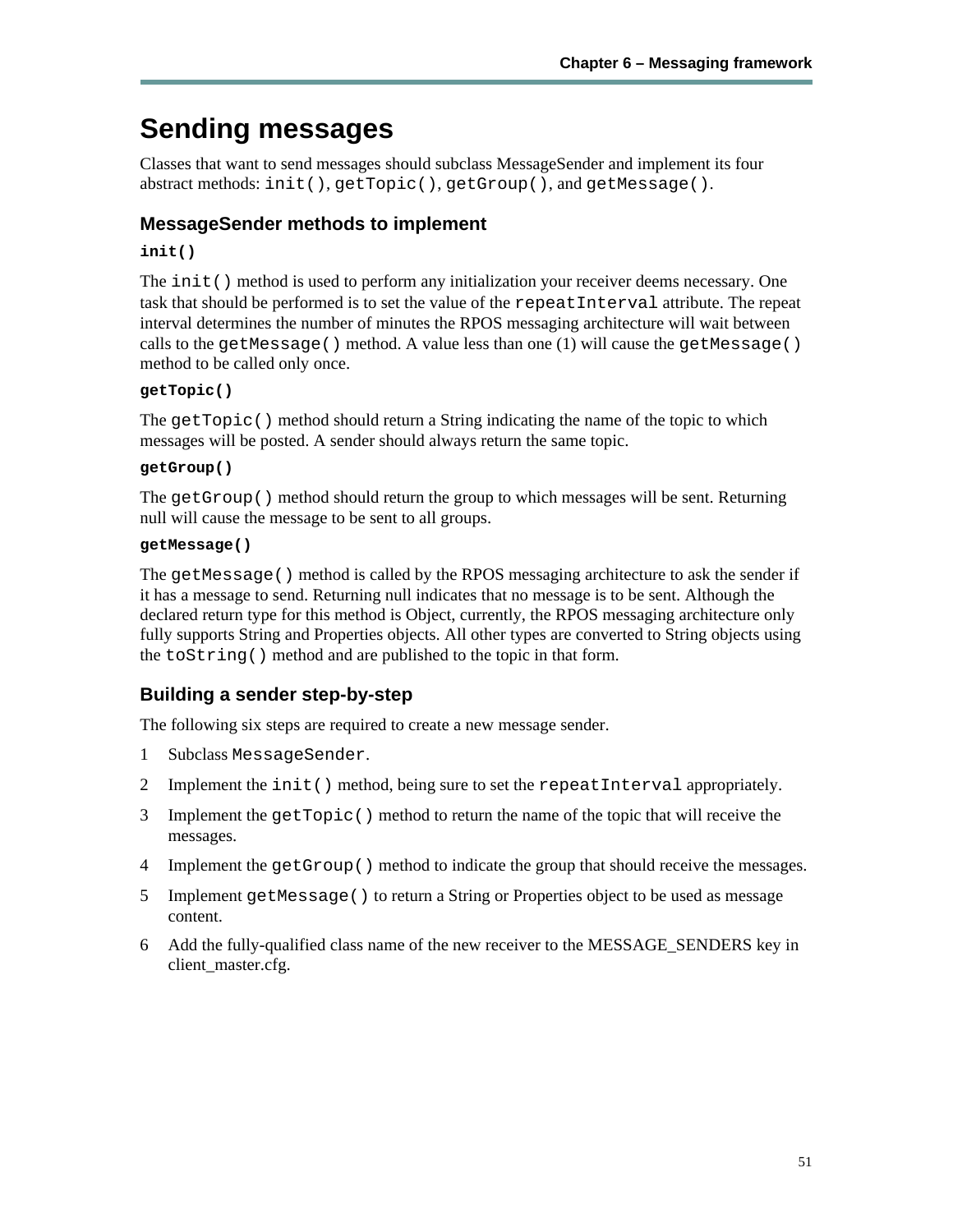# Sending messages

Classes that want to send messages should subclass MessageSender and implement its four abstract methods: `init()`, `getTopic()`, `getGroup()`, and `getMessage()`.

## MessageSender methods to implement

### init()

The `init()` method is used to perform any initialization your receiver deems necessary. One task that should be performed is to set the value of the `repeatInterval` attribute. The repeat interval determines the number of minutes the RPOS messaging architecture will wait between calls to the `getMessage()` method. A value less than one (1) will cause the `getMessage()` method to be called only once.

### getTopic()

The `getTopic()` method should return a String indicating the name of the topic to which messages will be posted. A sender should always return the same topic.

### getGroup()

The `getGroup()` method should return the group to which messages will be sent. Returning null will cause the message to be sent to all groups.

### getMessage()

The `getMessage()` method is called by the RPOS messaging architecture to ask the sender if it has a message to send. Returning null indicates that no message is to be sent. Although the declared return type for this method is Object, currently, the RPOS messaging architecture only fully supports String and Properties objects. All other types are converted to String objects using the `toString()` method and are published to the topic in that form.

## Building a sender step-by-step

The following six steps are required to create a new message sender.

1. Subclass `MessageSender`.
2. Implement the `init()` method, being sure to set the `repeatInterval` appropriately.
3. Implement the `getTopic()` method to return the name of the topic that will receive the messages.
4. Implement the `getGroup()` method to indicate the group that should receive the messages.
5. Implement `getMessage()` to return a String or Properties object to be used as message content.
6. Add the fully-qualified class name of the new receiver to the MESSAGE_SENDERS key in client_master.cfg.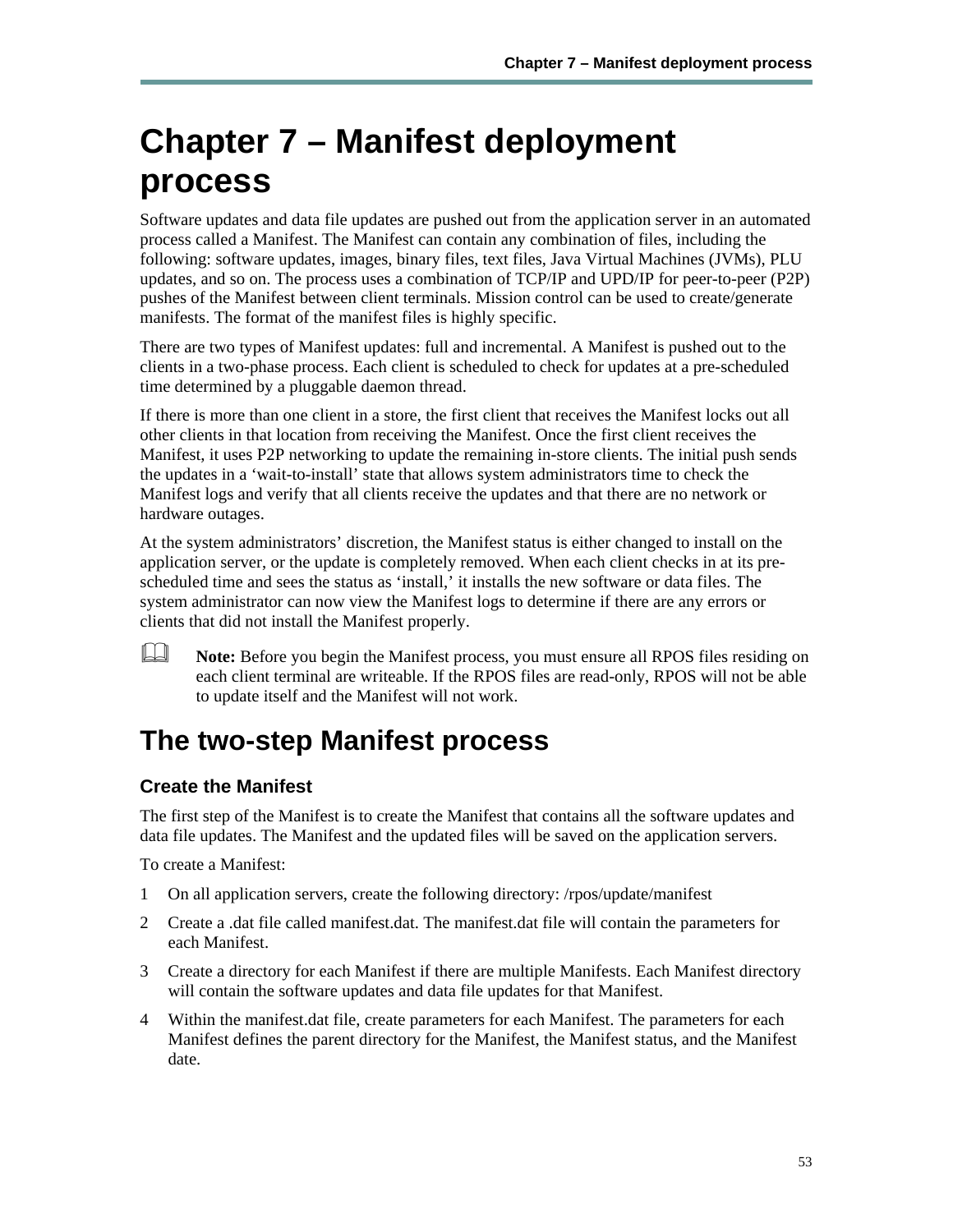# Chapter 7 – Manifest deployment process

Software updates and data file updates are pushed out from the application server in an automated process called a Manifest. The Manifest can contain any combination of files, including the following: software updates, images, binary files, text files, Java Virtual Machines (JVMs), PLU updates, and so on. The process uses a combination of TCP/IP and UPD/IP for peer-to-peer (P2P) pushes of the Manifest between client terminals. Mission control can be used to create/generate manifests. The format of the manifest files is highly specific.

There are two types of Manifest updates: full and incremental. A Manifest is pushed out to the clients in a two-phase process. Each client is scheduled to check for updates at a pre-scheduled time determined by a pluggable daemon thread.

If there is more than one client in a store, the first client that receives the Manifest locks out all other clients in that location from receiving the Manifest. Once the first client receives the Manifest, it uses P2P networking to update the remaining in-store clients. The initial push sends the updates in a 'wait-to-install' state that allows system administrators time to check the Manifest logs and verify that all clients receive the updates and that there are no network or hardware outages.

At the system administrators' discretion, the Manifest status is either changed to install on the application server, or the update is completely removed. When each client checks in at its pre-scheduled time and sees the status as 'install,' it installs the new software or data files. The system administrator can now view the Manifest logs to determine if there are any errors or clients that did not install the Manifest properly.

**Note:** Before you begin the Manifest process, you must ensure all RPOS files residing on each client terminal are writeable. If the RPOS files are read-only, RPOS will not be able to update itself and the Manifest will not work.

## The two-step Manifest process

### Create the Manifest

The first step of the Manifest is to create the Manifest that contains all the software updates and data file updates. The Manifest and the updated files will be saved on the application servers.

To create a Manifest:

1. On all application servers, create the following directory: /rpos/update/manifest
2. Create a .dat file called manifest.dat. The manifest.dat file will contain the parameters for each Manifest.
3. Create a directory for each Manifest if there are multiple Manifests. Each Manifest directory will contain the software updates and data file updates for that Manifest.
4. Within the manifest.dat file, create parameters for each Manifest. The parameters for each Manifest defines the parent directory for the Manifest, the Manifest status, and the Manifest date.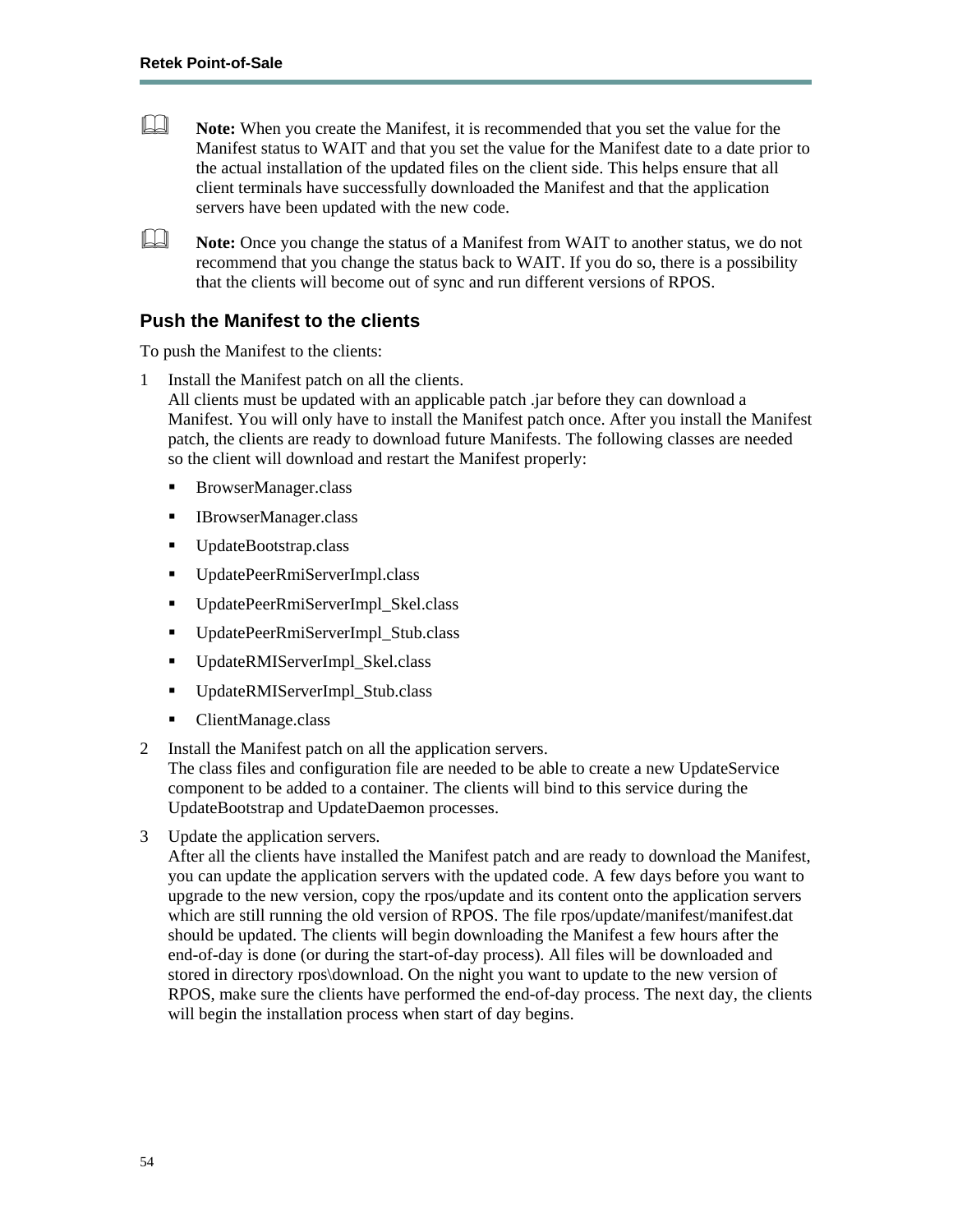**Note:** When you create the Manifest, it is recommended that you set the value for the Manifest status to WAIT and that you set the value for the Manifest date to a date prior to the actual installation of the updated files on the client side. This helps ensure that all client terminals have successfully downloaded the Manifest and that the application servers have been updated with the new code.

**Note:** Once you change the status of a Manifest from WAIT to another status, we do not recommend that you change the status back to WAIT. If you do so, there is a possibility that the clients will become out of sync and run different versions of RPOS.

### Push the Manifest to the clients

To push the Manifest to the clients:

1. Install the Manifest patch on all the clients.
   All clients must be updated with an applicable patch .jar before they can download a Manifest. You will only have to install the Manifest patch once. After you install the Manifest patch, the clients are ready to download future Manifests. The following classes are needed so the client will download and restart the Manifest properly:
   - BrowserManager.class
   - IBrowserManager.class
   - UpdateBootstrap.class
   - UpdatePeerRmiServerImpl.class
   - UpdatePeerRmiServerImpl_Skel.class
   - UpdatePeerRmiServerImpl_Stub.class
   - UpdateRMIServerImpl_Skel.class
   - UpdateRMIServerImpl_Stub.class
   - ClientManage.class
2. Install the Manifest patch on all the application servers.
   The class files and configuration file are needed to be able to create a new UpdateService component to be added to a container. The clients will bind to this service during the UpdateBootstrap and UpdateDaemon processes.
3. Update the application servers.
   After all the clients have installed the Manifest patch and are ready to download the Manifest, you can update the application servers with the updated code. A few days before you want to upgrade to the new version, copy the rpos/update and its content onto the application servers which are still running the old version of RPOS. The file rpos/update/manifest/manifest.dat should be updated. The clients will begin downloading the Manifest a few hours after the end-of-day is done (or during the start-of-day process). All files will be downloaded and stored in directory rpos\download. On the night you want to update to the new version of RPOS, make sure the clients have performed the end-of-day process. The next day, the clients will begin the installation process when start of day begins.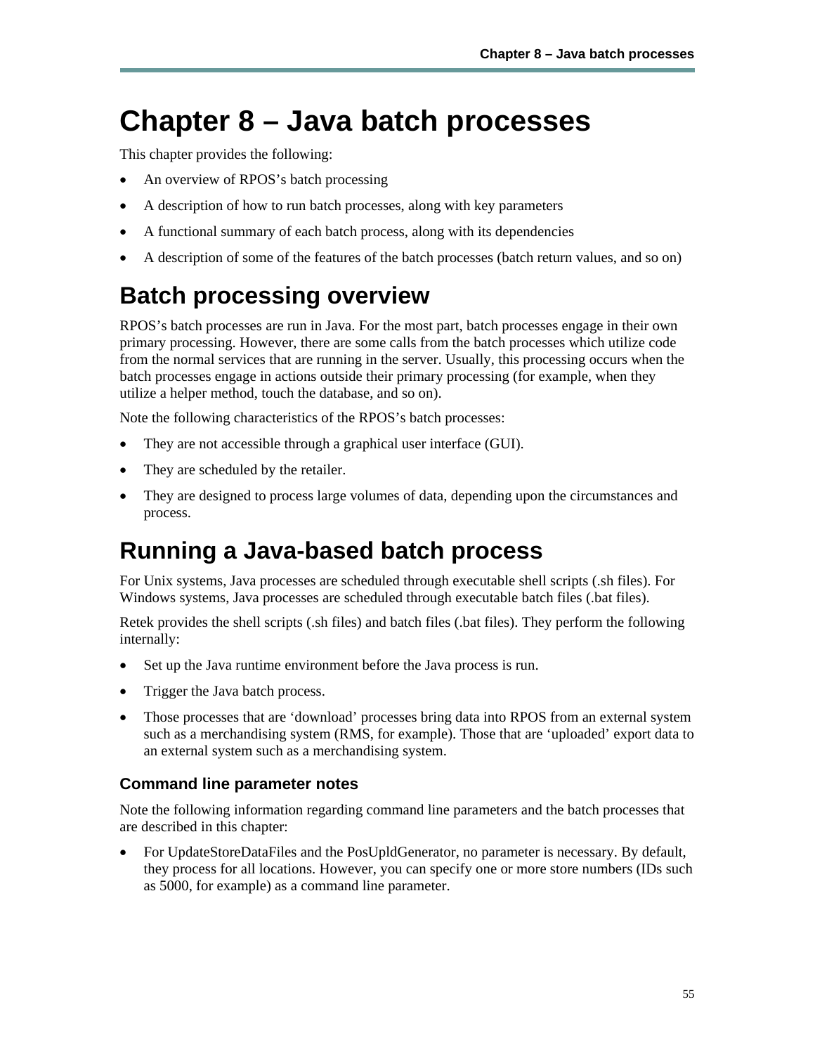# Chapter 8 – Java batch processes

This chapter provides the following:

- An overview of RPOS's batch processing
- A description of how to run batch processes, along with key parameters
- A functional summary of each batch process, along with its dependencies
- A description of some of the features of the batch processes (batch return values, and so on)

# Batch processing overview

RPOS's batch processes are run in Java. For the most part, batch processes engage in their own primary processing. However, there are some calls from the batch processes which utilize code from the normal services that are running in the server. Usually, this processing occurs when the batch processes engage in actions outside their primary processing (for example, when they utilize a helper method, touch the database, and so on).

Note the following characteristics of the RPOS's batch processes:

- They are not accessible through a graphical user interface (GUI).
- They are scheduled by the retailer.
- They are designed to process large volumes of data, depending upon the circumstances and process.

# Running a Java-based batch process

For Unix systems, Java processes are scheduled through executable shell scripts (.sh files). For Windows systems, Java processes are scheduled through executable batch files (.bat files).

Retek provides the shell scripts (.sh files) and batch files (.bat files). They perform the following internally:

- Set up the Java runtime environment before the Java process is run.
- Trigger the Java batch process.
- Those processes that are 'download' processes bring data into RPOS from an external system such as a merchandising system (RMS, for example). Those that are 'uploaded' export data to an external system such as a merchandising system.

### Command line parameter notes

Note the following information regarding command line parameters and the batch processes that are described in this chapter:

- For UpdateStoreDataFiles and the PosUpldGenerator, no parameter is necessary. By default, they process for all locations. However, you can specify one or more store numbers (IDs such as 5000, for example) as a command line parameter.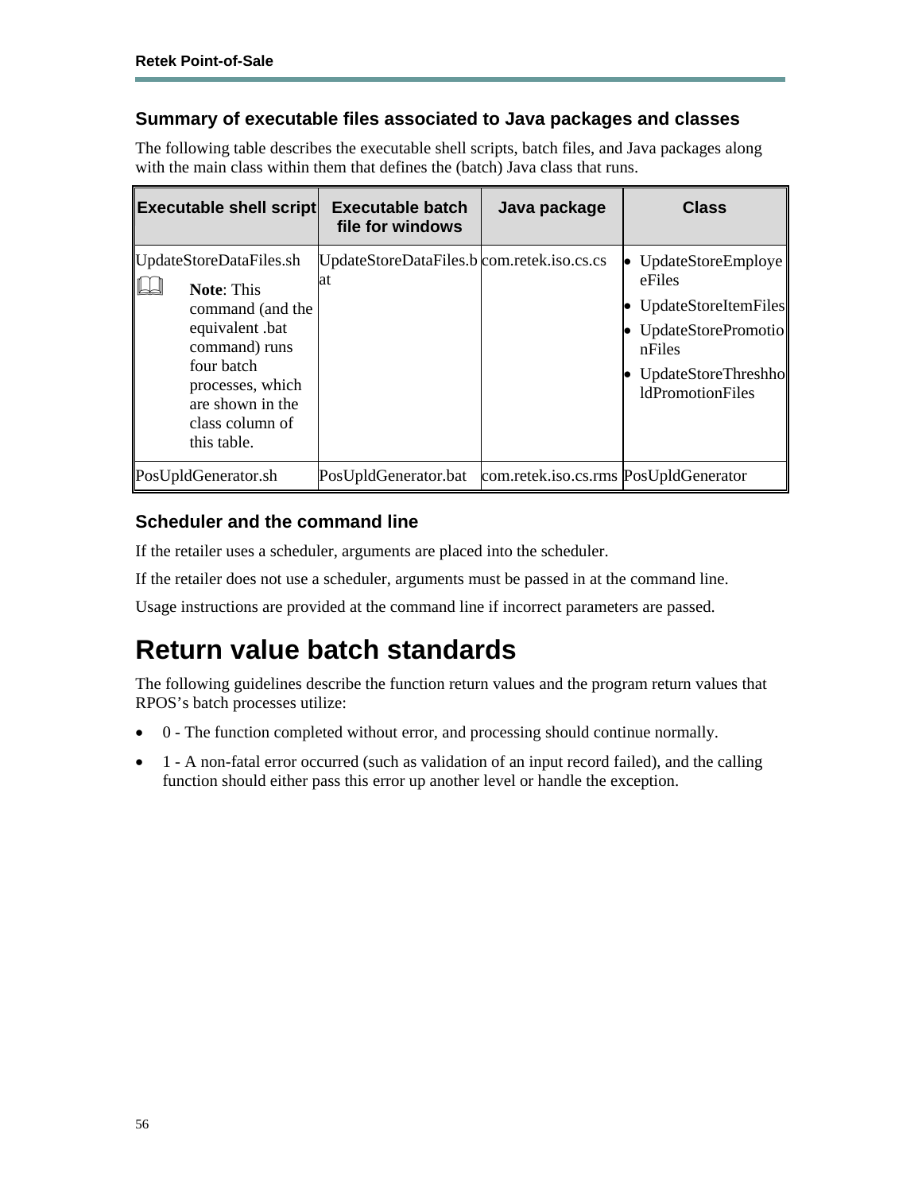### Summary of executable files associated to Java packages and classes

The following table describes the executable shell scripts, batch files, and Java packages along with the main class within them that defines the (batch) Java class that runs.

| Executable shell script | Executable batch file for windows | Java package | Class |
| --- | --- | --- | --- |
| UpdateStoreDataFiles.sh<br><br>**Note**: This command (and the equivalent .bat command) runs four batch processes, which are shown in the class column of this table. | UpdateStoreDataFiles.bat | com.retek.iso.cs.cs | • UpdateStoreEmployeeFiles<br>• UpdateStoreItemFiles<br>• UpdateStorePromotionFiles<br>• UpdateStoreThreshholdPromotionFiles |
| PosUpldGenerator.sh | PosUpldGenerator.bat | com.retek.iso.cs.rms | PosUpldGenerator |

### Scheduler and the command line

If the retailer uses a scheduler, arguments are placed into the scheduler.

If the retailer does not use a scheduler, arguments must be passed in at the command line.

Usage instructions are provided at the command line if incorrect parameters are passed.

# Return value batch standards

The following guidelines describe the function return values and the program return values that RPOS's batch processes utilize:

- 0 - The function completed without error, and processing should continue normally.
- 1 - A non-fatal error occurred (such as validation of an input record failed), and the calling function should either pass this error up another level or handle the exception.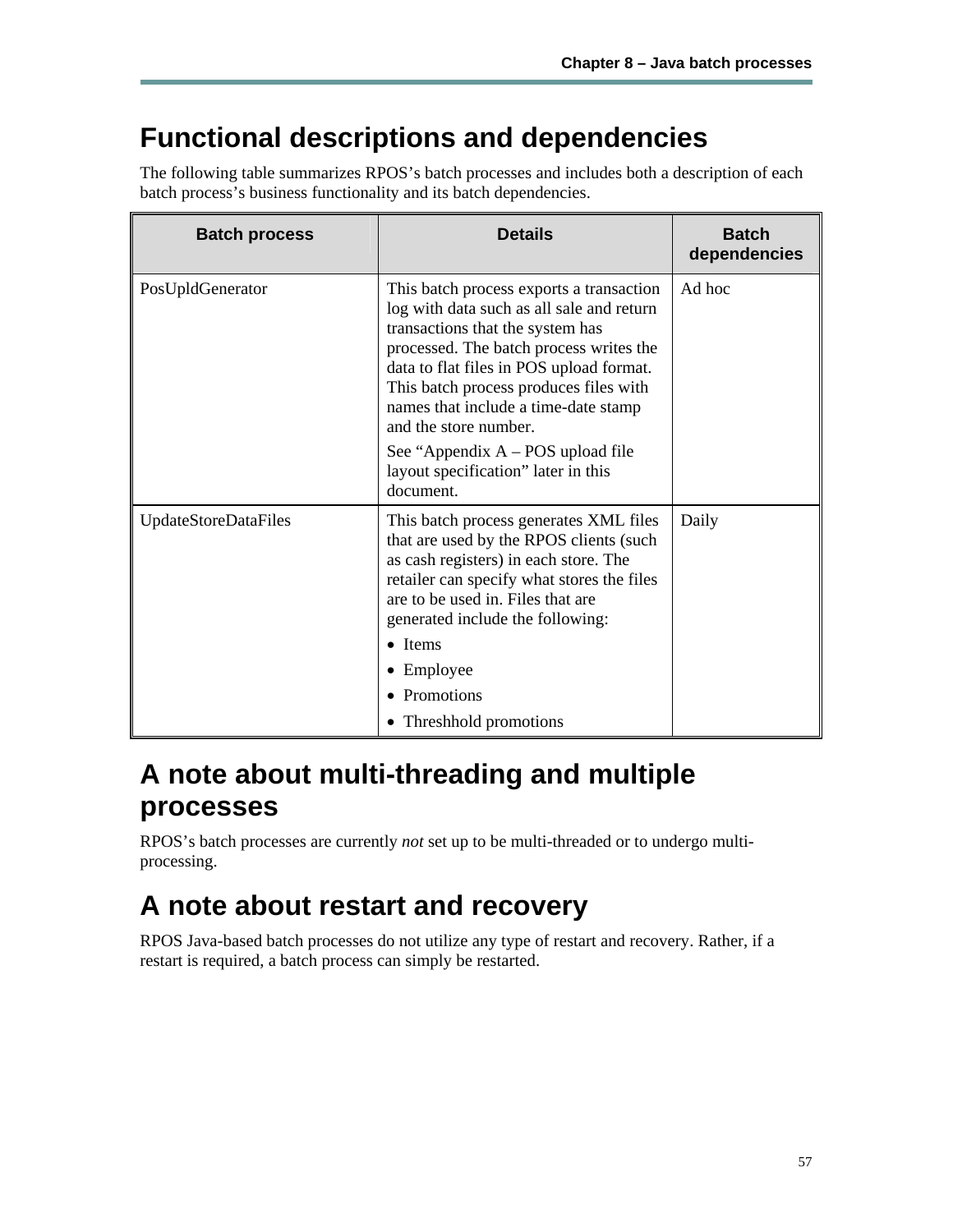# Functional descriptions and dependencies

The following table summarizes RPOS's batch processes and includes both a description of each batch process's business functionality and its batch dependencies.

| Batch process | Details | Batch dependencies |
|---|---|---|
| PosUpldGenerator | This batch process exports a transaction log with data such as all sale and return transactions that the system has processed. The batch process writes the data to flat files in POS upload format. This batch process produces files with names that include a time-date stamp and the store number.<br><br>See "Appendix A – POS upload file layout specification" later in this document. | Ad hoc |
| UpdateStoreDataFiles | This batch process generates XML files that are used by the RPOS clients (such as cash registers) in each store. The retailer can specify what stores the files are to be used in. Files that are generated include the following:<br>• Items<br>• Employee<br>• Promotions<br>• Threshhold promotions | Daily |

# A note about multi-threading and multiple processes

RPOS's batch processes are currently *not* set up to be multi-threaded or to undergo multi-processing.

# A note about restart and recovery

RPOS Java-based batch processes do not utilize any type of restart and recovery. Rather, if a restart is required, a batch process can simply be restarted.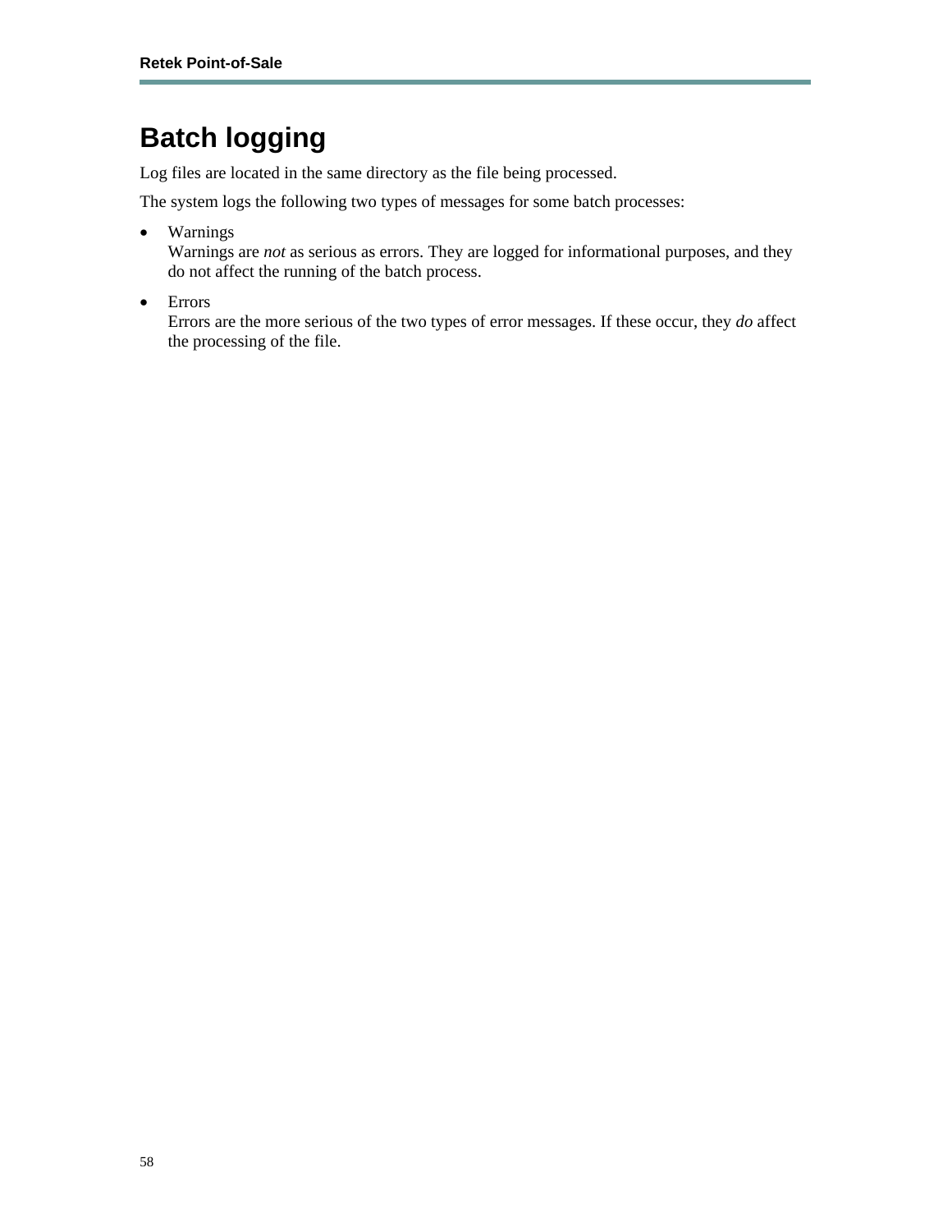# Batch logging

Log files are located in the same directory as the file being processed.

The system logs the following two types of messages for some batch processes:

- Warnings
  Warnings are *not* as serious as errors. They are logged for informational purposes, and they do not affect the running of the batch process.

- Errors
  Errors are the more serious of the two types of error messages. If these occur, they *do* affect the processing of the file.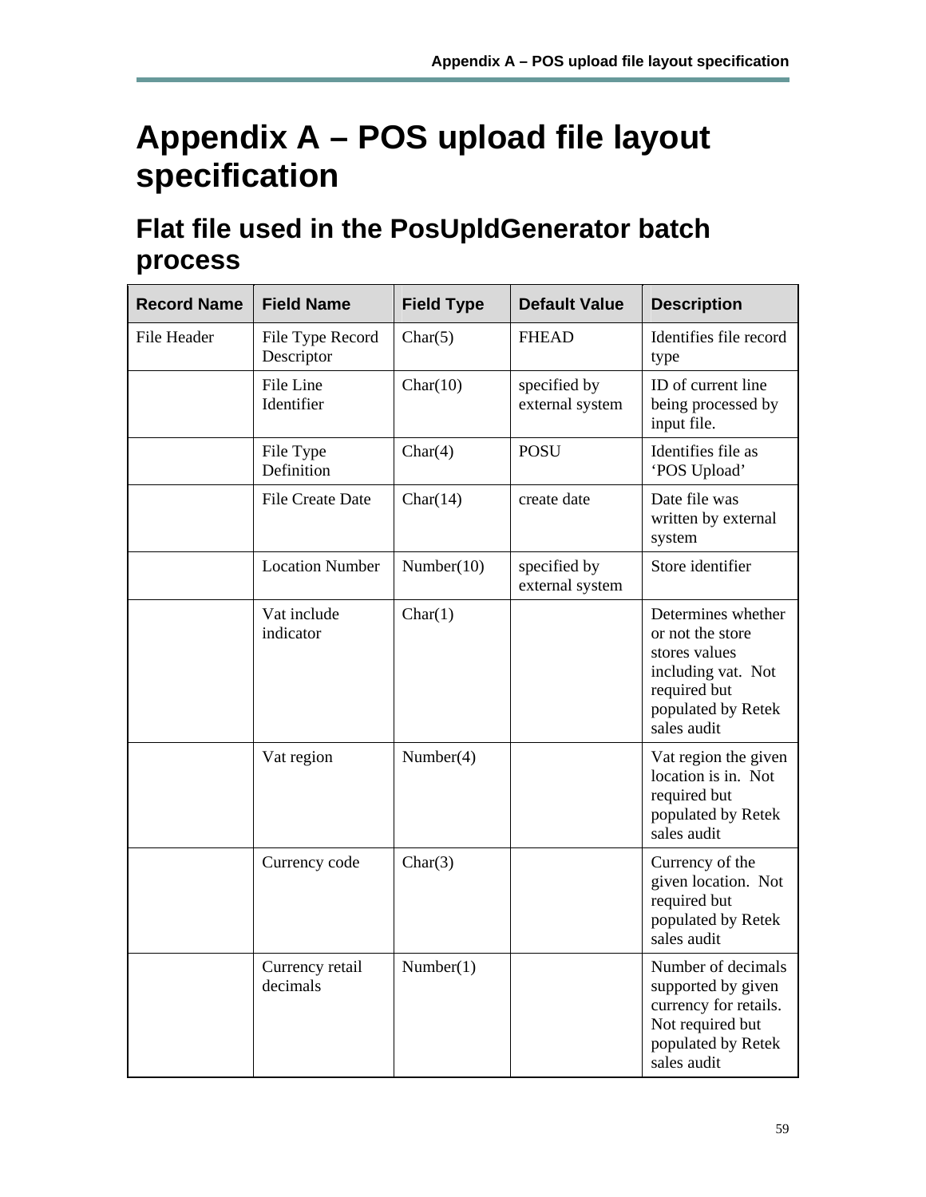# Appendix A – POS upload file layout specification

## Flat file used in the PosUpldGenerator batch process

| Record Name | Field Name | Field Type | Default Value | Description |
|---|---|---|---|---|
| File Header | File Type Record Descriptor | Char(5) | FHEAD | Identifies file record type |
| | File Line Identifier | Char(10) | specified by external system | ID of current line being processed by input file. |
| | File Type Definition | Char(4) | POSU | Identifies file as 'POS Upload' |
| | File Create Date | Char(14) | create date | Date file was written by external system |
| | Location Number | Number(10) | specified by external system | Store identifier |
| | Vat include indicator | Char(1) | | Determines whether or not the store stores values including vat. Not required but populated by Retek sales audit |
| | Vat region | Number(4) | | Vat region the given location is in. Not required but populated by Retek sales audit |
| | Currency code | Char(3) | | Currency of the given location. Not required but populated by Retek sales audit |
| | Currency retail decimals | Number(1) | | Number of decimals supported by given currency for retails. Not required but populated by Retek sales audit |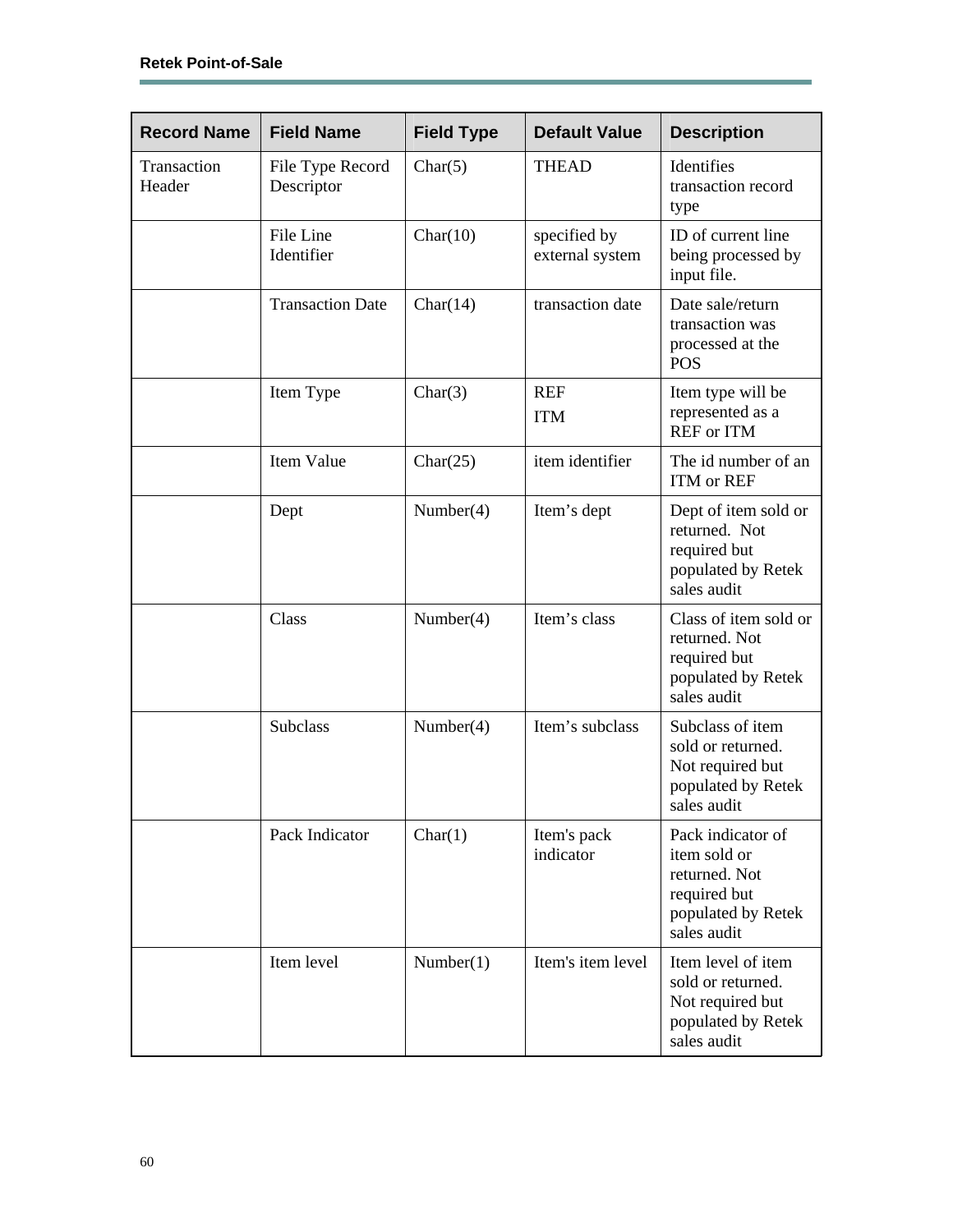| Record Name | Field Name | Field Type | Default Value | Description |
| --- | --- | --- | --- | --- |
| Transaction Header | File Type Record Descriptor | Char(5) | THEAD | Identifies transaction record type |
| | File Line Identifier | Char(10) | specified by external system | ID of current line being processed by input file. |
| | Transaction Date | Char(14) | transaction date | Date sale/return transaction was processed at the POS |
| | Item Type | Char(3) | REF<br>ITM | Item type will be represented as a REF or ITM |
| | Item Value | Char(25) | item identifier | The id number of an ITM or REF |
| | Dept | Number(4) | Item's dept | Dept of item sold or returned. Not required but populated by Retek sales audit |
| | Class | Number(4) | Item's class | Class of item sold or returned. Not required but populated by Retek sales audit |
| | Subclass | Number(4) | Item's subclass | Subclass of item sold or returned. Not required but populated by Retek sales audit |
| | Pack Indicator | Char(1) | Item's pack indicator | Pack indicator of item sold or returned. Not required but populated by Retek sales audit |
| | Item level | Number(1) | Item's item level | Item level of item sold or returned. Not required but populated by Retek sales audit |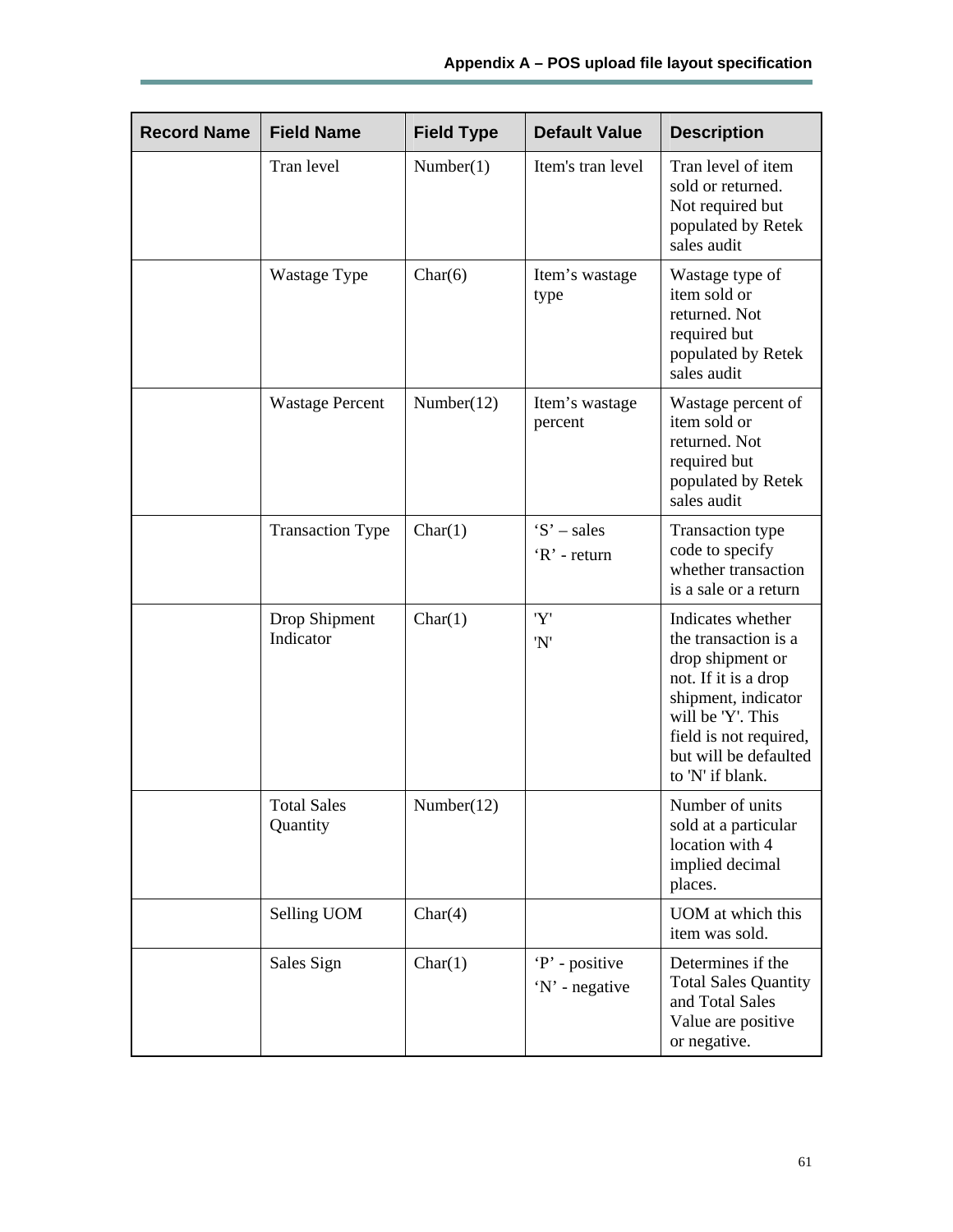| Record Name | Field Name | Field Type | Default Value | Description |
| --- | --- | --- | --- | --- |
| | Tran level | Number(1) | Item's tran level | Tran level of item sold or returned. Not required but populated by Retek sales audit |
| | Wastage Type | Char(6) | Item’s wastage type | Wastage type of item sold or returned. Not required but populated by Retek sales audit |
| | Wastage Percent | Number(12) | Item’s wastage percent | Wastage percent of item sold or returned. Not required but populated by Retek sales audit |
| | Transaction Type | Char(1) | ‘S’ – sales<br>‘R’ - return | Transaction type code to specify whether transaction is a sale or a return |
| | Drop Shipment Indicator | Char(1) | 'Y'<br>'N' | Indicates whether the transaction is a drop shipment or not. If it is a drop shipment, indicator will be 'Y'. This field is not required, but will be defaulted to 'N' if blank. |
| | Total Sales Quantity | Number(12) | | Number of units sold at a particular location with 4 implied decimal places. |
| | Selling UOM | Char(4) | | UOM at which this item was sold. |
| | Sales Sign | Char(1) | ‘P’ - positive<br>‘N’ - negative | Determines if the Total Sales Quantity and Total Sales Value are positive or negative. |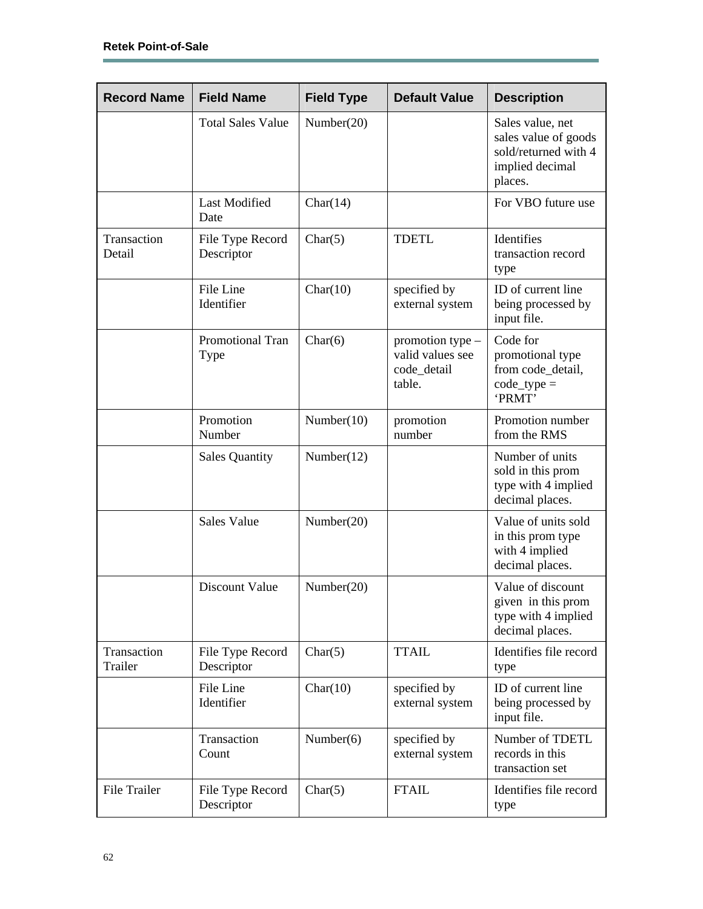| Record Name | Field Name | Field Type | Default Value | Description |
|---|---|---|---|---|
| | Total Sales Value | Number(20) | | Sales value, net sales value of goods sold/returned with 4 implied decimal places. |
| | Last Modified Date | Char(14) | | For VBO future use |
| Transaction Detail | File Type Record Descriptor | Char(5) | TDETL | Identifies transaction record type |
| | File Line Identifier | Char(10) | specified by external system | ID of current line being processed by input file. |
| | Promotional Tran Type | Char(6) | promotion type – valid values see code_detail table. | Code for promotional type from code_detail, code_type = 'PRMT' |
| | Promotion Number | Number(10) | promotion number | Promotion number from the RMS |
| | Sales Quantity | Number(12) | | Number of units sold in this prom type with 4 implied decimal places. |
| | Sales Value | Number(20) | | Value of units sold in this prom type with 4 implied decimal places. |
| | Discount Value | Number(20) | | Value of discount given in this prom type with 4 implied decimal places. |
| Transaction Trailer | File Type Record Descriptor | Char(5) | TTAIL | Identifies file record type |
| | File Line Identifier | Char(10) | specified by external system | ID of current line being processed by input file. |
| | Transaction Count | Number(6) | specified by external system | Number of TDETL records in this transaction set |
| File Trailer | File Type Record Descriptor | Char(5) | FTAIL | Identifies file record type |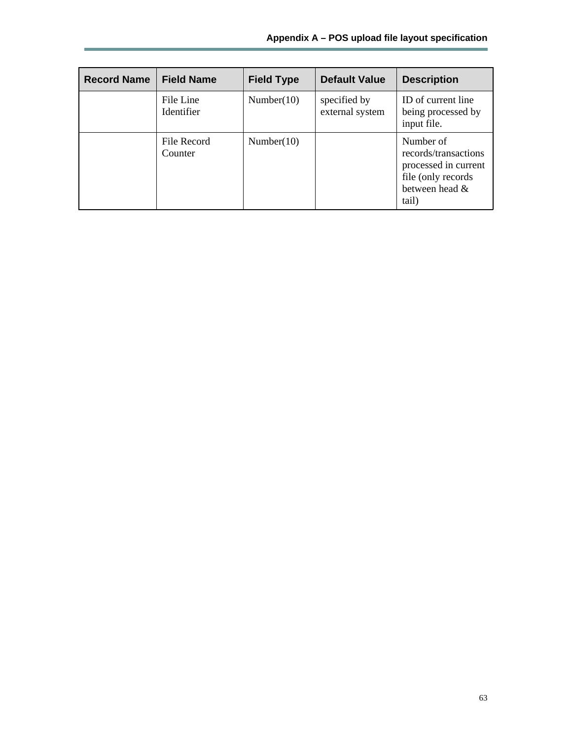| Record Name | Field Name | Field Type | Default Value | Description |
|---|---|---|---|---|
| | File Line Identifier | Number(10) | specified by external system | ID of current line being processed by input file. |
| | File Record Counter | Number(10) | | Number of records/transactions processed in current file (only records between head & tail) |